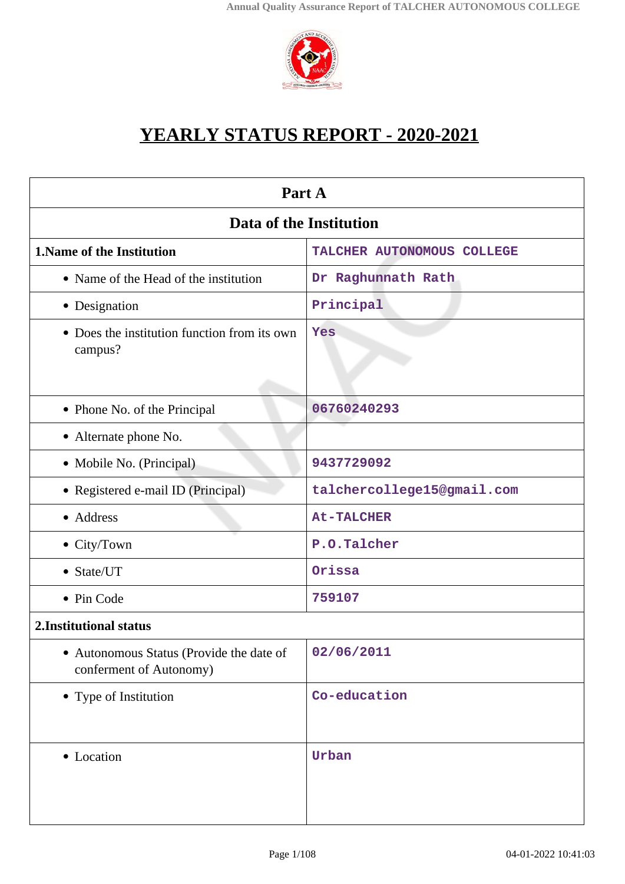# YEARLY STATUS REPORT - 2020-2021

| Part A | |
|---|---|
| **Data of the Institution** | |
| **1.Name of the Institution** | TALCHER AUTONOMOUS COLLEGE |
| • Name of the Head of the institution | Dr Raghunnath Rath |
| • Designation | Principal |
| • Does the institution function from its own campus? | Yes |
| • Phone No. of the Principal | 06760240293 |
| • Alternate phone No. | |
| • Mobile No. (Principal) | 9437729092 |
| • Registered e-mail ID (Principal) | talchercollege15@gmail.com |
| • Address | At-TALCHER |
| • City/Town | P.O.Talcher |
| • State/UT | Orissa |
| • Pin Code | 759107 |
| **2.Institutional status** | |
| • Autonomous Status (Provide the date of conferment of Autonomy) | 02/06/2011 |
| • Type of Institution | Co-education |
| • Location | Urban |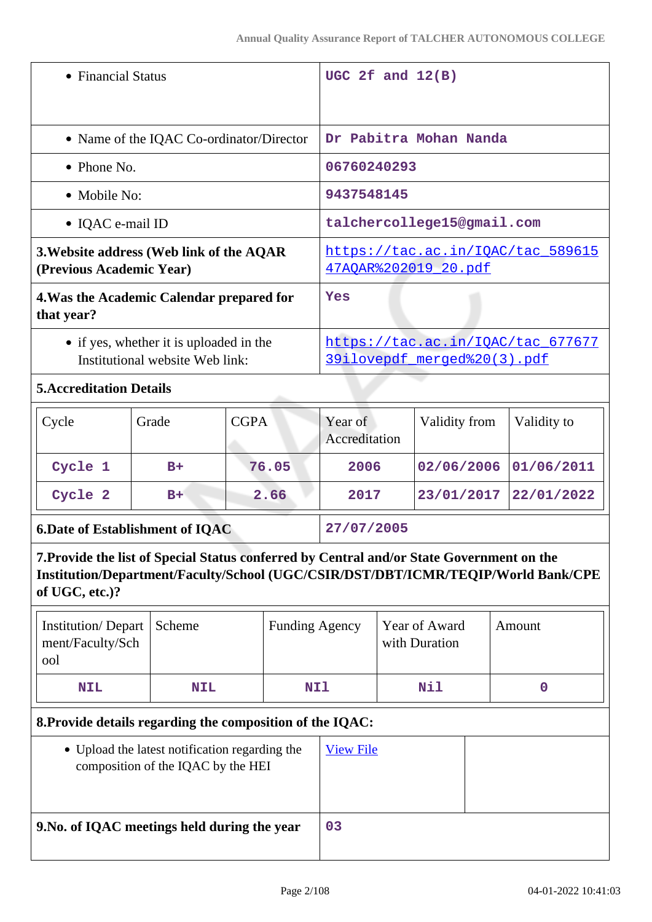| | |
|---|---|
| • Financial Status | UGC 2f and 12(B) |
| • Name of the IQAC Co-ordinator/Director | Dr Pabitra Mohan Nanda |
| • Phone No. | 06760240293 |
| • Mobile No: | 9437548145 |
| • IQAC e-mail ID | talchercollege15@gmail.com |
| **3.Website address (Web link of the AQAR (Previous Academic Year)** | https://tac.ac.in/IQAC/tac_58961547AQAR%202019_20.pdf |
| **4.Was the Academic Calendar prepared for that year?** | Yes |
| • if yes, whether it is uploaded in the Institutional website Web link: | https://tac.ac.in/IQAC/tac_67767739ilovepdf_merged%20(3).pdf |

**5.Accreditation Details**

| Cycle | Grade | CGPA | Year of Accreditation | Validity from | Validity to |
|---|---|---|---|---|---|
| Cycle 1 | B+ | 76.05 | 2006 | 02/06/2006 | 01/06/2011 |
| Cycle 2 | B+ | 2.66 | 2017 | 23/01/2017 | 22/01/2022 |

| | |
|---|---|
| **6.Date of Establishment of IQAC** | 27/07/2005 |

**7.Provide the list of Special Status conferred by Central and/or State Government on the Institution/Department/Faculty/School (UGC/CSIR/DST/DBT/ICMR/TEQIP/World Bank/CPE of UGC, etc.)?**

| Institution/ Department/Faculty/School | Scheme | Funding Agency | Year of Award with Duration | Amount |
|---|---|---|---|---|
| NIL | NIL | NIl | Nil | 0 |

**8.Provide details regarding the composition of the IQAC:**

| | | |
|---|---|---|
| • Upload the latest notification regarding the composition of the IQAC by the HEI | View File | |

| | |
|---|---|
| **9.No. of IQAC meetings held during the year** | 03 |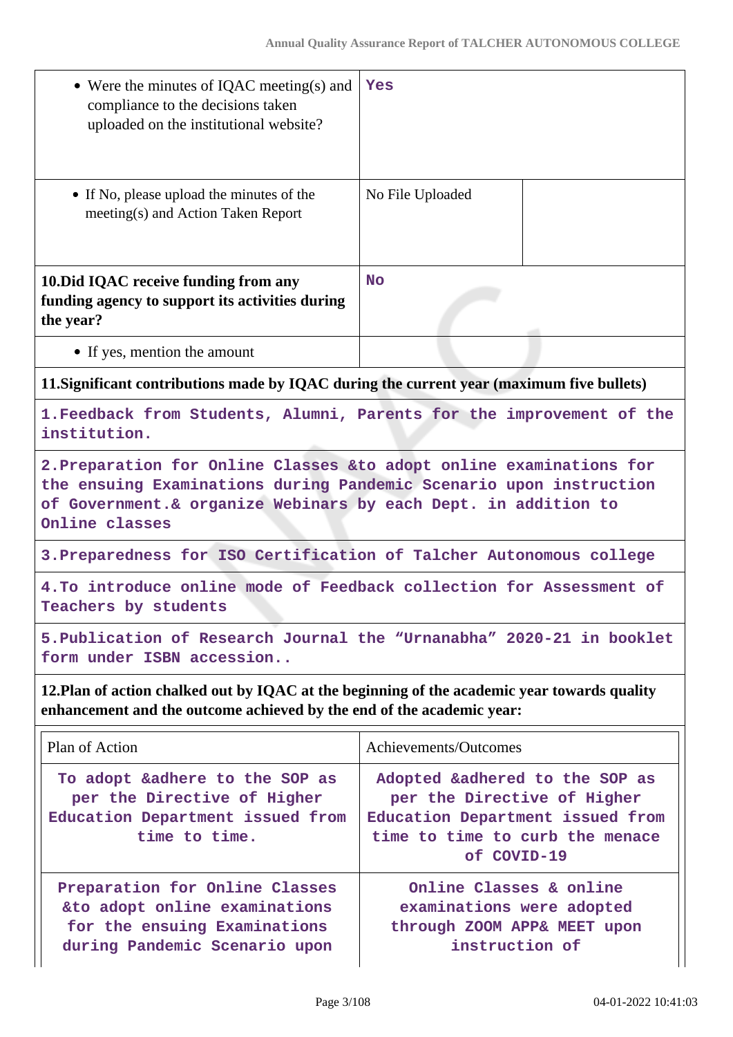| | |
|---|---|
| • Were the minutes of IQAC meeting(s) and compliance to the decisions taken uploaded on the institutional website? | Yes |
| • If No, please upload the minutes of the meeting(s) and Action Taken Report | No File Uploaded |
| **10.Did IQAC receive funding from any funding agency to support its activities during the year?** | No |
| • If yes, mention the amount | |

**11.Significant contributions made by IQAC during the current year (maximum five bullets)**

1.Feedback from Students, Alumni, Parents for the improvement of the institution.

2.Preparation for Online Classes &to adopt online examinations for the ensuing Examinations during Pandemic Scenario upon instruction of Government.& organize Webinars by each Dept. in addition to Online classes

3.Preparedness for ISO Certification of Talcher Autonomous college

4.To introduce online mode of Feedback collection for Assessment of Teachers by students

5.Publication of Research Journal the "Urnanabha" 2020-21 in booklet form under ISBN accession..

**12.Plan of action chalked out by IQAC at the beginning of the academic year towards quality enhancement and the outcome achieved by the end of the academic year:**

| Plan of Action | Achievements/Outcomes |
|---|---|
| To adopt &adhere to the SOP as per the Directive of Higher Education Department issued from time to time. | Adopted &adhered to the SOP as per the Directive of Higher Education Department issued from time to time to curb the menace of COVID-19 |
| Preparation for Online Classes &to adopt online examinations for the ensuing Examinations during Pandemic Scenario upon | Online Classes & online examinations were adopted through ZOOM APP& MEET upon instruction of |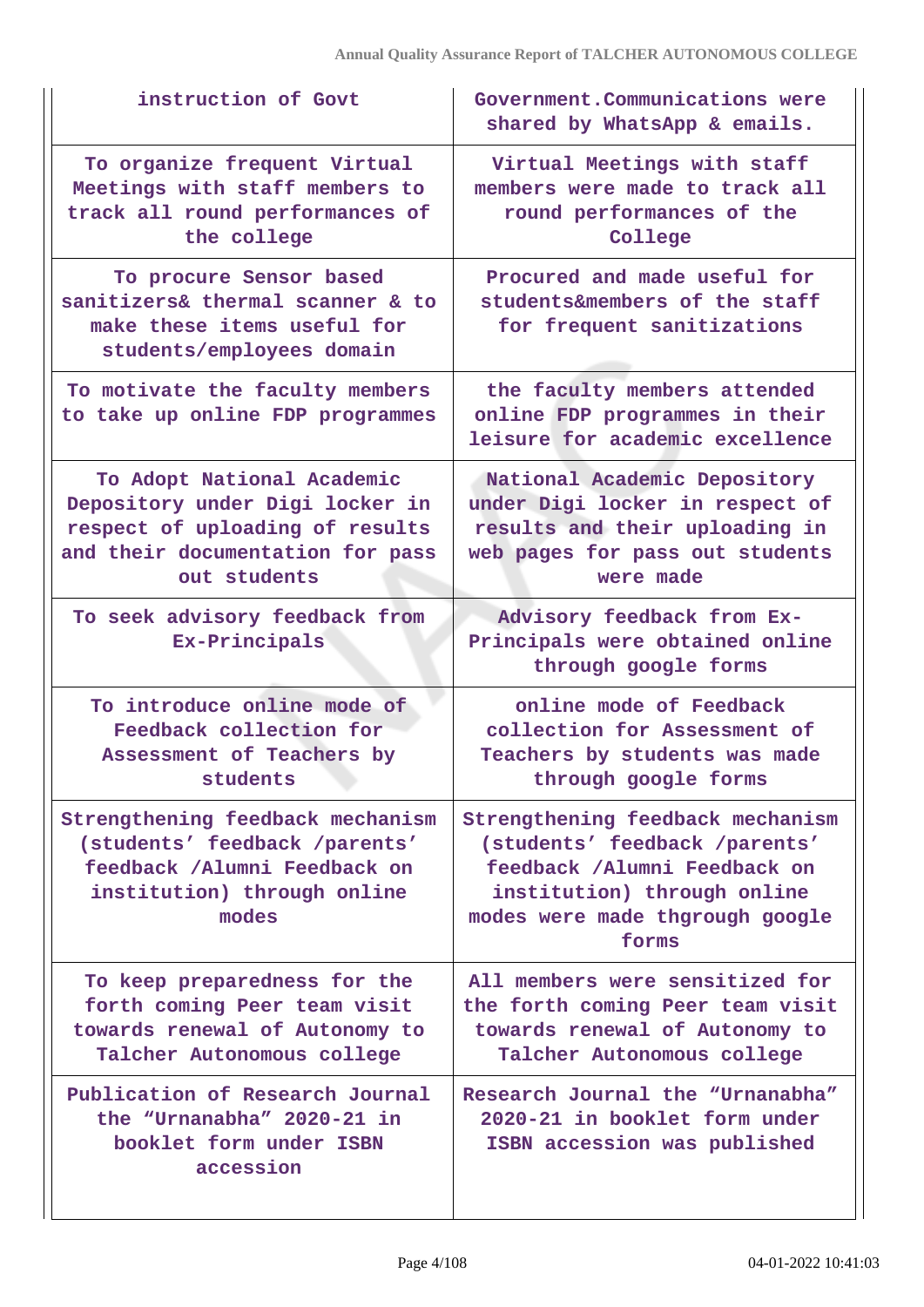| | |
|---|---|
| instruction of Govt | Government.Communications were shared by WhatsApp & emails. |
| To organize frequent Virtual Meetings with staff members to track all round performances of the college | Virtual Meetings with staff members were made to track all round performances of the College |
| To procure Sensor based sanitizers& thermal scanner & to make these items useful for students/employees domain | Procured and made useful for students&members of the staff for frequent sanitizations |
| To motivate the faculty members to take up online FDP programmes | the faculty members attended online FDP programmes in their leisure for academic excellence |
| To Adopt National Academic Depository under Digi locker in respect of uploading of results and their documentation for pass out students | National Academic Depository under Digi locker in respect of results and their uploading in web pages for pass out students were made |
| To seek advisory feedback from Ex-Principals | Advisory feedback from Ex-Principals were obtained online through google forms |
| To introduce online mode of Feedback collection for Assessment of Teachers by students | online mode of Feedback collection for Assessment of Teachers by students was made through google forms |
| Strengthening feedback mechanism (students' feedback /parents' feedback /Alumni Feedback on institution) through online modes | Strengthening feedback mechanism (students' feedback /parents' feedback /Alumni Feedback on institution) through online modes were made thgrough google forms |
| To keep preparedness for the forth coming Peer team visit towards renewal of Autonomy to Talcher Autonomous college | All members were sensitized for the forth coming Peer team visit towards renewal of Autonomy to Talcher Autonomous college |
| Publication of Research Journal the "Urnanabha" 2020-21 in booklet form under ISBN accession | Research Journal the "Urnanabha" 2020-21 in booklet form under ISBN accession was published |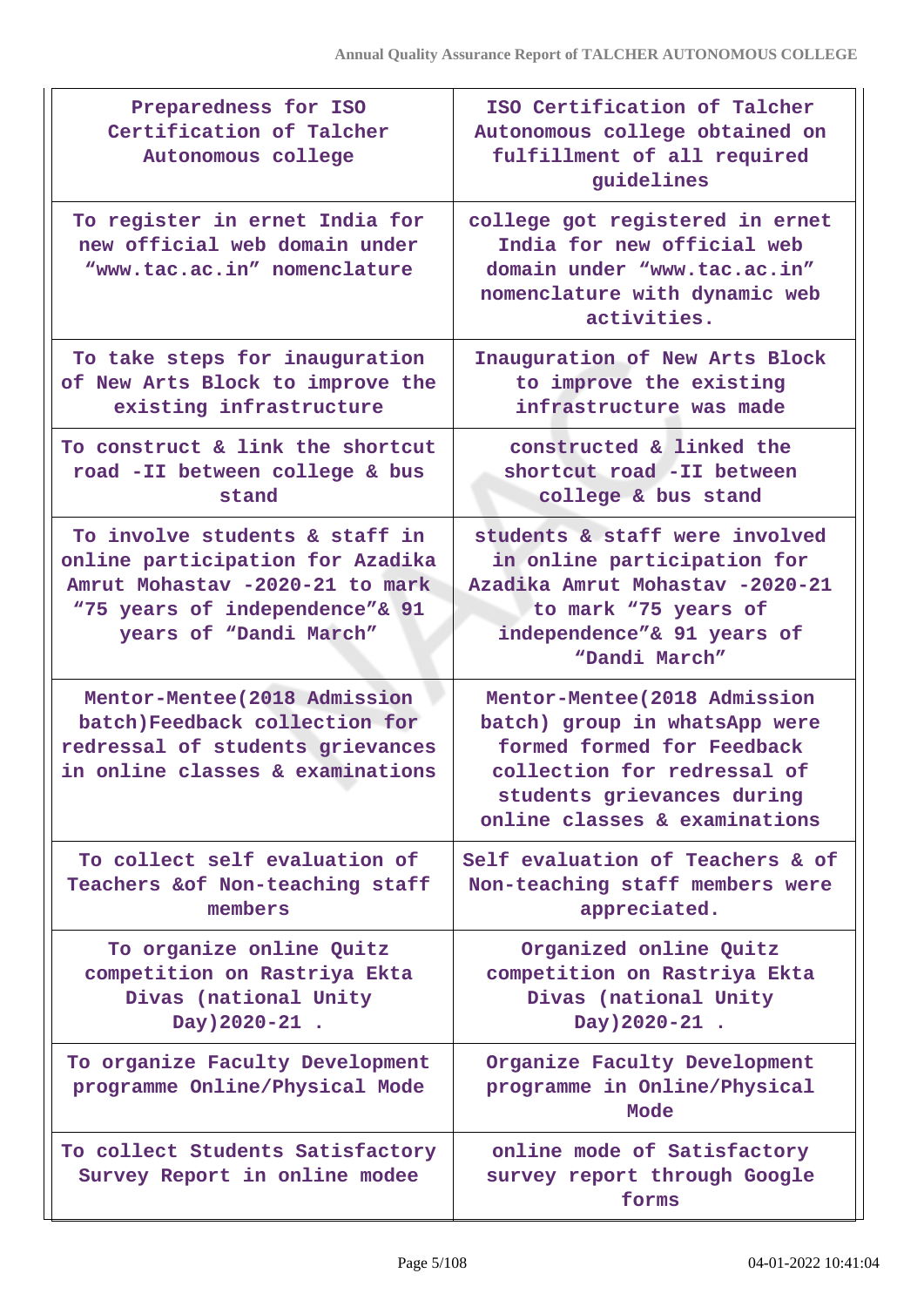| | |
|---|---|
| Preparedness for ISO Certification of Talcher Autonomous college | ISO Certification of Talcher Autonomous college obtained on fulfillment of all required guidelines |
| To register in ernet India for new official web domain under “www.tac.ac.in” nomenclature | college got registered in ernet India for new official web domain under “www.tac.ac.in” nomenclature with dynamic web activities. |
| To take steps for inauguration of New Arts Block to improve the existing infrastructure | Inauguration of New Arts Block to improve the existing infrastructure was made |
| To construct & link the shortcut road -II between college & bus stand | constructed & linked the shortcut road -II between college & bus stand |
| To involve students & staff in online participation for Azadika Amrut Mohastav -2020-21 to mark “75 years of independence”& 91 years of “Dandi March” | students & staff were involved in online participation for Azadika Amrut Mohastav -2020-21 to mark “75 years of independence”& 91 years of “Dandi March” |
| Mentor-Mentee(2018 Admission batch)Feedback collection for redressal of students grievances in online classes & examinations | Mentor-Mentee(2018 Admission batch) group in whatsApp were formed formed for Feedback collection for redressal of students grievances during online classes & examinations |
| To collect self evaluation of Teachers &of Non-teaching staff members | Self evaluation of Teachers & of Non-teaching staff members were appreciated. |
| To organize online Quitz competition on Rastriya Ekta Divas (national Unity Day)2020-21 . | Organized online Quitz competition on Rastriya Ekta Divas (national Unity Day)2020-21 . |
| To organize Faculty Development programme Online/Physical Mode | Organize Faculty Development programme in Online/Physical Mode |
| To collect Students Satisfactory Survey Report in online modee | online mode of Satisfactory survey report through Google forms |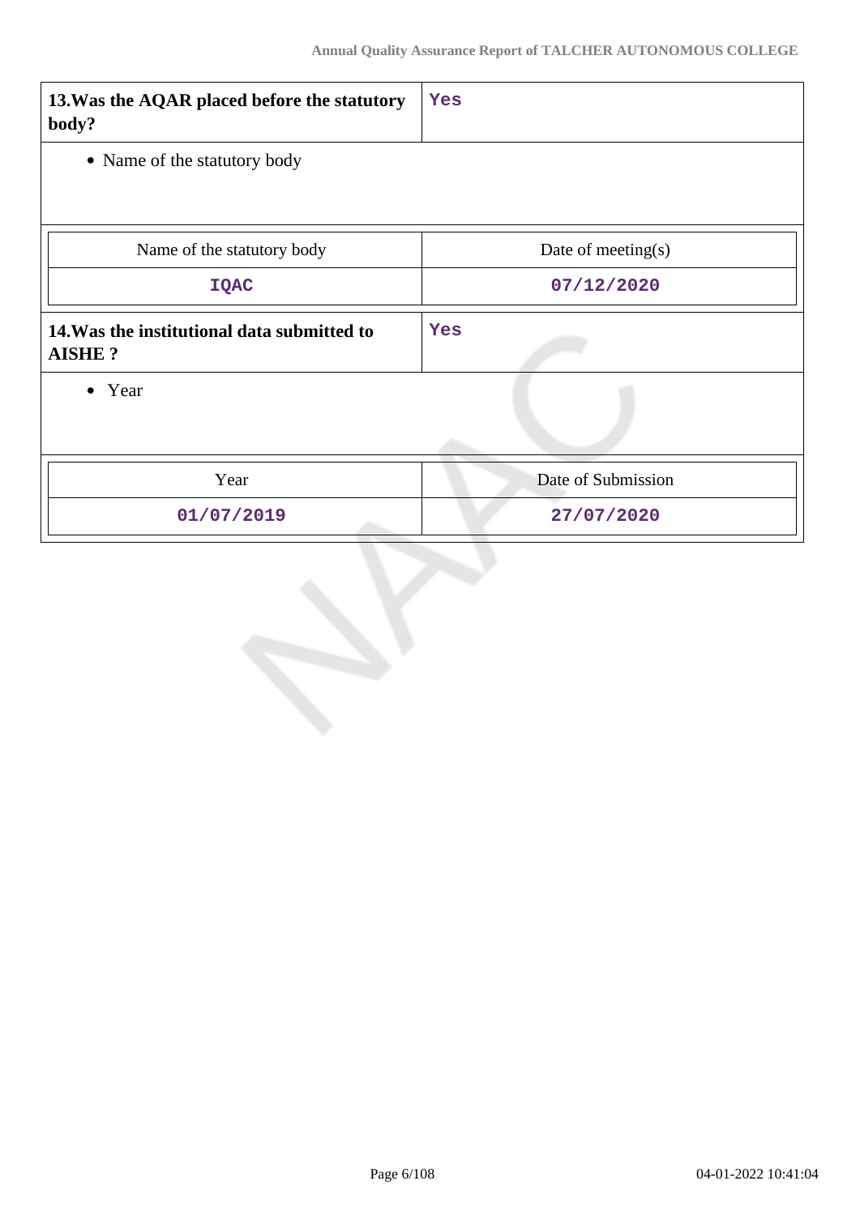| 13.Was the AQAR placed before the statutory body? | Yes |
|---|---|

- Name of the statutory body

| Name of the statutory body | Date of meeting(s) |
|---|---|
| IQAC | 07/12/2020 |

| 14.Was the institutional data submitted to AISHE ? | Yes |
|---|---|

- Year

| Year | Date of Submission |
|---|---|
| 01/07/2019 | 27/07/2020 |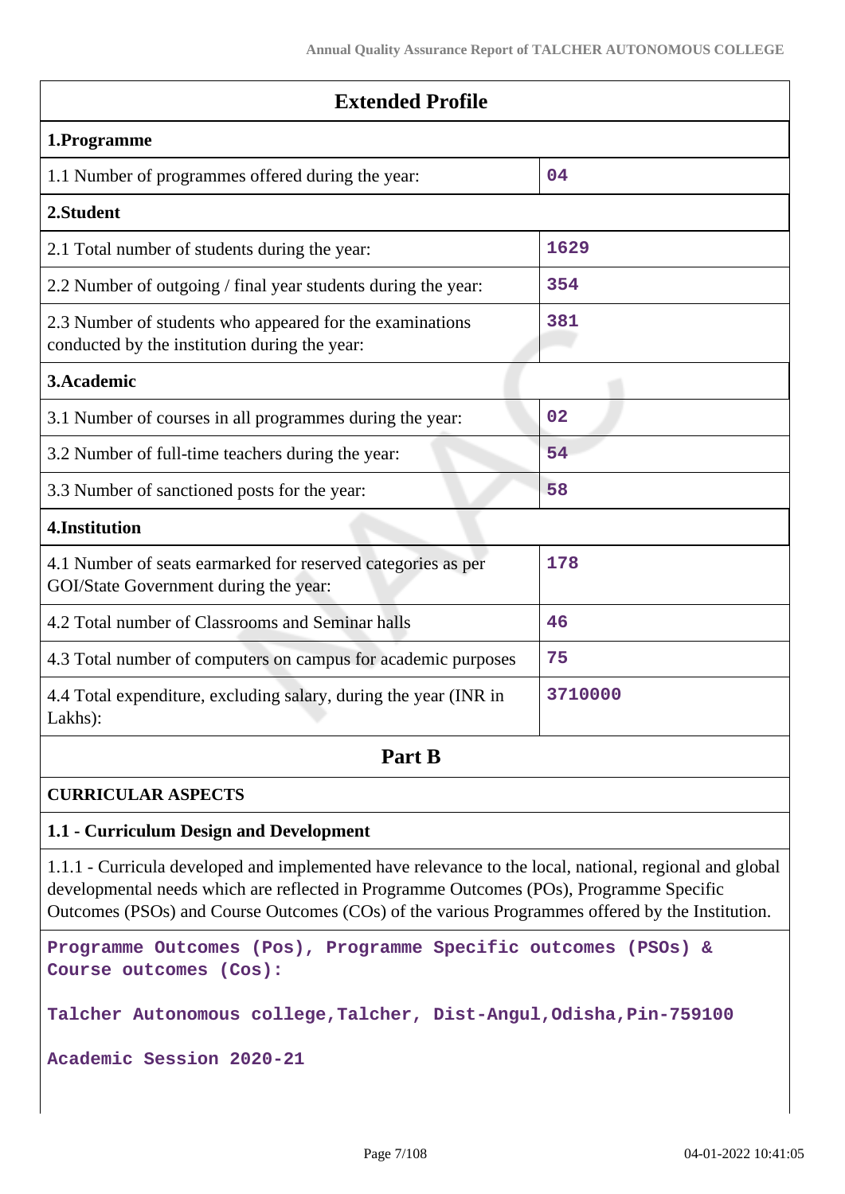## Extended Profile

| **1.Programme** | |
|---|---|
| 1.1 Number of programmes offered during the year: | 04 |
| **2.Student** | |
| 2.1 Total number of students during the year: | 1629 |
| 2.2 Number of outgoing / final year students during the year: | 354 |
| 2.3 Number of students who appeared for the examinations conducted by the institution during the year: | 381 |
| **3.Academic** | |
| 3.1 Number of courses in all programmes during the year: | 02 |
| 3.2 Number of full-time teachers during the year: | 54 |
| 3.3 Number of sanctioned posts for the year: | 58 |
| **4.Institution** | |
| 4.1 Number of seats earmarked for reserved categories as per GOI/State Government during the year: | 178 |
| 4.2 Total number of Classrooms and Seminar halls | 46 |
| 4.3 Total number of computers on campus for academic purposes | 75 |
| 4.4 Total expenditure, excluding salary, during the year (INR in Lakhs): | 3710000 |

## Part B

### CURRICULAR ASPECTS

### 1.1 - Curriculum Design and Development

1.1.1 - Curricula developed and implemented have relevance to the local, national, regional and global developmental needs which are reflected in Programme Outcomes (POs), Programme Specific Outcomes (PSOs) and Course Outcomes (COs) of the various Programmes offered by the Institution.

**Programme Outcomes (Pos), Programme Specific outcomes (PSOs) & Course outcomes (Cos):**

**Talcher Autonomous college,Talcher, Dist-Angul,Odisha,Pin-759100**

**Academic Session 2020-21**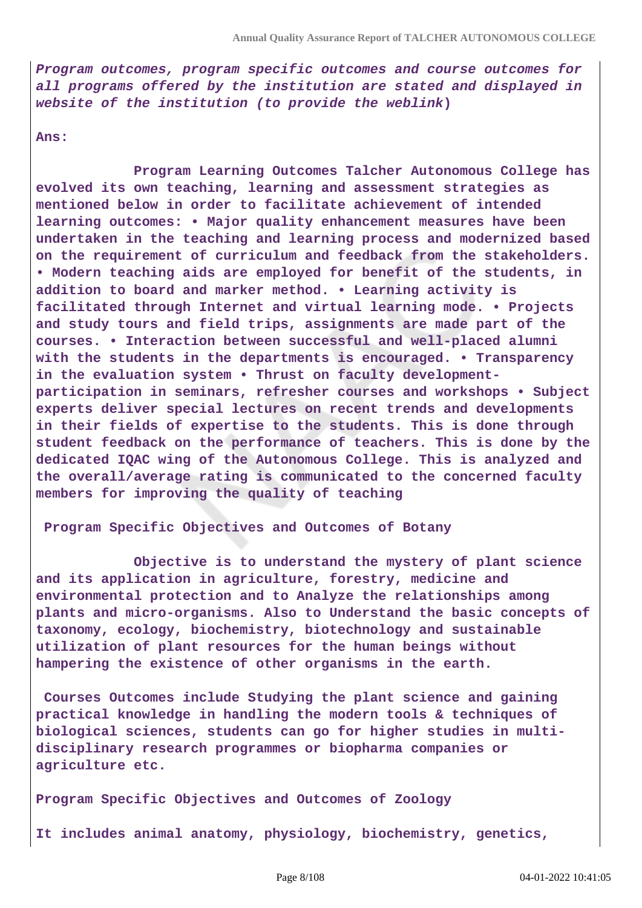***Program outcomes, program specific outcomes and course outcomes for all programs offered by the institution are stated and displayed in website of the institution (to provide the weblink*)**

**Ans:**

**Program Learning Outcomes Talcher Autonomous College has evolved its own teaching, learning and assessment strategies as mentioned below in order to facilitate achievement of intended learning outcomes: • Major quality enhancement measures have been undertaken in the teaching and learning process and modernized based on the requirement of curriculum and feedback from the stakeholders. • Modern teaching aids are employed for benefit of the students, in addition to board and marker method. • Learning activity is facilitated through Internet and virtual learning mode. • Projects and study tours and field trips, assignments are made part of the courses. • Interaction between successful and well-placed alumni with the students in the departments is encouraged. • Transparency in the evaluation system • Thrust on faculty development-participation in seminars, refresher courses and workshops • Subject experts deliver special lectures on recent trends and developments in their fields of expertise to the students. This is done through student feedback on the performance of teachers. This is done by the dedicated IQAC wing of the Autonomous College. This is analyzed and the overall/average rating is communicated to the concerned faculty members for improving the quality of teaching**

**Program Specific Objectives and Outcomes of Botany**

**Objective is to understand the mystery of plant science and its application in agriculture, forestry, medicine and environmental protection and to Analyze the relationships among plants and micro-organisms. Also to Understand the basic concepts of taxonomy, ecology, biochemistry, biotechnology and sustainable utilization of plant resources for the human beings without hampering the existence of other organisms in the earth.**

**Courses Outcomes include Studying the plant science and gaining practical knowledge in handling the modern tools & techniques of biological sciences, students can go for higher studies in multi-disciplinary research programmes or biopharma companies or agriculture etc.**

**Program Specific Objectives and Outcomes of Zoology**

**It includes animal anatomy, physiology, biochemistry, genetics,**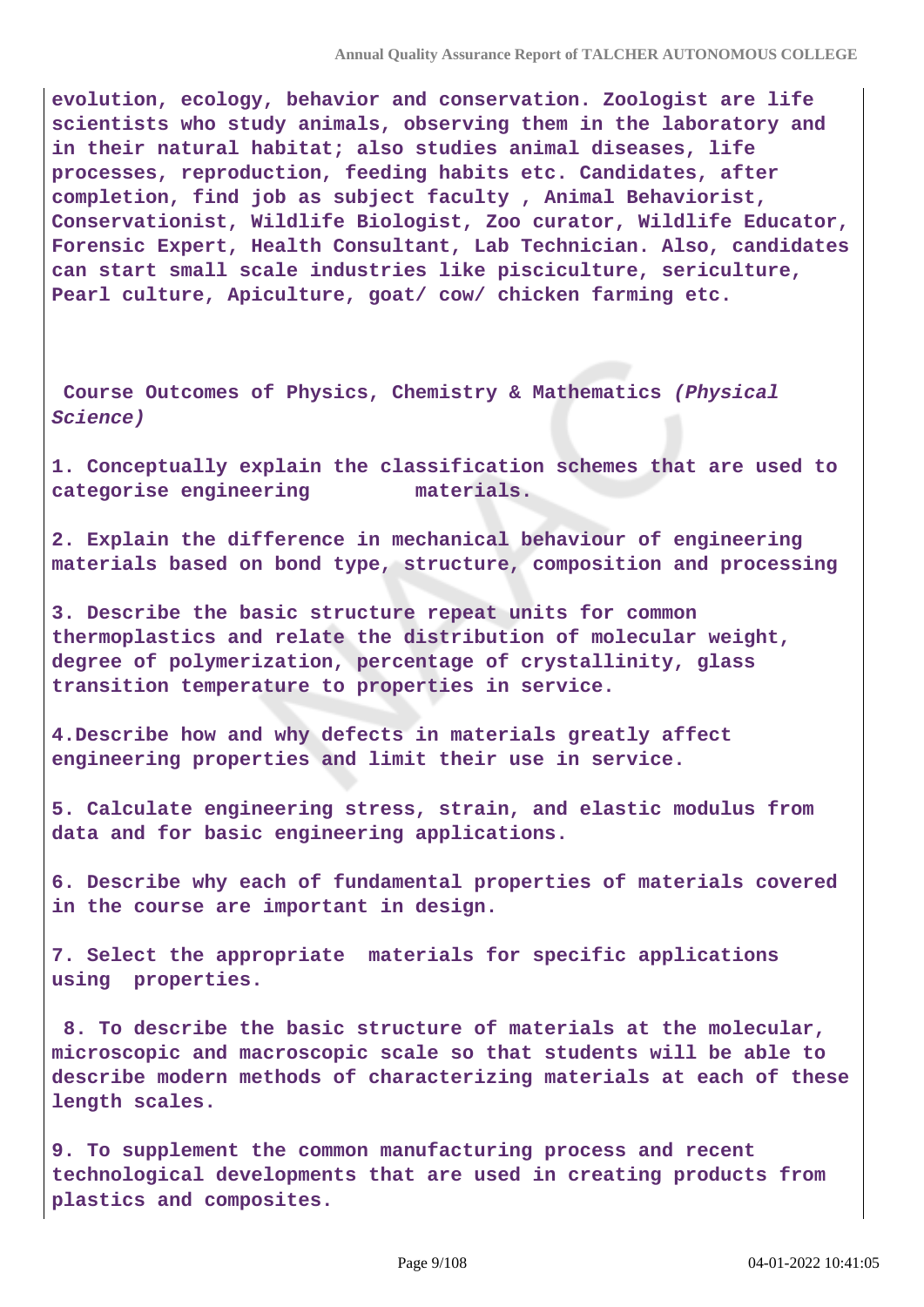**evolution, ecology, behavior and conservation. Zoologist are life scientists who study animals, observing them in the laboratory and in their natural habitat; also studies animal diseases, life processes, reproduction, feeding habits etc. Candidates, after completion, find job as subject faculty , Animal Behaviorist, Conservationist, Wildlife Biologist, Zoo curator, Wildlife Educator, Forensic Expert, Health Consultant, Lab Technician. Also, candidates can start small scale industries like pisciculture, sericulture, Pearl culture, Apiculture, goat/ cow/ chicken farming etc.**

**Course Outcomes of Physics, Chemistry & Mathematics *(Physical Science)***

**1. Conceptually explain the classification schemes that are used to categorise engineering materials.**

**2. Explain the difference in mechanical behaviour of engineering materials based on bond type, structure, composition and processing**

**3. Describe the basic structure repeat units for common thermoplastics and relate the distribution of molecular weight, degree of polymerization, percentage of crystallinity, glass transition temperature to properties in service.**

**4.Describe how and why defects in materials greatly affect engineering properties and limit their use in service.**

**5. Calculate engineering stress, strain, and elastic modulus from data and for basic engineering applications.**

**6. Describe why each of fundamental properties of materials covered in the course are important in design.**

**7. Select the appropriate materials for specific applications using properties.**

**8. To describe the basic structure of materials at the molecular, microscopic and macroscopic scale so that students will be able to describe modern methods of characterizing materials at each of these length scales.**

**9. To supplement the common manufacturing process and recent technological developments that are used in creating products from plastics and composites.**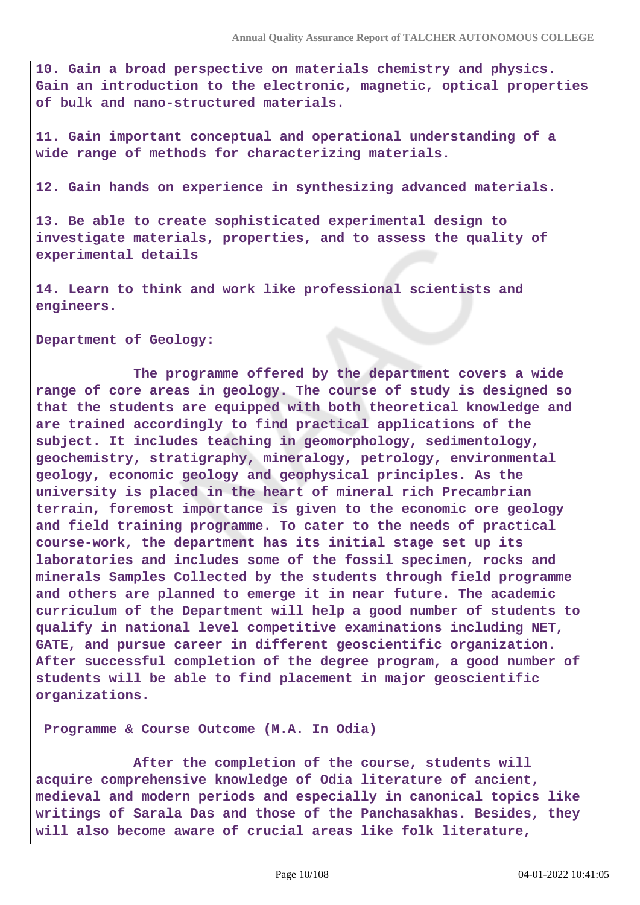10. Gain a broad perspective on materials chemistry and physics. Gain an introduction to the electronic, magnetic, optical properties of bulk and nano-structured materials.

11. Gain important conceptual and operational understanding of a wide range of methods for characterizing materials.

12. Gain hands on experience in synthesizing advanced materials.

13. Be able to create sophisticated experimental design to investigate materials, properties, and to assess the quality of experimental details

14. Learn to think and work like professional scientists and engineers.

Department of Geology:

The programme offered by the department covers a wide range of core areas in geology. The course of study is designed so that the students are equipped with both theoretical knowledge and are trained accordingly to find practical applications of the subject. It includes teaching in geomorphology, sedimentology, geochemistry, stratigraphy, mineralogy, petrology, environmental geology, economic geology and geophysical principles. As the university is placed in the heart of mineral rich Precambrian terrain, foremost importance is given to the economic ore geology and field training programme. To cater to the needs of practical course-work, the department has its initial stage set up its laboratories and includes some of the fossil specimen, rocks and minerals Samples Collected by the students through field programme and others are planned to emerge it in near future. The academic curriculum of the Department will help a good number of students to qualify in national level competitive examinations including NET, GATE, and pursue career in different geoscientific organization. After successful completion of the degree program, a good number of students will be able to find placement in major geoscientific organizations.

Programme & Course Outcome (M.A. In Odia)

After the completion of the course, students will acquire comprehensive knowledge of Odia literature of ancient, medieval and modern periods and especially in canonical topics like writings of Sarala Das and those of the Panchasakhas. Besides, they will also become aware of crucial areas like folk literature,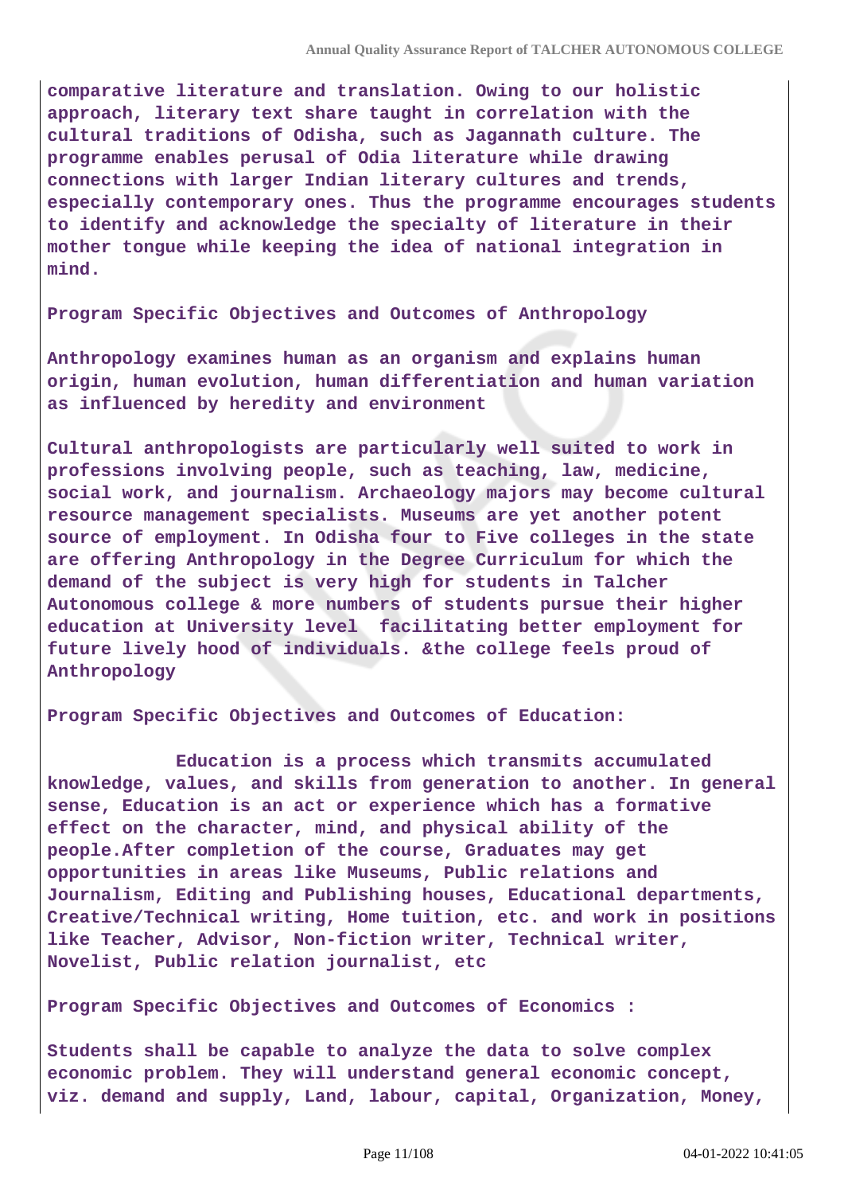comparative literature and translation. Owing to our holistic approach, literary text share taught in correlation with the cultural traditions of Odisha, such as Jagannath culture. The programme enables perusal of Odia literature while drawing connections with larger Indian literary cultures and trends, especially contemporary ones. Thus the programme encourages students to identify and acknowledge the specialty of literature in their mother tongue while keeping the idea of national integration in mind.

**Program Specific Objectives and Outcomes of Anthropology**

Anthropology examines human as an organism and explains human origin, human evolution, human differentiation and human variation as influenced by heredity and environment

Cultural anthropologists are particularly well suited to work in professions involving people, such as teaching, law, medicine, social work, and journalism. Archaeology majors may become cultural resource management specialists. Museums are yet another potent source of employment. In Odisha four to Five colleges in the state are offering Anthropology in the Degree Curriculum for which the demand of the subject is very high for students in Talcher Autonomous college & more numbers of students pursue their higher education at University level facilitating better employment for future lively hood of individuals. &the college feels proud of Anthropology

**Program Specific Objectives and Outcomes of Education:**

Education is a process which transmits accumulated knowledge, values, and skills from generation to another. In general sense, Education is an act or experience which has a formative effect on the character, mind, and physical ability of the people.After completion of the course, Graduates may get opportunities in areas like Museums, Public relations and Journalism, Editing and Publishing houses, Educational departments, Creative/Technical writing, Home tuition, etc. and work in positions like Teacher, Advisor, Non-fiction writer, Technical writer, Novelist, Public relation journalist, etc

**Program Specific Objectives and Outcomes of Economics :**

Students shall be capable to analyze the data to solve complex economic problem. They will understand general economic concept, viz. demand and supply, Land, labour, capital, Organization, Money,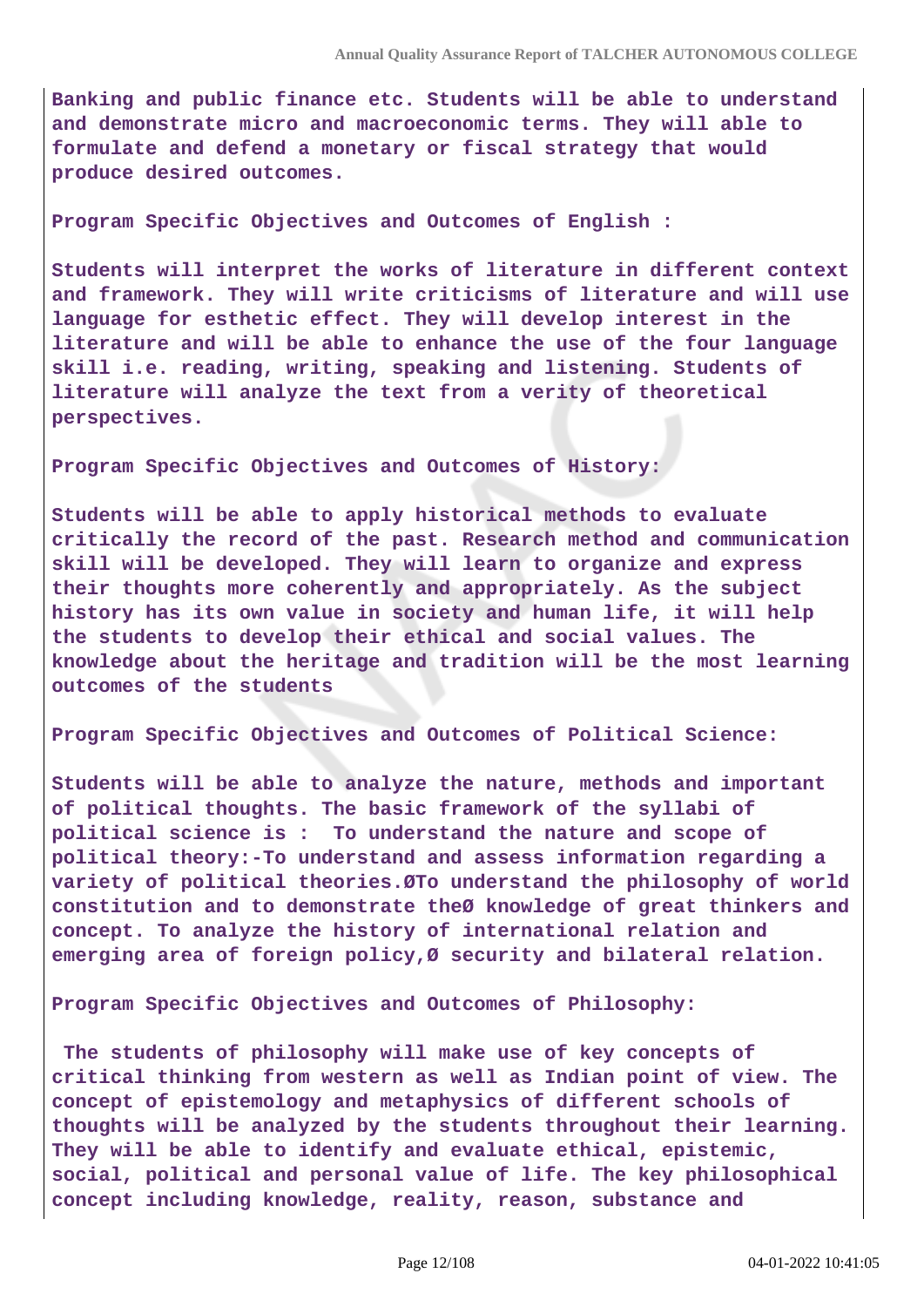**Banking and public finance etc. Students will be able to understand and demonstrate micro and macroeconomic terms. They will able to formulate and defend a monetary or fiscal strategy that would produce desired outcomes.**

**Program Specific Objectives and Outcomes of English :**

**Students will interpret the works of literature in different context and framework. They will write criticisms of literature and will use language for esthetic effect. They will develop interest in the literature and will be able to enhance the use of the four language skill i.e. reading, writing, speaking and listening. Students of literature will analyze the text from a verity of theoretical perspectives.**

**Program Specific Objectives and Outcomes of History:**

**Students will be able to apply historical methods to evaluate critically the record of the past. Research method and communication skill will be developed. They will learn to organize and express their thoughts more coherently and appropriately. As the subject history has its own value in society and human life, it will help the students to develop their ethical and social values. The knowledge about the heritage and tradition will be the most learning outcomes of the students**

**Program Specific Objectives and Outcomes of Political Science:**

**Students will be able to analyze the nature, methods and important of political thoughts. The basic framework of the syllabi of political science is : To understand the nature and scope of political theory:-To understand and assess information regarding a variety of political theories.ØTo understand the philosophy of world constitution and to demonstrate theØ knowledge of great thinkers and concept. To analyze the history of international relation and emerging area of foreign policy,Ø security and bilateral relation.**

**Program Specific Objectives and Outcomes of Philosophy:**

**The students of philosophy will make use of key concepts of critical thinking from western as well as Indian point of view. The concept of epistemology and metaphysics of different schools of thoughts will be analyzed by the students throughout their learning. They will be able to identify and evaluate ethical, epistemic, social, political and personal value of life. The key philosophical concept including knowledge, reality, reason, substance and**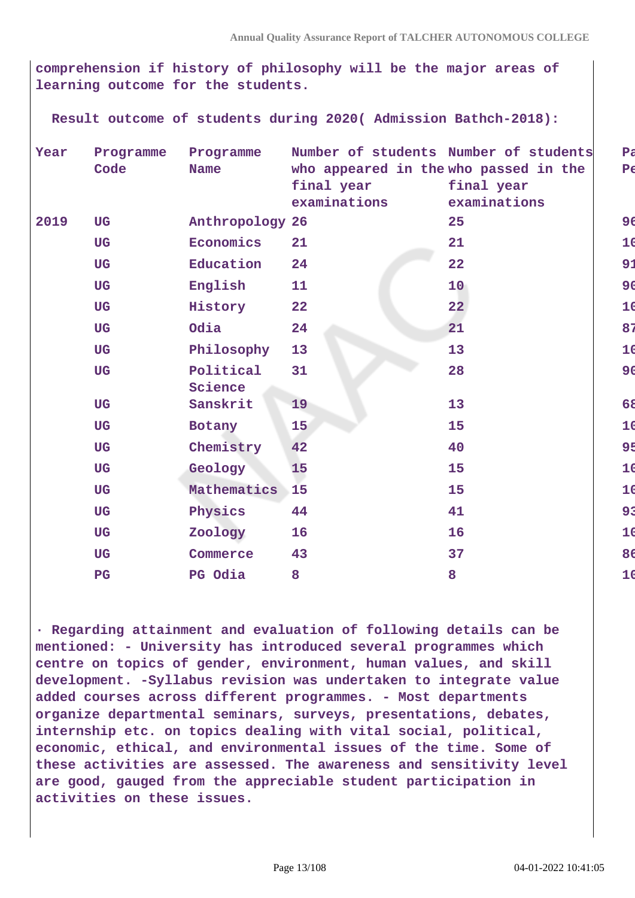comprehension if history of philosophy will be the major areas of learning outcome for the students.

**Result outcome of students during 2020( Admission Bathch-2018):**

| Year | Programme Code | Programme Name | Number of students who appeared in the final year examinations | Number of students who passed in the final year examinations | Pa Pe |
|---|---|---|---|---|---|
| 2019 | UG | Anthropology | 26 | 25 | 96 |
| | UG | Economics | 21 | 21 | 10 |
| | UG | Education | 24 | 22 | 91 |
| | UG | English | 11 | 10 | 90 |
| | UG | History | 22 | 22 | 10 |
| | UG | Odia | 24 | 21 | 87 |
| | UG | Philosophy | 13 | 13 | 10 |
| | UG | Political Science | 31 | 28 | 90 |
| | UG | Sanskrit | 19 | 13 | 68 |
| | UG | Botany | 15 | 15 | 10 |
| | UG | Chemistry | 42 | 40 | 95 |
| | UG | Geology | 15 | 15 | 10 |
| | UG | Mathematics | 15 | 15 | 10 |
| | UG | Physics | 44 | 41 | 93 |
| | UG | Zoology | 16 | 16 | 10 |
| | UG | Commerce | 43 | 37 | 86 |
| | PG | PG Odia | 8 | 8 | 10 |

· Regarding attainment and evaluation of following details can be mentioned: - University has introduced several programmes which centre on topics of gender, environment, human values, and skill development. -Syllabus revision was undertaken to integrate value added courses across different programmes. - Most departments organize departmental seminars, surveys, presentations, debates, internship etc. on topics dealing with vital social, political, economic, ethical, and environmental issues of the time. Some of these activities are assessed. The awareness and sensitivity level are good, gauged from the appreciable student participation in activities on these issues.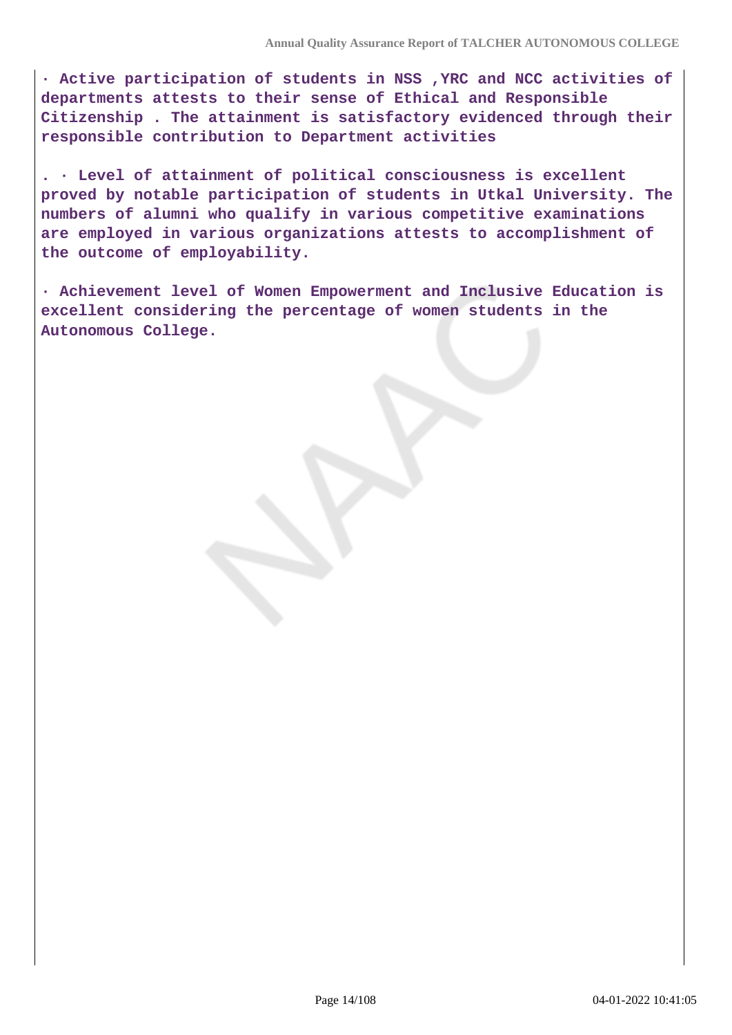**· Active participation of students in NSS ,YRC and NCC activities of departments attests to their sense of Ethical and Responsible Citizenship . The attainment is satisfactory evidenced through their responsible contribution to Department activities**

**. · Level of attainment of political consciousness is excellent proved by notable participation of students in Utkal University. The numbers of alumni who qualify in various competitive examinations are employed in various organizations attests to accomplishment of the outcome of employability.**

**· Achievement level of Women Empowerment and Inclusive Education is excellent considering the percentage of women students in the Autonomous College.**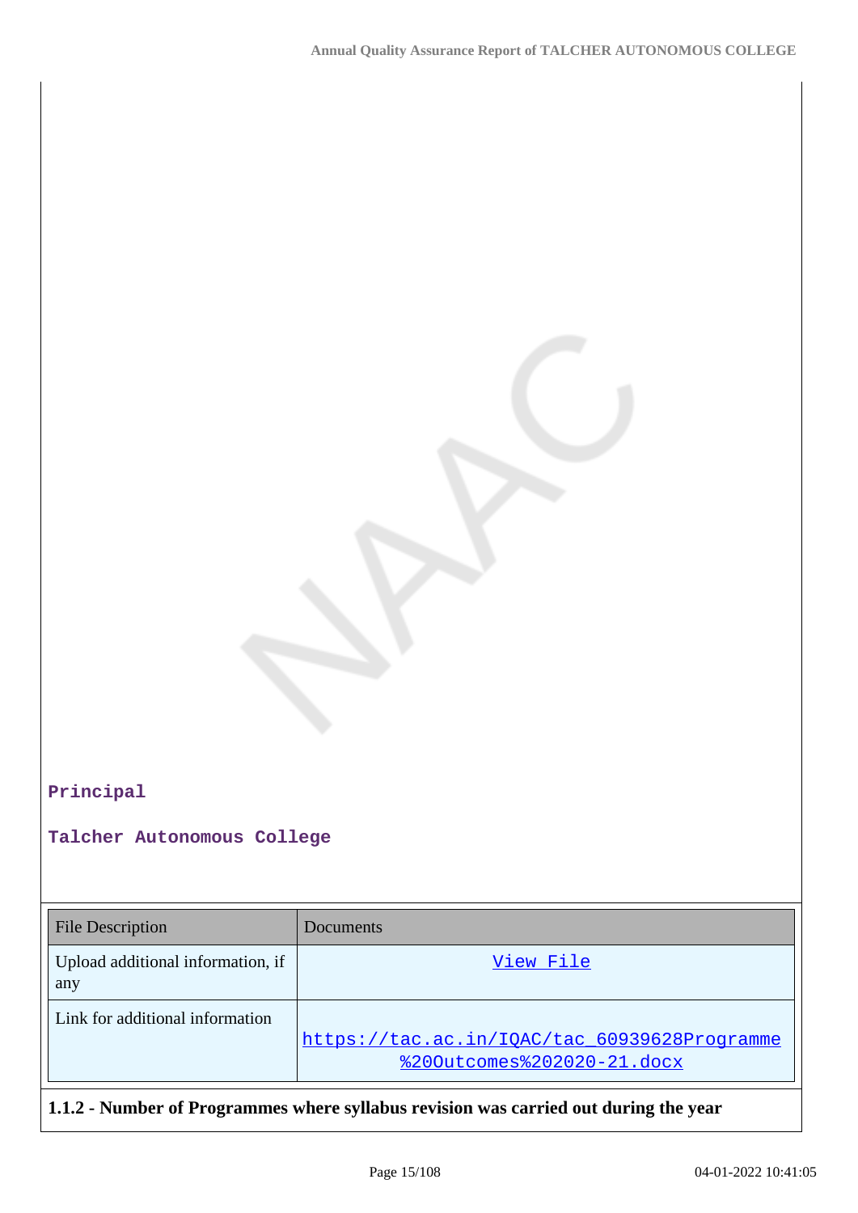**Principal**

**Talcher Autonomous College**

| File Description | Documents |
|---|---|
| Upload additional information, if any | View File |
| Link for additional information | https://tac.ac.in/IQAC/tac_60939628Programme%20Outcomes%202020-21.docx |

**1.1.2 - Number of Programmes where syllabus revision was carried out during the year**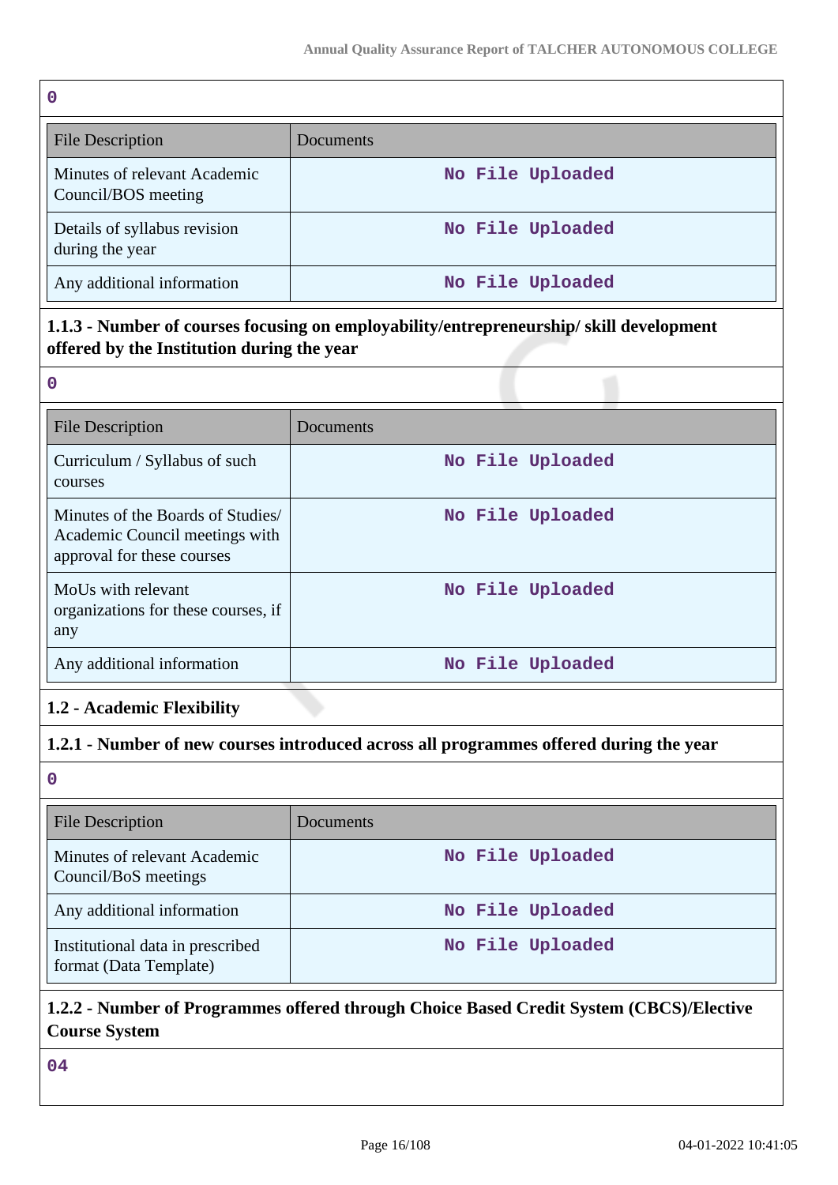0

| File Description | Documents |
|---|---|
| Minutes of relevant Academic Council/BOS meeting | No File Uploaded |
| Details of syllabus revision during the year | No File Uploaded |
| Any additional information | No File Uploaded |

**1.1.3 - Number of courses focusing on employability/entrepreneurship/ skill development offered by the Institution during the year**

0

| File Description | Documents |
|---|---|
| Curriculum / Syllabus of such courses | No File Uploaded |
| Minutes of the Boards of Studies/ Academic Council meetings with approval for these courses | No File Uploaded |
| MoUs with relevant organizations for these courses, if any | No File Uploaded |
| Any additional information | No File Uploaded |

**1.2 - Academic Flexibility**

**1.2.1 - Number of new courses introduced across all programmes offered during the year**

0

| File Description | Documents |
|---|---|
| Minutes of relevant Academic Council/BoS meetings | No File Uploaded |
| Any additional information | No File Uploaded |
| Institutional data in prescribed format (Data Template) | No File Uploaded |

**1.2.2 - Number of Programmes offered through Choice Based Credit System (CBCS)/Elective Course System**

04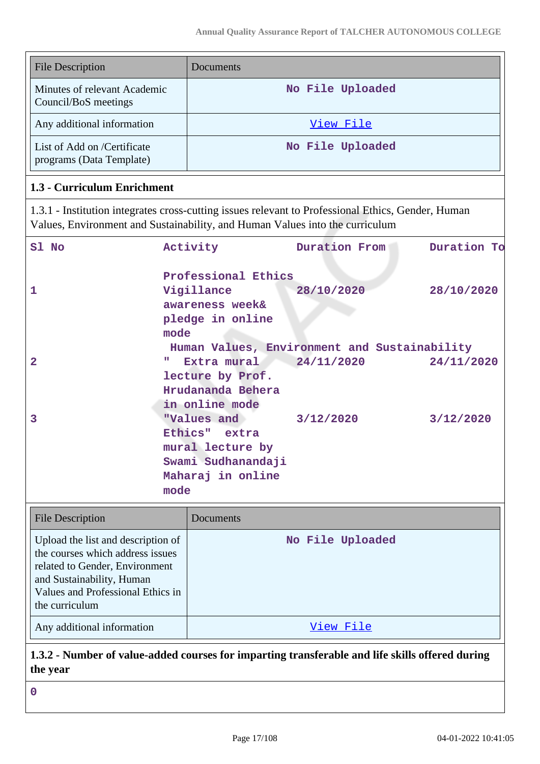| File Description | Documents |
|---|---|
| Minutes of relevant Academic Council/BoS meetings | No File Uploaded |
| Any additional information | View File |
| List of Add on /Certificate programs (Data Template) | No File Uploaded |

### 1.3 - Curriculum Enrichment

1.3.1 - Institution integrates cross-cutting issues relevant to Professional Ethics, Gender, Human Values, Environment and Sustainability, and Human Values into the curriculum

| Sl No | Activity | Duration From | Duration To |
|---|---|---|---|
| 1 | Professional Ethics Vigillance awareness week& pledge in online mode | 28/10/2020 | 28/10/2020 |
| 2 | Human Values, Environment and Sustainability " Extra mural lecture by Prof. Hrudananda Behera in online mode | 24/11/2020 | 24/11/2020 |
| 3 | "Values and Ethics" extra mural lecture by Swami Sudhanandaji Maharaj in online mode | 3/12/2020 | 3/12/2020 |

| File Description | Documents |
|---|---|
| Upload the list and description of the courses which address issues related to Gender, Environment and Sustainability, Human Values and Professional Ethics in the curriculum | No File Uploaded |
| Any additional information | View File |

**1.3.2 - Number of value-added courses for imparting transferable and life skills offered during the year**

0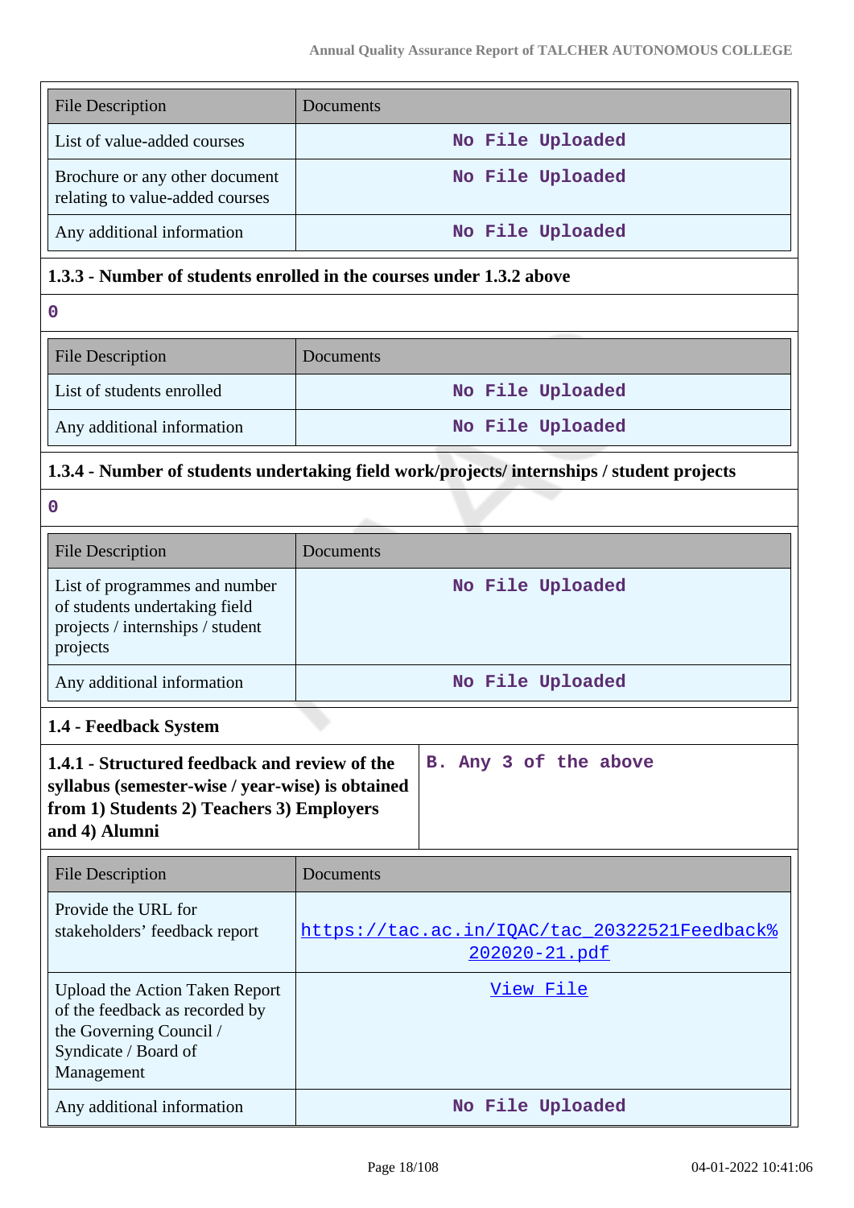| File Description | Documents |
| --- | --- |
| List of value-added courses | No File Uploaded |
| Brochure or any other document relating to value-added courses | No File Uploaded |
| Any additional information | No File Uploaded |

**1.3.3 - Number of students enrolled in the courses under 1.3.2 above**

0

| File Description | Documents |
| --- | --- |
| List of students enrolled | No File Uploaded |
| Any additional information | No File Uploaded |

**1.3.4 - Number of students undertaking field work/projects/ internships / student projects**

0

| File Description | Documents |
| --- | --- |
| List of programmes and number of students undertaking field projects / internships / student projects | No File Uploaded |
| Any additional information | No File Uploaded |

**1.4 - Feedback System**

| **1.4.1 - Structured feedback and review of the syllabus (semester-wise / year-wise) is obtained from 1) Students 2) Teachers 3) Employers and 4) Alumni** | B. Any 3 of the above |
| --- | --- |

| File Description | Documents |
| --- | --- |
| Provide the URL for stakeholders' feedback report | https://tac.ac.in/IQAC/tac_20322521Feedback%202020-21.pdf |
| Upload the Action Taken Report of the feedback as recorded by the Governing Council / Syndicate / Board of Management | View File |
| Any additional information | No File Uploaded |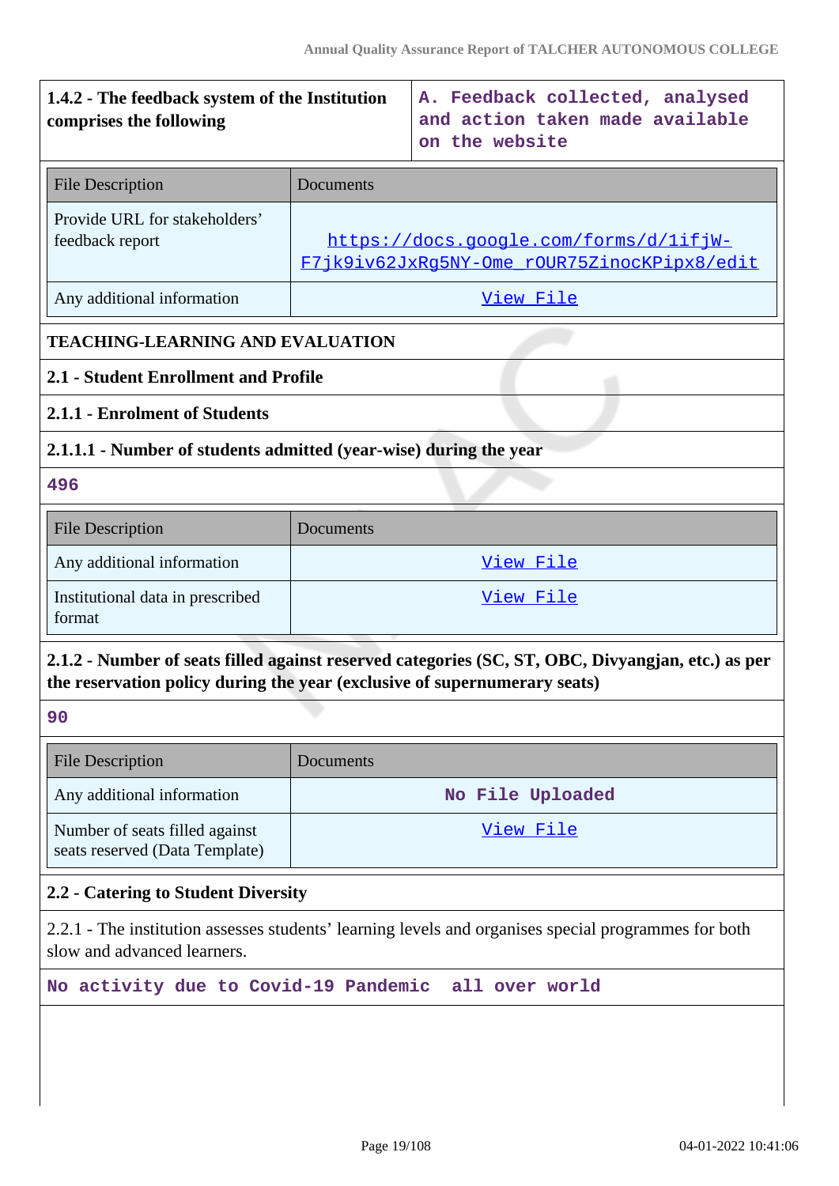| 1.4.2 - The feedback system of the Institution comprises the following | A. Feedback collected, analysed and action taken made available on the website |
|---|---|

| File Description | Documents |
|---|---|
| Provide URL for stakeholders' feedback report | https://docs.google.com/forms/d/1ifjW-F7jk9iv62JxRg5NY-Ome_rOUR75ZinocKPipx8/edit |
| Any additional information | View File |

**TEACHING-LEARNING AND EVALUATION**

**2.1 - Student Enrollment and Profile**

**2.1.1 - Enrolment of Students**

**2.1.1.1 - Number of students admitted (year-wise) during the year**

496

| File Description | Documents |
|---|---|
| Any additional information | View File |
| Institutional data in prescribed format | View File |

**2.1.2 - Number of seats filled against reserved categories (SC, ST, OBC, Divyangjan, etc.) as per the reservation policy during the year (exclusive of supernumerary seats)**

90

| File Description | Documents |
|---|---|
| Any additional information | No File Uploaded |
| Number of seats filled against seats reserved (Data Template) | View File |

**2.2 - Catering to Student Diversity**

2.2.1 - The institution assesses students' learning levels and organises special programmes for both slow and advanced learners.

No activity due to Covid-19 Pandemic all over world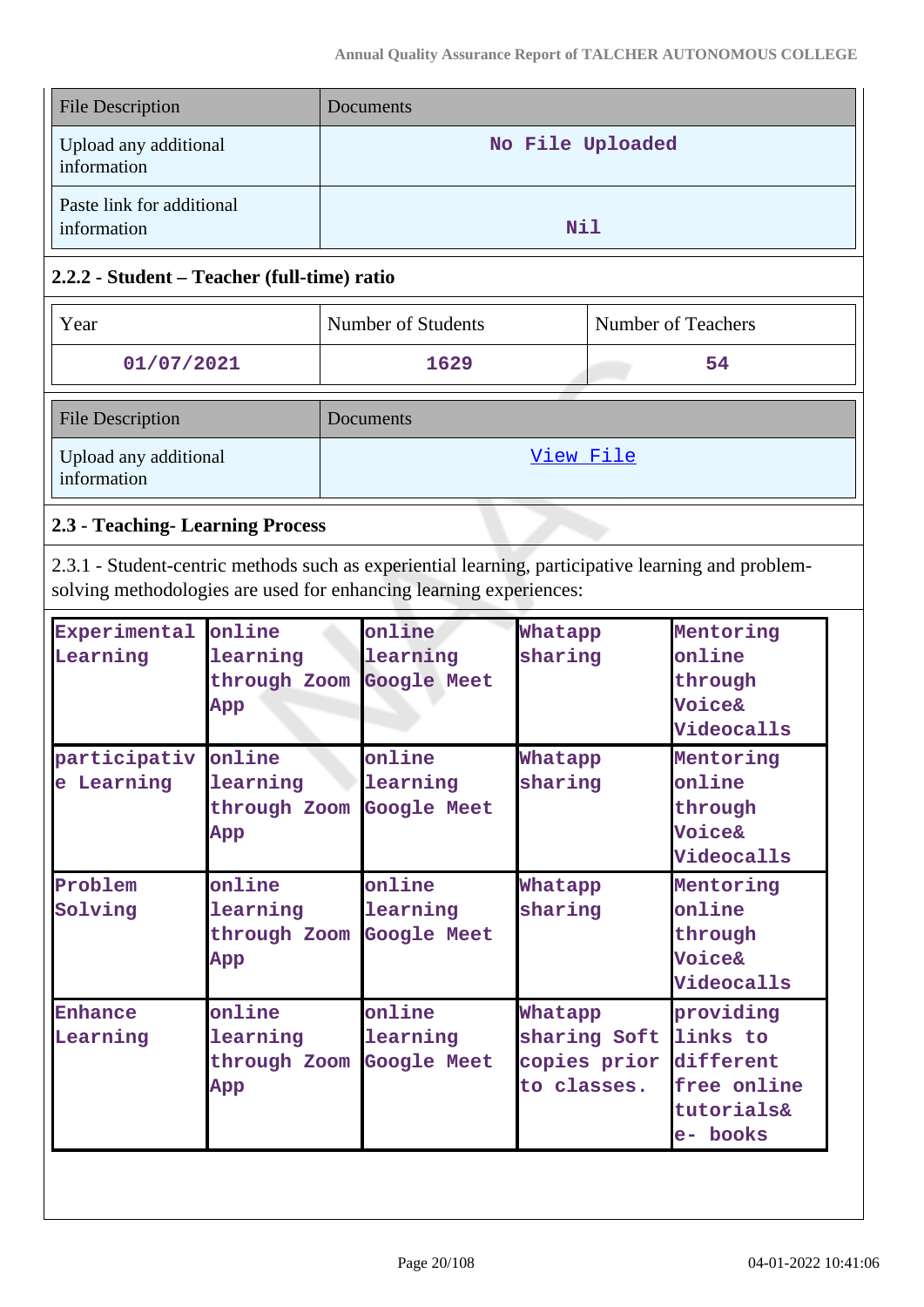| File Description | Documents |
| --- | --- |
| Upload any additional information | No File Uploaded |
| Paste link for additional information | Nil |

### 2.2.2 - Student – Teacher (full-time) ratio

| Year | Number of Students | Number of Teachers |
| --- | --- | --- |
| 01/07/2021 | 1629 | 54 |

| File Description | Documents |
| --- | --- |
| Upload any additional information | View File |

### 2.3 - Teaching- Learning Process

2.3.1 - Student-centric methods such as experiential learning, participative learning and problem-solving methodologies are used for enhancing learning experiences:

| Experimental Learning | online learning through Zoom App | online learning Google Meet | Whatapp sharing | Mentoring online through Voice& Videocalls |
| --- | --- | --- | --- | --- |
| participative Learning | online learning through Zoom App | online learning Google Meet | Whatapp sharing | Mentoring online through Voice& Videocalls |
| Problem Solving | online learning through Zoom App | online learning Google Meet | Whatapp sharing | Mentoring online through Voice& Videocalls |
| Enhance Learning | online learning through Zoom App | online learning Google Meet | Whatapp sharing Soft copies prior to classes. | providing links to different free online tutorials& e- books |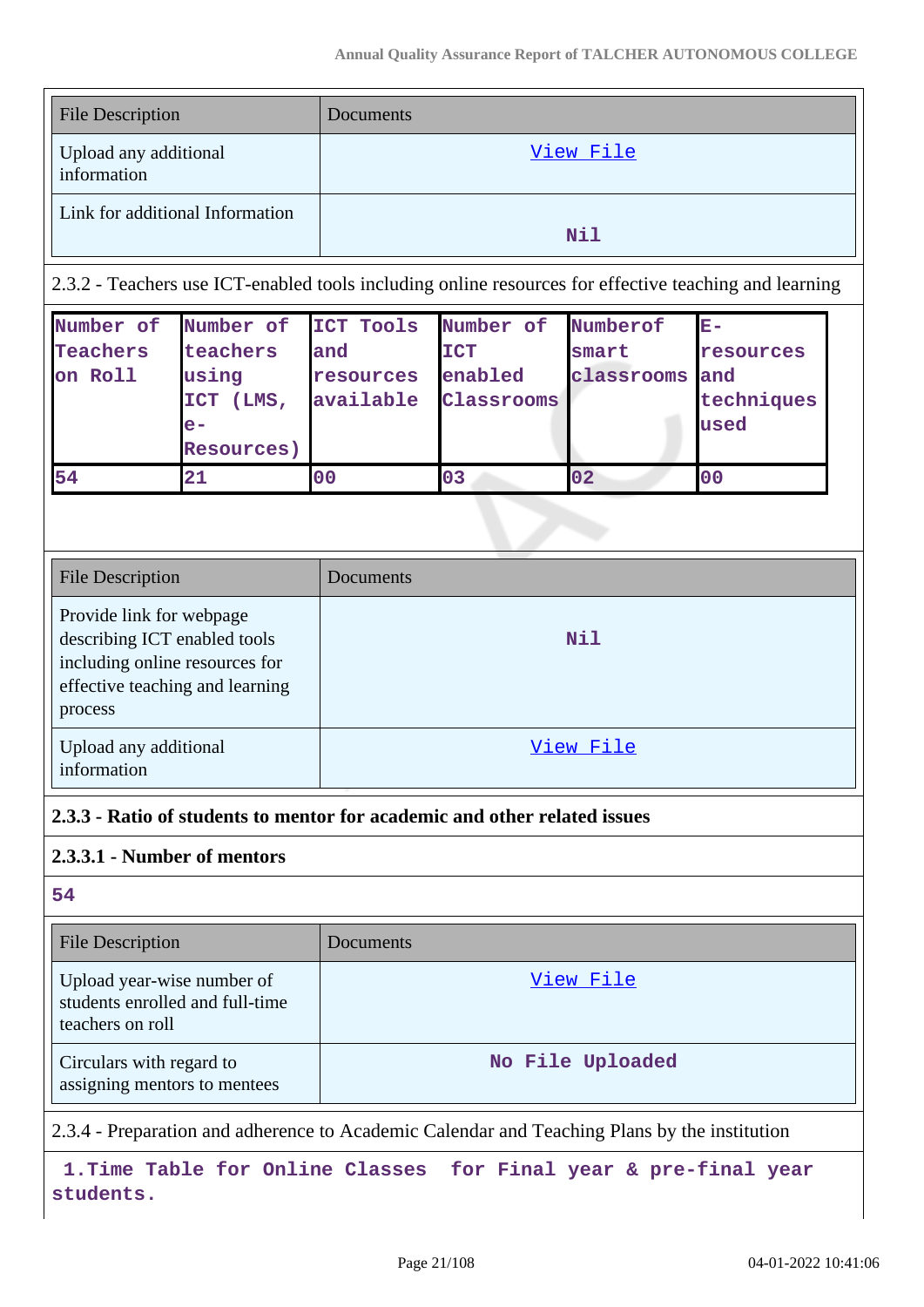| File Description | Documents |
|---|---|
| Upload any additional information | View File |
| Link for additional Information | Nil |

2.3.2 - Teachers use ICT-enabled tools including online resources for effective teaching and learning

| Number of Teachers on Roll | Number of teachers using ICT (LMS, e-Resources) | ICT Tools and resources available | Number of ICT enabled Classrooms | Numberof smart classrooms | E-resources and techniques used |
|---|---|---|---|---|---|
| 54 | 21 | 00 | 03 | 02 | 00 |

| File Description | Documents |
|---|---|
| Provide link for webpage describing ICT enabled tools including online resources for effective teaching and learning process | Nil |
| Upload any additional information | View File |

**2.3.3 - Ratio of students to mentor for academic and other related issues**

**2.3.3.1 - Number of mentors**

54

| File Description | Documents |
|---|---|
| Upload year-wise number of students enrolled and full-time teachers on roll | View File |
| Circulars with regard to assigning mentors to mentees | No File Uploaded |

2.3.4 - Preparation and adherence to Academic Calendar and Teaching Plans by the institution

1.Time Table for Online Classes for Final year & pre-final year students.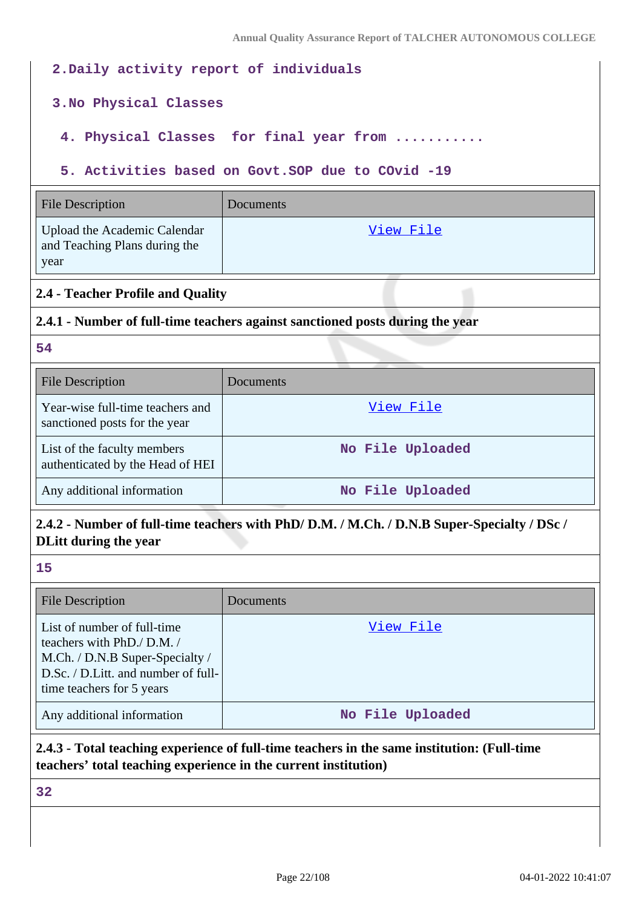2. Daily activity report of individuals

3. No Physical Classes

4. Physical Classes for final year from ...........

5. Activities based on Govt.SOP due to COvid -19

| File Description | Documents |
|---|---|
| Upload the Academic Calendar and Teaching Plans during the year | View File |

### 2.4 - Teacher Profile and Quality

#### 2.4.1 - Number of full-time teachers against sanctioned posts during the year

54

| File Description | Documents |
|---|---|
| Year-wise full-time teachers and sanctioned posts for the year | View File |
| List of the faculty members authenticated by the Head of HEI | No File Uploaded |
| Any additional information | No File Uploaded |

#### 2.4.2 - Number of full-time teachers with PhD/ D.M. / M.Ch. / D.N.B Super-Specialty / DSc / DLitt during the year

15

| File Description | Documents |
|---|---|
| List of number of full-time teachers with PhD./ D.M. / M.Ch. / D.N.B Super-Specialty / D.Sc. / D.Litt. and number of full-time teachers for 5 years | View File |
| Any additional information | No File Uploaded |

#### 2.4.3 - Total teaching experience of full-time teachers in the same institution: (Full-time teachers' total teaching experience in the current institution)

32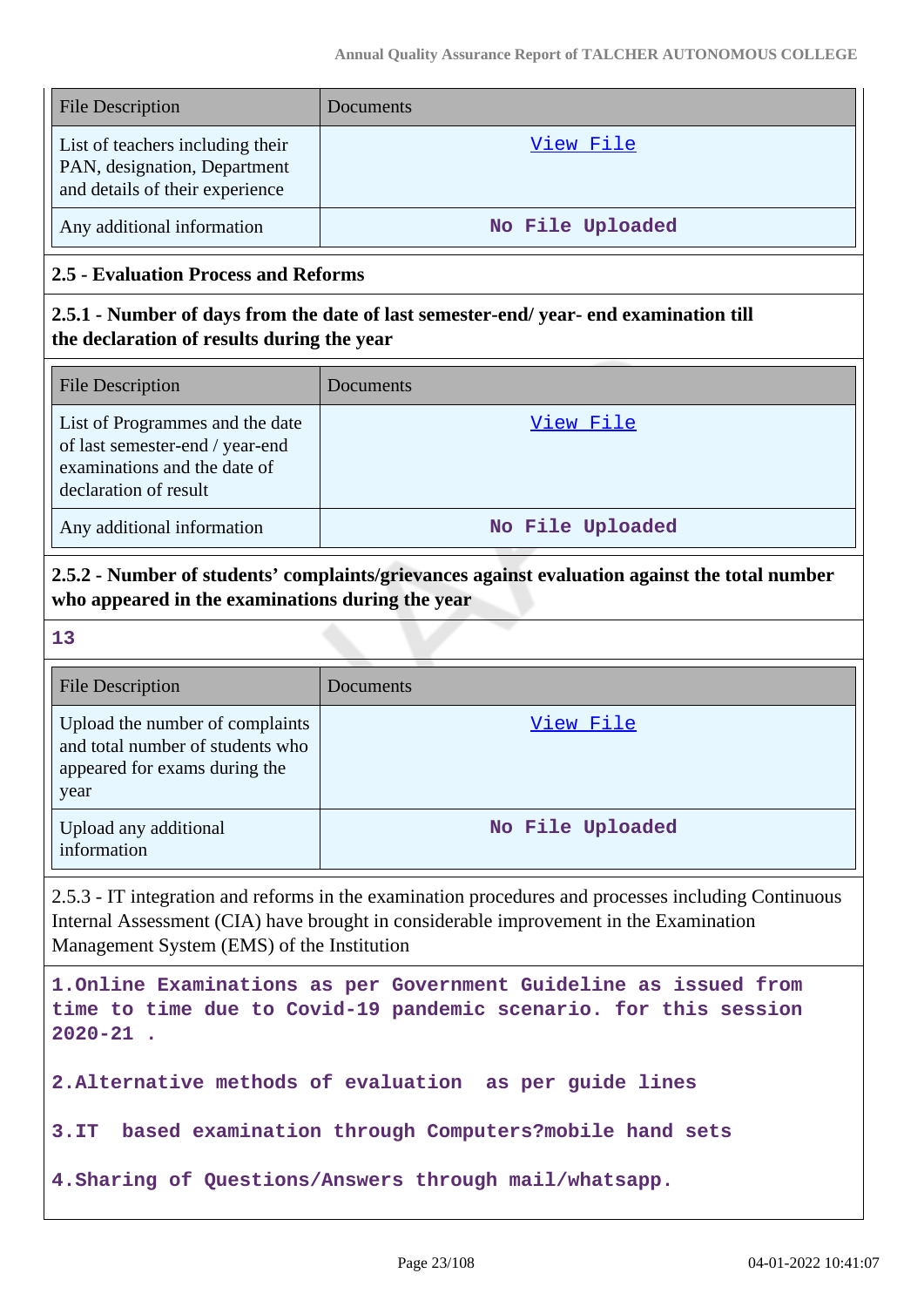| File Description | Documents |
|---|---|
| List of teachers including their PAN, designation, Department and details of their experience | View File |
| Any additional information | No File Uploaded |

### 2.5 - Evaluation Process and Reforms

#### 2.5.1 - Number of days from the date of last semester-end/ year- end examination till the declaration of results during the year

| File Description | Documents |
|---|---|
| List of Programmes and the date of last semester-end / year-end examinations and the date of declaration of result | View File |
| Any additional information | No File Uploaded |

#### 2.5.2 - Number of students' complaints/grievances against evaluation against the total number who appeared in the examinations during the year

**13**

| File Description | Documents |
|---|---|
| Upload the number of complaints and total number of students who appeared for exams during the year | View File |
| Upload any additional information | No File Uploaded |

2.5.3 - IT integration and reforms in the examination procedures and processes including Continuous Internal Assessment (CIA) have brought in considerable improvement in the Examination Management System (EMS) of the Institution

**1.Online Examinations as per Government Guideline as issued from time to time due to Covid-19 pandemic scenario. for this session 2020-21 .**

**2.Alternative methods of evaluation as per guide lines**

**3.IT based examination through Computers?mobile hand sets**

**4.Sharing of Questions/Answers through mail/whatsapp.**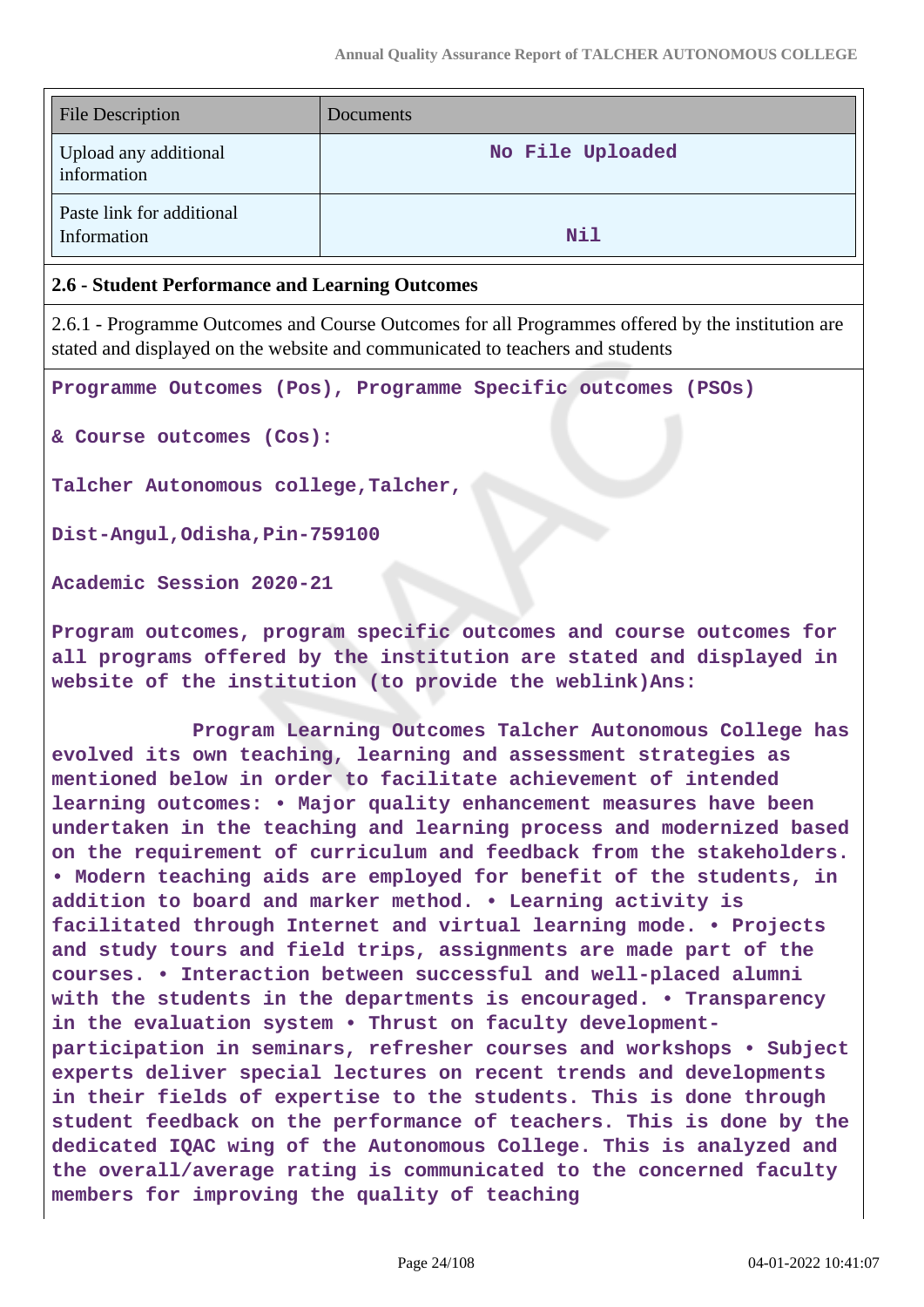| File Description | Documents |
|---|---|
| Upload any additional information | No File Uploaded |
| Paste link for additional Information | Nil |

**2.6 - Student Performance and Learning Outcomes**

2.6.1 - Programme Outcomes and Course Outcomes for all Programmes offered by the institution are stated and displayed on the website and communicated to teachers and students

**Programme Outcomes (Pos), Programme Specific outcomes (PSOs)**

**& Course outcomes (Cos):**

**Talcher Autonomous college,Talcher,**

**Dist-Angul,Odisha,Pin-759100**

**Academic Session 2020-21**

**Program outcomes, program specific outcomes and course outcomes for all programs offered by the institution are stated and displayed in website of the institution (to provide the weblink)Ans:**

**Program Learning Outcomes Talcher Autonomous College has evolved its own teaching, learning and assessment strategies as mentioned below in order to facilitate achievement of intended learning outcomes: • Major quality enhancement measures have been undertaken in the teaching and learning process and modernized based on the requirement of curriculum and feedback from the stakeholders. • Modern teaching aids are employed for benefit of the students, in addition to board and marker method. • Learning activity is facilitated through Internet and virtual learning mode. • Projects and study tours and field trips, assignments are made part of the courses. • Interaction between successful and well-placed alumni with the students in the departments is encouraged. • Transparency in the evaluation system • Thrust on faculty development-participation in seminars, refresher courses and workshops • Subject experts deliver special lectures on recent trends and developments in their fields of expertise to the students. This is done through student feedback on the performance of teachers. This is done by the dedicated IQAC wing of the Autonomous College. This is analyzed and the overall/average rating is communicated to the concerned faculty members for improving the quality of teaching**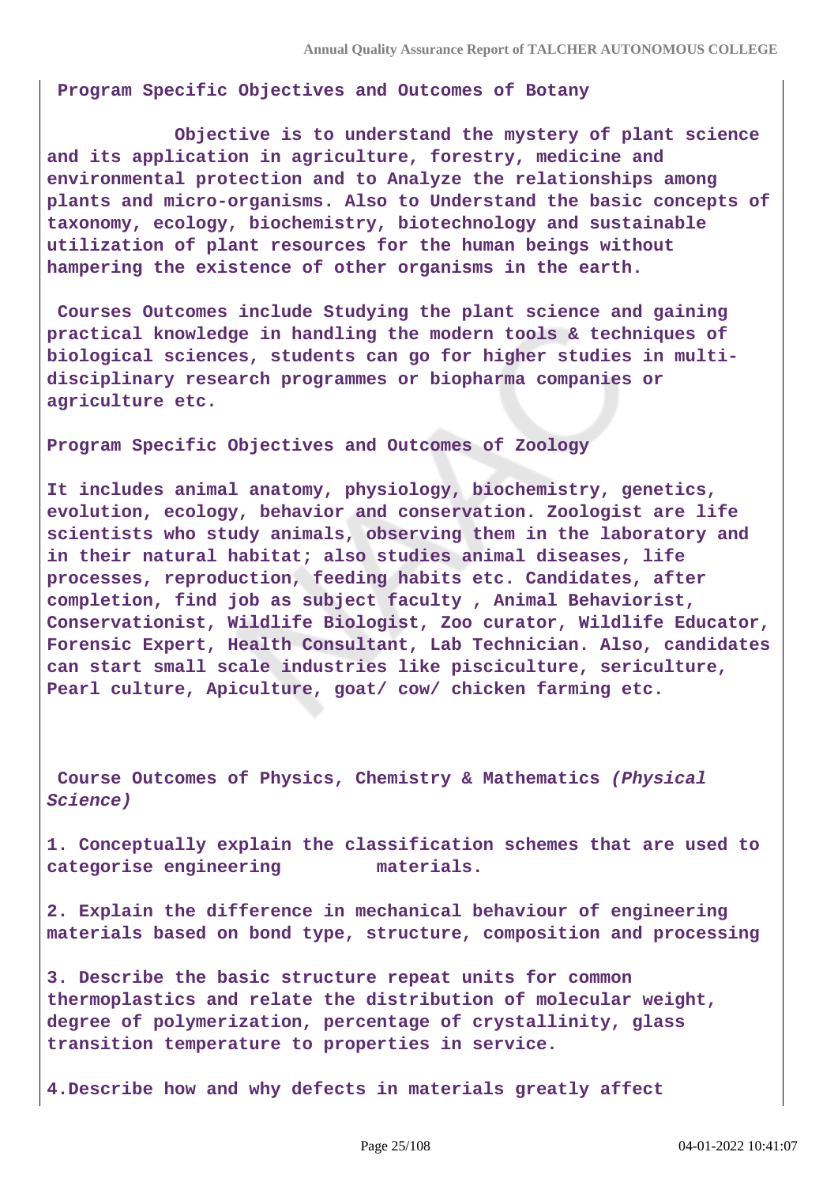**Program Specific Objectives and Outcomes of Botany**

Objective is to understand the mystery of plant science and its application in agriculture, forestry, medicine and environmental protection and to Analyze the relationships among plants and micro-organisms. Also to Understand the basic concepts of taxonomy, ecology, biochemistry, biotechnology and sustainable utilization of plant resources for the human beings without hampering the existence of other organisms in the earth.

Courses Outcomes include Studying the plant science and gaining practical knowledge in handling the modern tools & techniques of biological sciences, students can go for higher studies in multi-disciplinary research programmes or biopharma companies or agriculture etc.

**Program Specific Objectives and Outcomes of Zoology**

It includes animal anatomy, physiology, biochemistry, genetics, evolution, ecology, behavior and conservation. Zoologist are life scientists who study animals, observing them in the laboratory and in their natural habitat; also studies animal diseases, life processes, reproduction, feeding habits etc. Candidates, after completion, find job as subject faculty , Animal Behaviorist, Conservationist, Wildlife Biologist, Zoo curator, Wildlife Educator, Forensic Expert, Health Consultant, Lab Technician. Also, candidates can start small scale industries like pisciculture, sericulture, Pearl culture, Apiculture, goat/ cow/ chicken farming etc.

**Course Outcomes of Physics, Chemistry & Mathematics *(Physical Science)***

1. Conceptually explain the classification schemes that are used to categorise engineering materials.

2. Explain the difference in mechanical behaviour of engineering materials based on bond type, structure, composition and processing

3. Describe the basic structure repeat units for common thermoplastics and relate the distribution of molecular weight, degree of polymerization, percentage of crystallinity, glass transition temperature to properties in service.

4. Describe how and why defects in materials greatly affect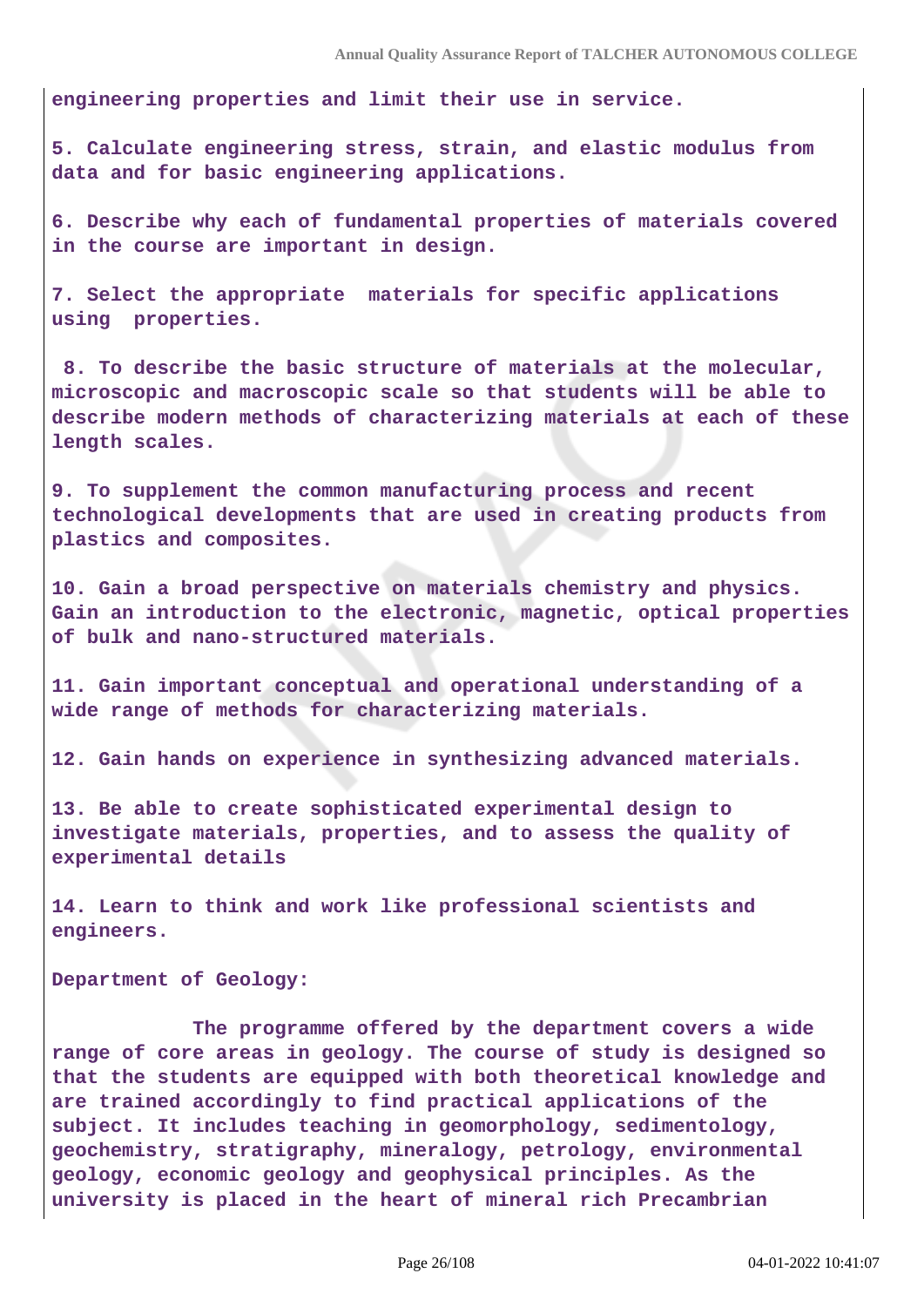engineering properties and limit their use in service.

5. Calculate engineering stress, strain, and elastic modulus from data and for basic engineering applications.

6. Describe why each of fundamental properties of materials covered in the course are important in design.

7. Select the appropriate materials for specific applications using properties.

8. To describe the basic structure of materials at the molecular, microscopic and macroscopic scale so that students will be able to describe modern methods of characterizing materials at each of these length scales.

9. To supplement the common manufacturing process and recent technological developments that are used in creating products from plastics and composites.

10. Gain a broad perspective on materials chemistry and physics. Gain an introduction to the electronic, magnetic, optical properties of bulk and nano-structured materials.

11. Gain important conceptual and operational understanding of a wide range of methods for characterizing materials.

12. Gain hands on experience in synthesizing advanced materials.

13. Be able to create sophisticated experimental design to investigate materials, properties, and to assess the quality of experimental details

14. Learn to think and work like professional scientists and engineers.

Department of Geology:

The programme offered by the department covers a wide range of core areas in geology. The course of study is designed so that the students are equipped with both theoretical knowledge and are trained accordingly to find practical applications of the subject. It includes teaching in geomorphology, sedimentology, geochemistry, stratigraphy, mineralogy, petrology, environmental geology, economic geology and geophysical principles. As the university is placed in the heart of mineral rich Precambrian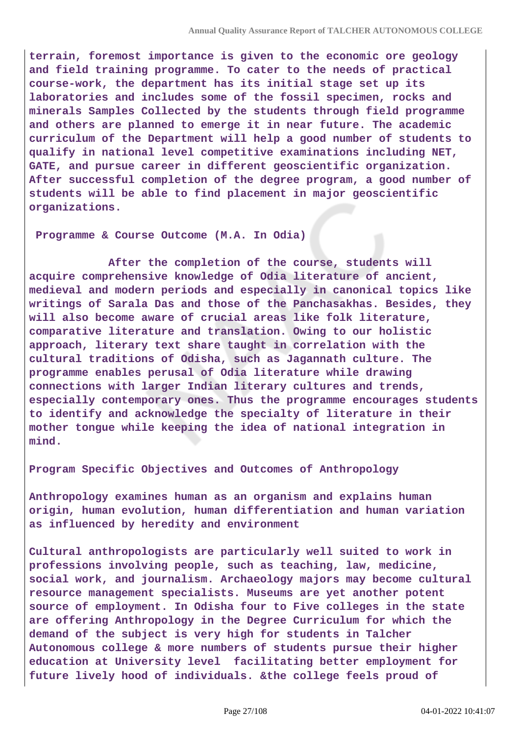**terrain, foremost importance is given to the economic ore geology and field training programme. To cater to the needs of practical course-work, the department has its initial stage set up its laboratories and includes some of the fossil specimen, rocks and minerals Samples Collected by the students through field programme and others are planned to emerge it in near future. The academic curriculum of the Department will help a good number of students to qualify in national level competitive examinations including NET, GATE, and pursue career in different geoscientific organization. After successful completion of the degree program, a good number of students will be able to find placement in major geoscientific organizations.**

**Programme & Course Outcome (M.A. In Odia)**

**After the completion of the course, students will acquire comprehensive knowledge of Odia literature of ancient, medieval and modern periods and especially in canonical topics like writings of Sarala Das and those of the Panchasakhas. Besides, they will also become aware of crucial areas like folk literature, comparative literature and translation. Owing to our holistic approach, literary text share taught in correlation with the cultural traditions of Odisha, such as Jagannath culture. The programme enables perusal of Odia literature while drawing connections with larger Indian literary cultures and trends, especially contemporary ones. Thus the programme encourages students to identify and acknowledge the specialty of literature in their mother tongue while keeping the idea of national integration in mind.**

**Program Specific Objectives and Outcomes of Anthropology**

**Anthropology examines human as an organism and explains human origin, human evolution, human differentiation and human variation as influenced by heredity and environment**

**Cultural anthropologists are particularly well suited to work in professions involving people, such as teaching, law, medicine, social work, and journalism. Archaeology majors may become cultural resource management specialists. Museums are yet another potent source of employment. In Odisha four to Five colleges in the state are offering Anthropology in the Degree Curriculum for which the demand of the subject is very high for students in Talcher Autonomous college & more numbers of students pursue their higher education at University level facilitating better employment for future lively hood of individuals. &the college feels proud of**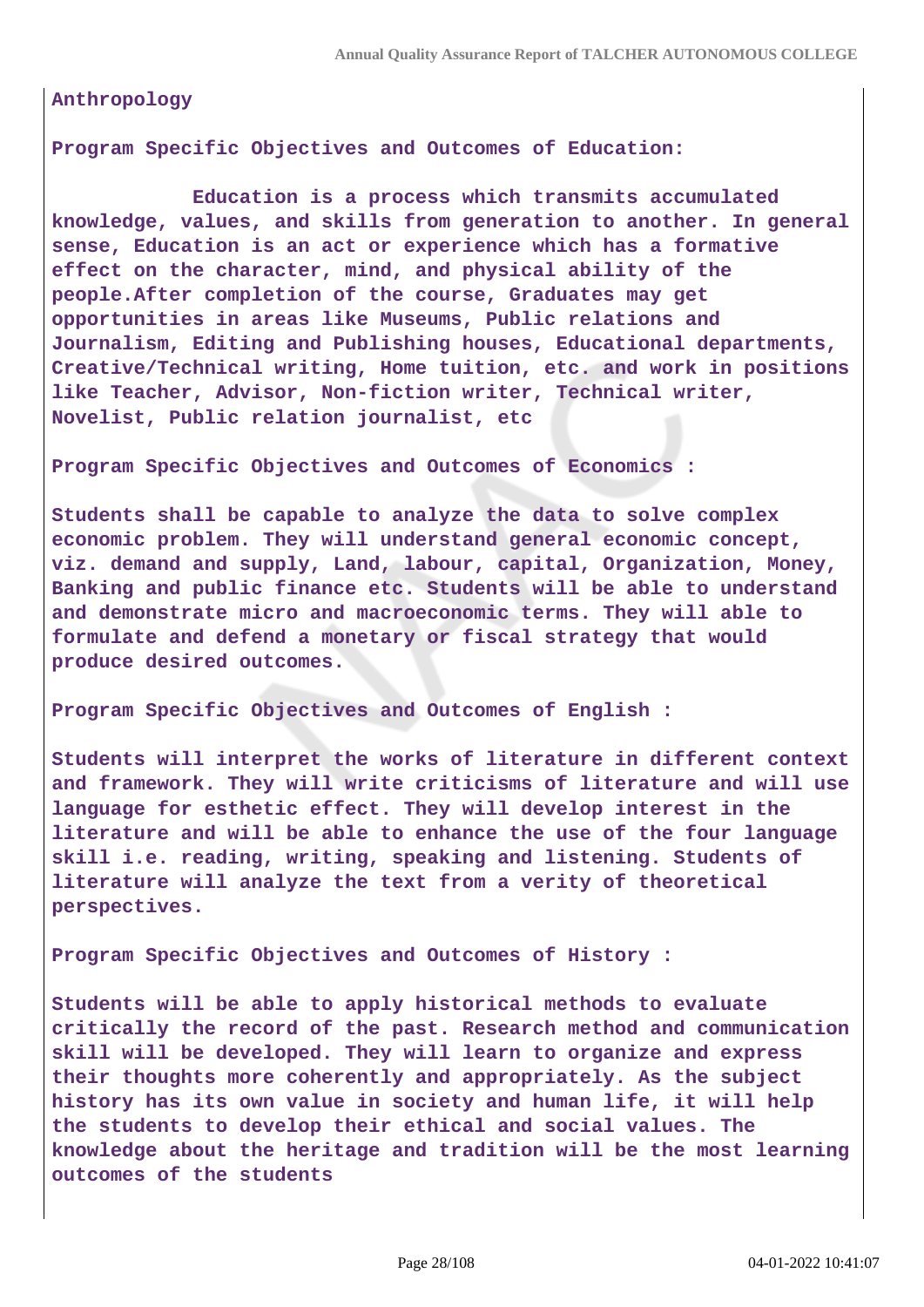**Anthropology**

**Program Specific Objectives and Outcomes of Education:**

**Education is a process which transmits accumulated knowledge, values, and skills from generation to another. In general sense, Education is an act or experience which has a formative effect on the character, mind, and physical ability of the people.After completion of the course, Graduates may get opportunities in areas like Museums, Public relations and Journalism, Editing and Publishing houses, Educational departments, Creative/Technical writing, Home tuition, etc. and work in positions like Teacher, Advisor, Non-fiction writer, Technical writer, Novelist, Public relation journalist, etc**

**Program Specific Objectives and Outcomes of Economics :**

**Students shall be capable to analyze the data to solve complex economic problem. They will understand general economic concept, viz. demand and supply, Land, labour, capital, Organization, Money, Banking and public finance etc. Students will be able to understand and demonstrate micro and macroeconomic terms. They will able to formulate and defend a monetary or fiscal strategy that would produce desired outcomes.**

**Program Specific Objectives and Outcomes of English :**

**Students will interpret the works of literature in different context and framework. They will write criticisms of literature and will use language for esthetic effect. They will develop interest in the literature and will be able to enhance the use of the four language skill i.e. reading, writing, speaking and listening. Students of literature will analyze the text from a verity of theoretical perspectives.**

**Program Specific Objectives and Outcomes of History :**

**Students will be able to apply historical methods to evaluate critically the record of the past. Research method and communication skill will be developed. They will learn to organize and express their thoughts more coherently and appropriately. As the subject history has its own value in society and human life, it will help the students to develop their ethical and social values. The knowledge about the heritage and tradition will be the most learning outcomes of the students**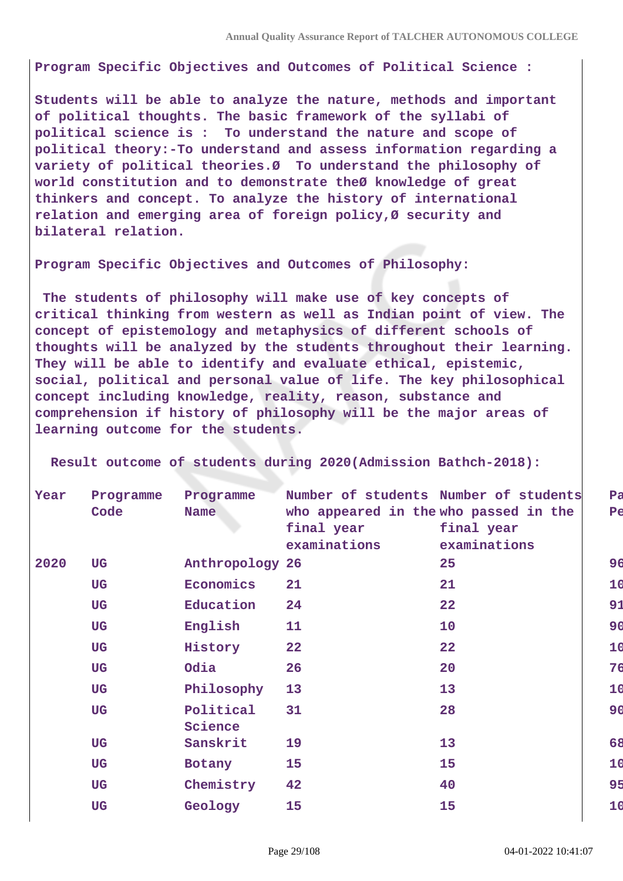Program Specific Objectives and Outcomes of Political Science :

Students will be able to analyze the nature, methods and important of political thoughts. The basic framework of the syllabi of political science is :  To understand the nature and scope of political theory:-To understand and assess information regarding a variety of political theories.Ø  To understand the philosophy of world constitution and to demonstrate theØ knowledge of great thinkers and concept. To analyze the history of international relation and emerging area of foreign policy,Ø security and bilateral relation.

Program Specific Objectives and Outcomes of Philosophy:

The students of philosophy will make use of key concepts of critical thinking from western as well as Indian point of view. The concept of epistemology and metaphysics of different schools of thoughts will be analyzed by the students throughout their learning. They will be able to identify and evaluate ethical, epistemic, social, political and personal value of life. The key philosophical concept including knowledge, reality, reason, substance and comprehension if history of philosophy will be the major areas of learning outcome for the students.

Result outcome of students during 2020(Admission Bathch-2018):

| Year | Programme Code | Programme Name | Number of students who appeared in the final year examinations | Number of students who passed in the final year examinations | Pa Pe |
|---|---|---|---|---|---|
| 2020 | UG | Anthropology | 26 | 25 | 96 |
| | UG | Economics | 21 | 21 | 10 |
| | UG | Education | 24 | 22 | 91 |
| | UG | English | 11 | 10 | 90 |
| | UG | History | 22 | 22 | 10 |
| | UG | Odia | 26 | 20 | 76 |
| | UG | Philosophy | 13 | 13 | 10 |
| | UG | Political Science | 31 | 28 | 90 |
| | UG | Sanskrit | 19 | 13 | 68 |
| | UG | Botany | 15 | 15 | 10 |
| | UG | Chemistry | 42 | 40 | 95 |
| | UG | Geology | 15 | 15 | 10 |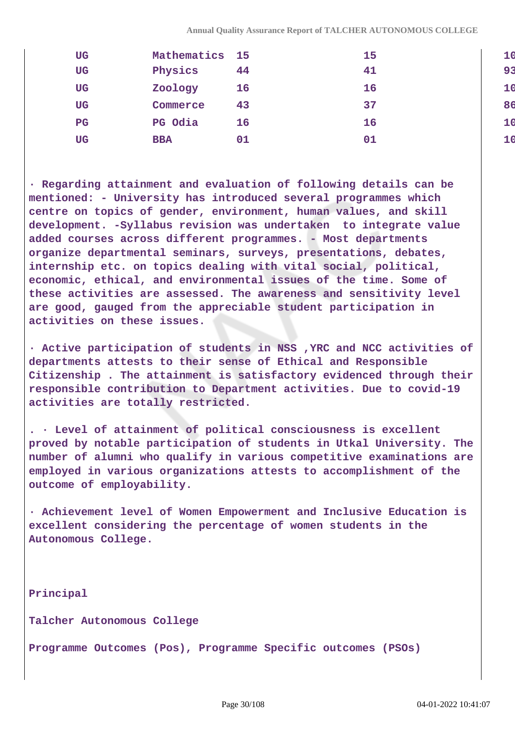| UG | Mathematics | 15 | 15 | 10 |
|---|---|---|---|---|
| UG | Physics | 44 | 41 | 93 |
| UG | Zoology | 16 | 16 | 10 |
| UG | Commerce | 43 | 37 | 86 |
| PG | PG Odia | 16 | 16 | 10 |
| UG | BBA | 01 | 01 | 10 |

· Regarding attainment and evaluation of following details can be mentioned: - University has introduced several programmes which centre on topics of gender, environment, human values, and skill development. -Syllabus revision was undertaken to integrate value added courses across different programmes. - Most departments organize departmental seminars, surveys, presentations, debates, internship etc. on topics dealing with vital social, political, economic, ethical, and environmental issues of the time. Some of these activities are assessed. The awareness and sensitivity level are good, gauged from the appreciable student participation in activities on these issues.

· Active participation of students in NSS ,YRC and NCC activities of departments attests to their sense of Ethical and Responsible Citizenship . The attainment is satisfactory evidenced through their responsible contribution to Department activities. Due to covid-19 activities are totally restricted.

. · Level of attainment of political consciousness is excellent proved by notable participation of students in Utkal University. The number of alumni who qualify in various competitive examinations are employed in various organizations attests to accomplishment of the outcome of employability.

· Achievement level of Women Empowerment and Inclusive Education is excellent considering the percentage of women students in the Autonomous College.

Principal

Talcher Autonomous College

Programme Outcomes (Pos), Programme Specific outcomes (PSOs)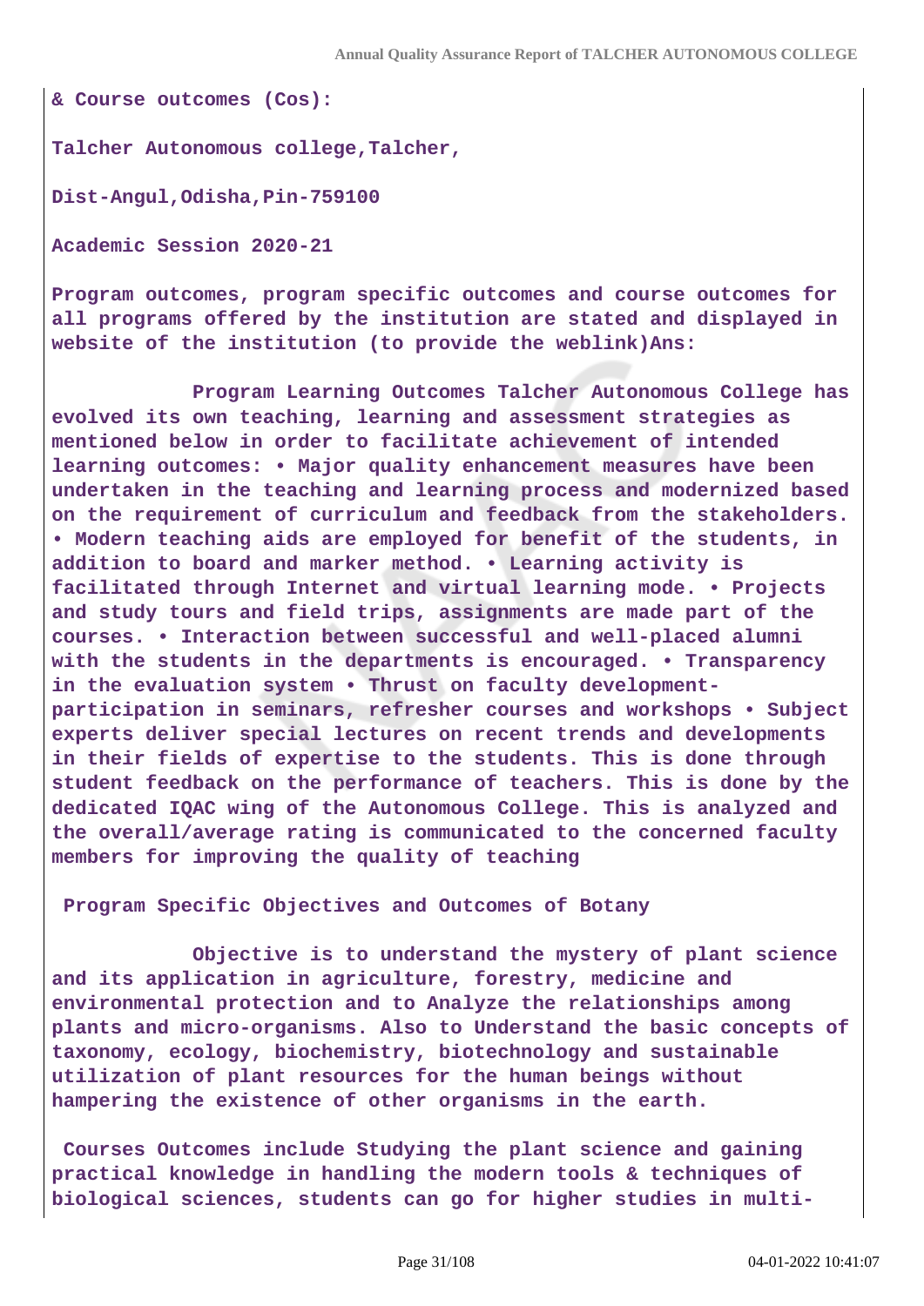**& Course outcomes (Cos):**

**Talcher Autonomous college,Talcher,**

**Dist-Angul,Odisha,Pin-759100**

**Academic Session 2020-21**

**Program outcomes, program specific outcomes and course outcomes for all programs offered by the institution are stated and displayed in website of the institution (to provide the weblink)Ans:**

**Program Learning Outcomes Talcher Autonomous College has evolved its own teaching, learning and assessment strategies as mentioned below in order to facilitate achievement of intended learning outcomes: • Major quality enhancement measures have been undertaken in the teaching and learning process and modernized based on the requirement of curriculum and feedback from the stakeholders. • Modern teaching aids are employed for benefit of the students, in addition to board and marker method. • Learning activity is facilitated through Internet and virtual learning mode. • Projects and study tours and field trips, assignments are made part of the courses. • Interaction between successful and well-placed alumni with the students in the departments is encouraged. • Transparency in the evaluation system • Thrust on faculty development-participation in seminars, refresher courses and workshops • Subject experts deliver special lectures on recent trends and developments in their fields of expertise to the students. This is done through student feedback on the performance of teachers. This is done by the dedicated IQAC wing of the Autonomous College. This is analyzed and the overall/average rating is communicated to the concerned faculty members for improving the quality of teaching**

**Program Specific Objectives and Outcomes of Botany**

**Objective is to understand the mystery of plant science and its application in agriculture, forestry, medicine and environmental protection and to Analyze the relationships among plants and micro-organisms. Also to Understand the basic concepts of taxonomy, ecology, biochemistry, biotechnology and sustainable utilization of plant resources for the human beings without hampering the existence of other organisms in the earth.**

**Courses Outcomes include Studying the plant science and gaining practical knowledge in handling the modern tools & techniques of biological sciences, students can go for higher studies in multi-**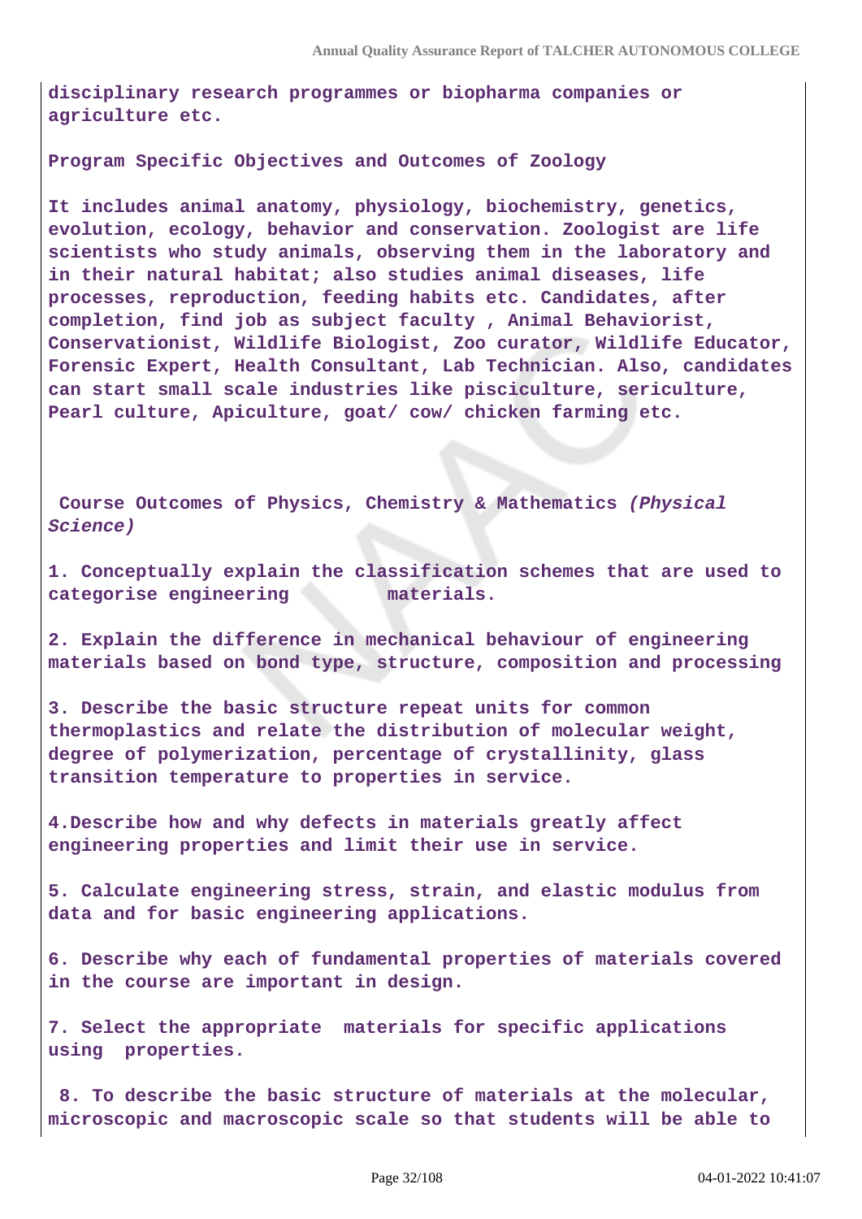**disciplinary research programmes or biopharma companies or agriculture etc.**

**Program Specific Objectives and Outcomes of Zoology**

**It includes animal anatomy, physiology, biochemistry, genetics, evolution, ecology, behavior and conservation. Zoologist are life scientists who study animals, observing them in the laboratory and in their natural habitat; also studies animal diseases, life processes, reproduction, feeding habits etc. Candidates, after completion, find job as subject faculty , Animal Behaviorist, Conservationist, Wildlife Biologist, Zoo curator, Wildlife Educator, Forensic Expert, Health Consultant, Lab Technician. Also, candidates can start small scale industries like pisciculture, sericulture, Pearl culture, Apiculture, goat/ cow/ chicken farming etc.**

**Course Outcomes of Physics, Chemistry & Mathematics *(Physical Science)***

**1. Conceptually explain the classification schemes that are used to categorise engineering materials.**

**2. Explain the difference in mechanical behaviour of engineering materials based on bond type, structure, composition and processing**

**3. Describe the basic structure repeat units for common thermoplastics and relate the distribution of molecular weight, degree of polymerization, percentage of crystallinity, glass transition temperature to properties in service.**

**4.Describe how and why defects in materials greatly affect engineering properties and limit their use in service.**

**5. Calculate engineering stress, strain, and elastic modulus from data and for basic engineering applications.**

**6. Describe why each of fundamental properties of materials covered in the course are important in design.**

**7. Select the appropriate materials for specific applications using properties.**

**8. To describe the basic structure of materials at the molecular, microscopic and macroscopic scale so that students will be able to**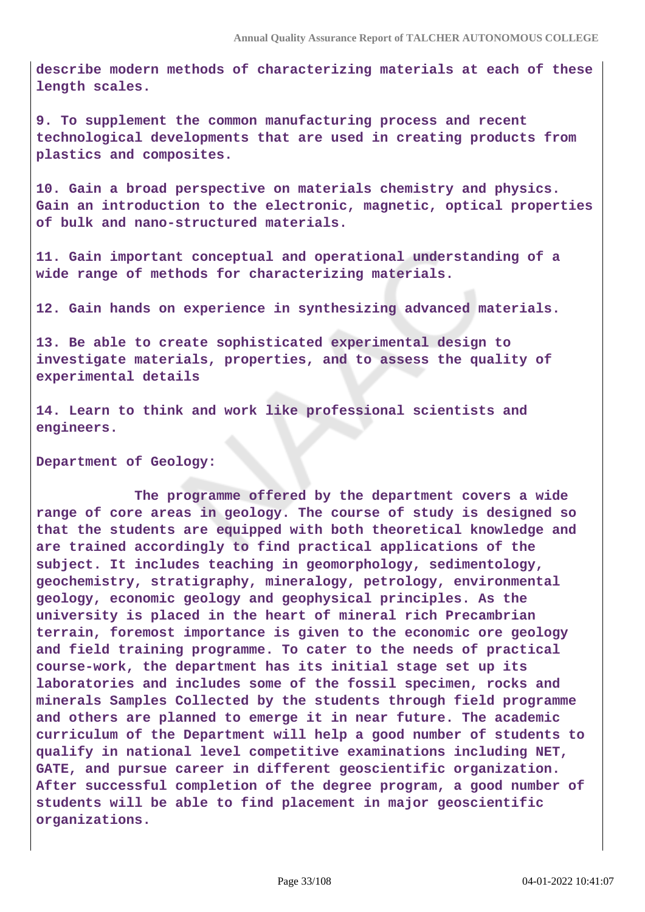describe modern methods of characterizing materials at each of these length scales.

9. To supplement the common manufacturing process and recent technological developments that are used in creating products from plastics and composites.

10. Gain a broad perspective on materials chemistry and physics. Gain an introduction to the electronic, magnetic, optical properties of bulk and nano-structured materials.

11. Gain important conceptual and operational understanding of a wide range of methods for characterizing materials.

12. Gain hands on experience in synthesizing advanced materials.

13. Be able to create sophisticated experimental design to investigate materials, properties, and to assess the quality of experimental details

14. Learn to think and work like professional scientists and engineers.

Department of Geology:

The programme offered by the department covers a wide range of core areas in geology. The course of study is designed so that the students are equipped with both theoretical knowledge and are trained accordingly to find practical applications of the subject. It includes teaching in geomorphology, sedimentology, geochemistry, stratigraphy, mineralogy, petrology, environmental geology, economic geology and geophysical principles. As the university is placed in the heart of mineral rich Precambrian terrain, foremost importance is given to the economic ore geology and field training programme. To cater to the needs of practical course-work, the department has its initial stage set up its laboratories and includes some of the fossil specimen, rocks and minerals Samples Collected by the students through field programme and others are planned to emerge it in near future. The academic curriculum of the Department will help a good number of students to qualify in national level competitive examinations including NET, GATE, and pursue career in different geoscientific organization. After successful completion of the degree program, a good number of students will be able to find placement in major geoscientific organizations.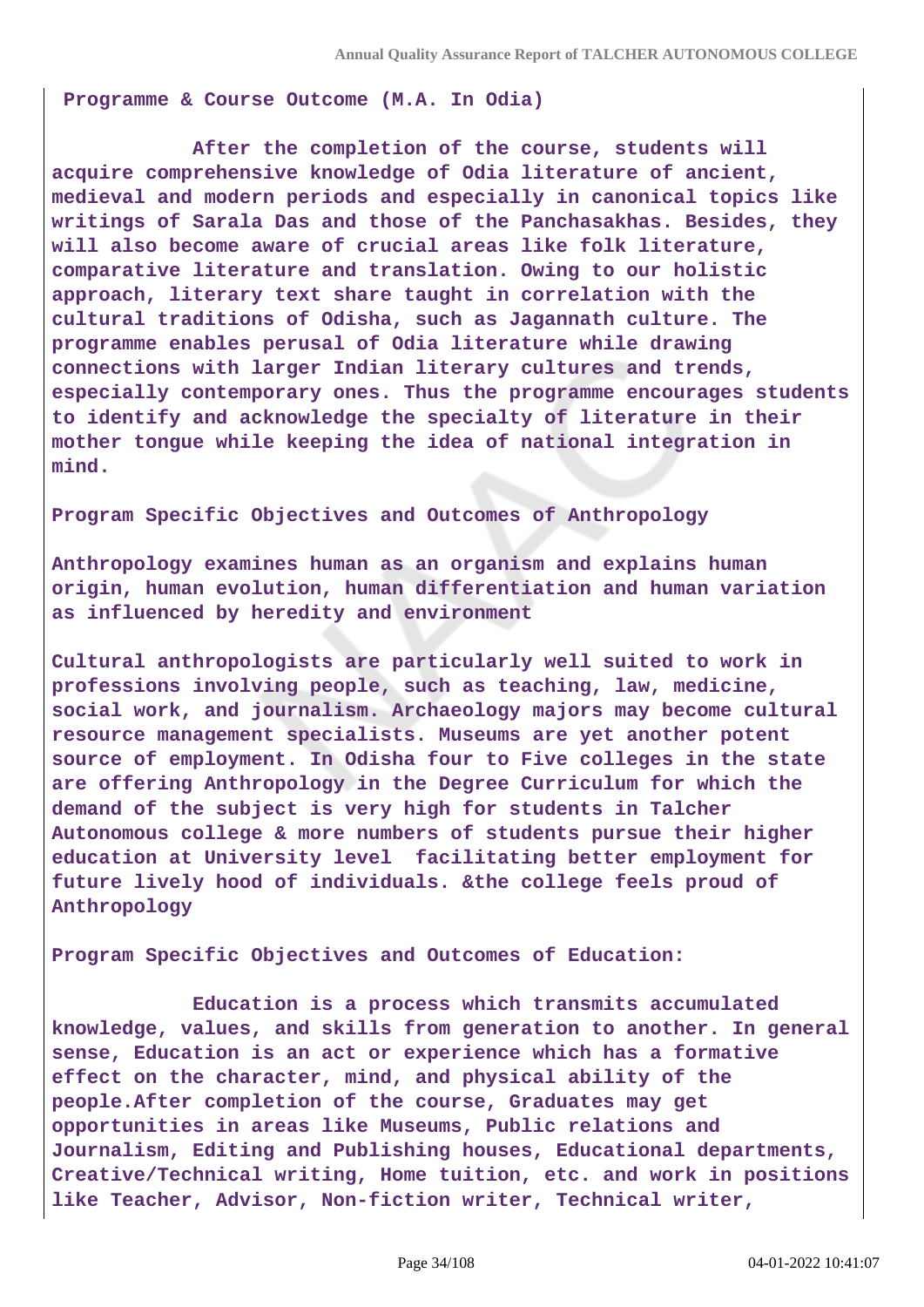**Programme & Course Outcome (M.A. In Odia)**

After the completion of the course, students will acquire comprehensive knowledge of Odia literature of ancient, medieval and modern periods and especially in canonical topics like writings of Sarala Das and those of the Panchasakhas. Besides, they will also become aware of crucial areas like folk literature, comparative literature and translation. Owing to our holistic approach, literary text share taught in correlation with the cultural traditions of Odisha, such as Jagannath culture. The programme enables perusal of Odia literature while drawing connections with larger Indian literary cultures and trends, especially contemporary ones. Thus the programme encourages students to identify and acknowledge the specialty of literature in their mother tongue while keeping the idea of national integration in mind.

**Program Specific Objectives and Outcomes of Anthropology**

Anthropology examines human as an organism and explains human origin, human evolution, human differentiation and human variation as influenced by heredity and environment

Cultural anthropologists are particularly well suited to work in professions involving people, such as teaching, law, medicine, social work, and journalism. Archaeology majors may become cultural resource management specialists. Museums are yet another potent source of employment. In Odisha four to Five colleges in the state are offering Anthropology in the Degree Curriculum for which the demand of the subject is very high for students in Talcher Autonomous college & more numbers of students pursue their higher education at University level facilitating better employment for future lively hood of individuals. &the college feels proud of Anthropology

**Program Specific Objectives and Outcomes of Education:**

Education is a process which transmits accumulated knowledge, values, and skills from generation to another. In general sense, Education is an act or experience which has a formative effect on the character, mind, and physical ability of the people.After completion of the course, Graduates may get opportunities in areas like Museums, Public relations and Journalism, Editing and Publishing houses, Educational departments, Creative/Technical writing, Home tuition, etc. and work in positions like Teacher, Advisor, Non-fiction writer, Technical writer,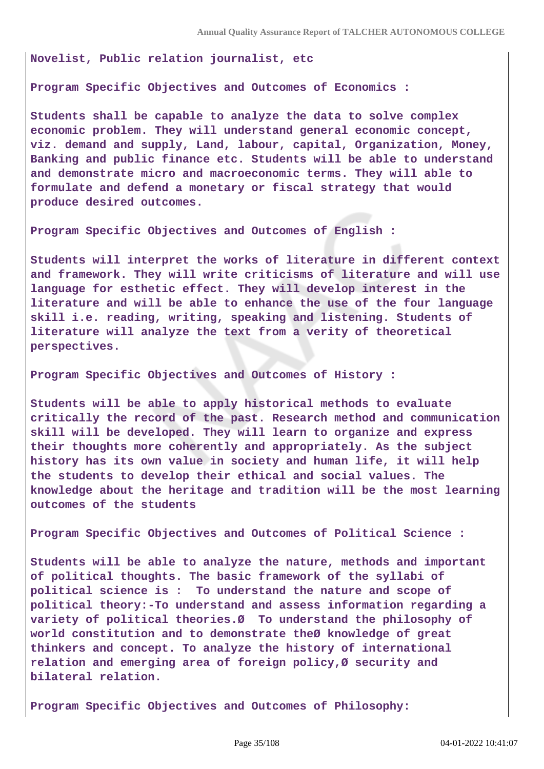**Novelist, Public relation journalist, etc**

**Program Specific Objectives and Outcomes of Economics :**

**Students shall be capable to analyze the data to solve complex economic problem. They will understand general economic concept, viz. demand and supply, Land, labour, capital, Organization, Money, Banking and public finance etc. Students will be able to understand and demonstrate micro and macroeconomic terms. They will able to formulate and defend a monetary or fiscal strategy that would produce desired outcomes.**

**Program Specific Objectives and Outcomes of English :**

**Students will interpret the works of literature in different context and framework. They will write criticisms of literature and will use language for esthetic effect. They will develop interest in the literature and will be able to enhance the use of the four language skill i.e. reading, writing, speaking and listening. Students of literature will analyze the text from a verity of theoretical perspectives.**

**Program Specific Objectives and Outcomes of History :**

**Students will be able to apply historical methods to evaluate critically the record of the past. Research method and communication skill will be developed. They will learn to organize and express their thoughts more coherently and appropriately. As the subject history has its own value in society and human life, it will help the students to develop their ethical and social values. The knowledge about the heritage and tradition will be the most learning outcomes of the students**

**Program Specific Objectives and Outcomes of Political Science :**

**Students will be able to analyze the nature, methods and important of political thoughts. The basic framework of the syllabi of political science is : To understand the nature and scope of political theory:-To understand and assess information regarding a variety of political theories.Ø To understand the philosophy of world constitution and to demonstrate theØ knowledge of great thinkers and concept. To analyze the history of international relation and emerging area of foreign policy,Ø security and bilateral relation.**

**Program Specific Objectives and Outcomes of Philosophy:**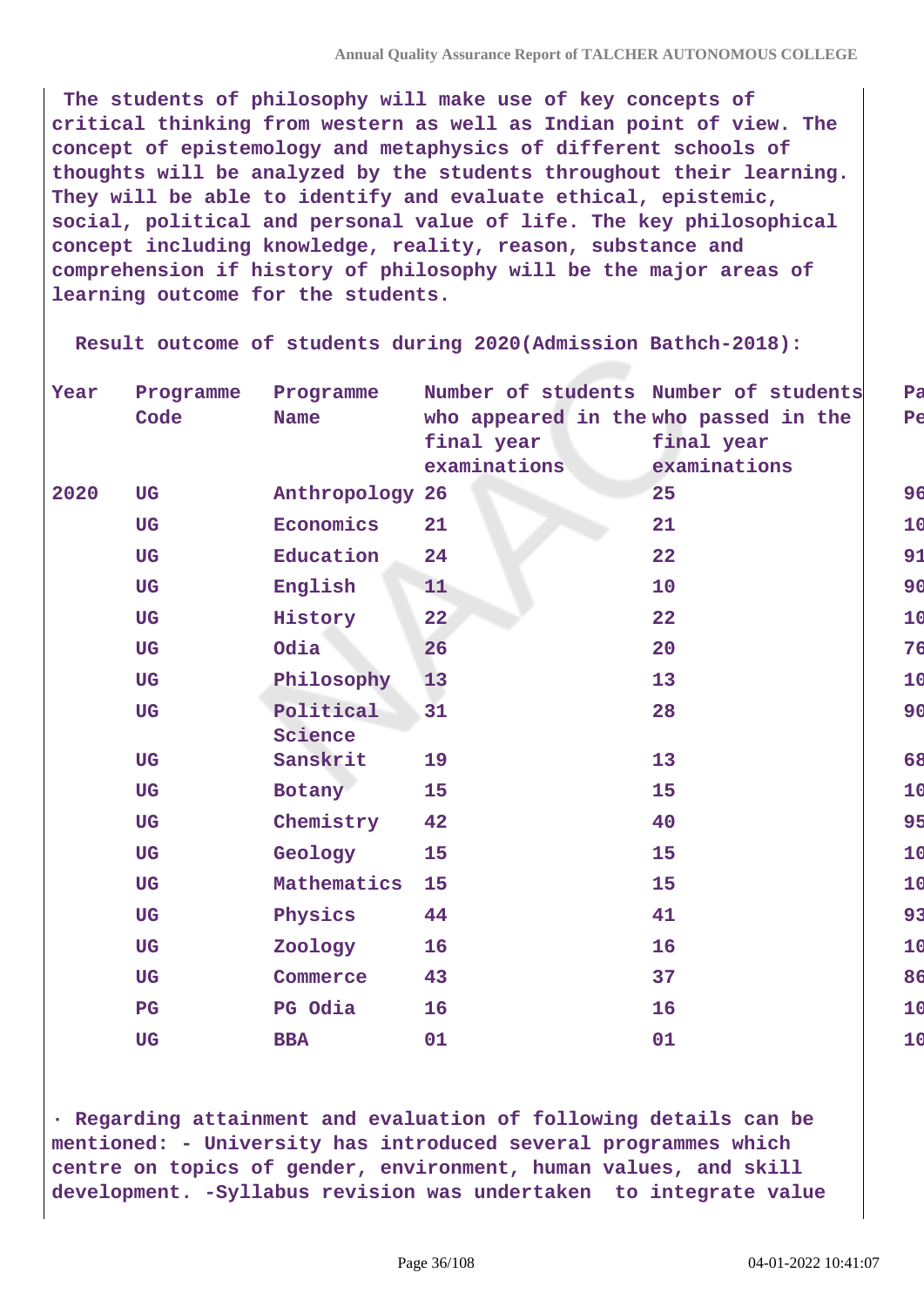The students of philosophy will make use of key concepts of critical thinking from western as well as Indian point of view. The concept of epistemology and metaphysics of different schools of thoughts will be analyzed by the students throughout their learning. They will be able to identify and evaluate ethical, epistemic, social, political and personal value of life. The key philosophical concept including knowledge, reality, reason, substance and comprehension if history of philosophy will be the major areas of learning outcome for the students.

Result outcome of students during 2020(Admission Bathch-2018):

| Year | Programme Code | Programme Name | Number of students who appeared in the final year examinations | Number of students who passed in the final year examinations | Pa Pe |
|---|---|---|---|---|---|
| 2020 | UG | Anthropology | 26 | 25 | 96 |
| | UG | Economics | 21 | 21 | 10 |
| | UG | Education | 24 | 22 | 91 |
| | UG | English | 11 | 10 | 90 |
| | UG | History | 22 | 22 | 10 |
| | UG | Odia | 26 | 20 | 76 |
| | UG | Philosophy | 13 | 13 | 10 |
| | UG | Political Science | 31 | 28 | 90 |
| | UG | Sanskrit | 19 | 13 | 68 |
| | UG | Botany | 15 | 15 | 10 |
| | UG | Chemistry | 42 | 40 | 95 |
| | UG | Geology | 15 | 15 | 10 |
| | UG | Mathematics | 15 | 15 | 10 |
| | UG | Physics | 44 | 41 | 93 |
| | UG | Zoology | 16 | 16 | 10 |
| | UG | Commerce | 43 | 37 | 86 |
| | PG | PG Odia | 16 | 16 | 10 |
| | UG | BBA | 01 | 01 | 10 |

· Regarding attainment and evaluation of following details can be mentioned: - University has introduced several programmes which centre on topics of gender, environment, human values, and skill development. -Syllabus revision was undertaken to integrate value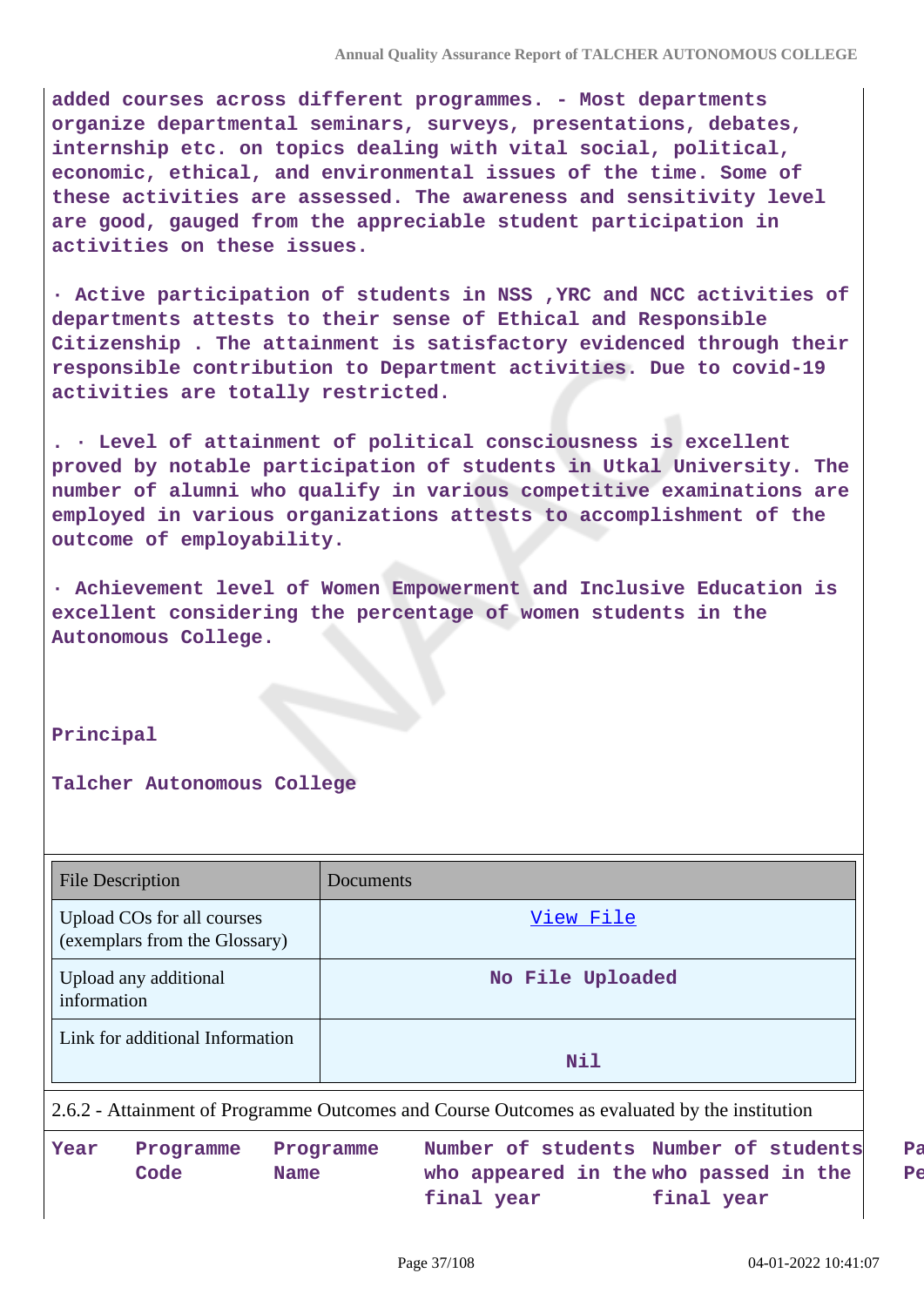added courses across different programmes. - Most departments organize departmental seminars, surveys, presentations, debates, internship etc. on topics dealing with vital social, political, economic, ethical, and environmental issues of the time. Some of these activities are assessed. The awareness and sensitivity level are good, gauged from the appreciable student participation in activities on these issues.

· Active participation of students in NSS ,YRC and NCC activities of departments attests to their sense of Ethical and Responsible Citizenship . The attainment is satisfactory evidenced through their responsible contribution to Department activities. Due to covid-19 activities are totally restricted.

. · Level of attainment of political consciousness is excellent proved by notable participation of students in Utkal University. The number of alumni who qualify in various competitive examinations are employed in various organizations attests to accomplishment of the outcome of employability.

· Achievement level of Women Empowerment and Inclusive Education is excellent considering the percentage of women students in the Autonomous College.

Principal

Talcher Autonomous College

| File Description | Documents |
|---|---|
| Upload COs for all courses (exemplars from the Glossary) | View File |
| Upload any additional information | No File Uploaded |
| Link for additional Information | Nil |

2.6.2 - Attainment of Programme Outcomes and Course Outcomes as evaluated by the institution

| Year | Programme Code | Programme Name | Number of students who appeared in the final year | Number of students who passed in the final year | Pa Pe |
|---|---|---|---|---|---|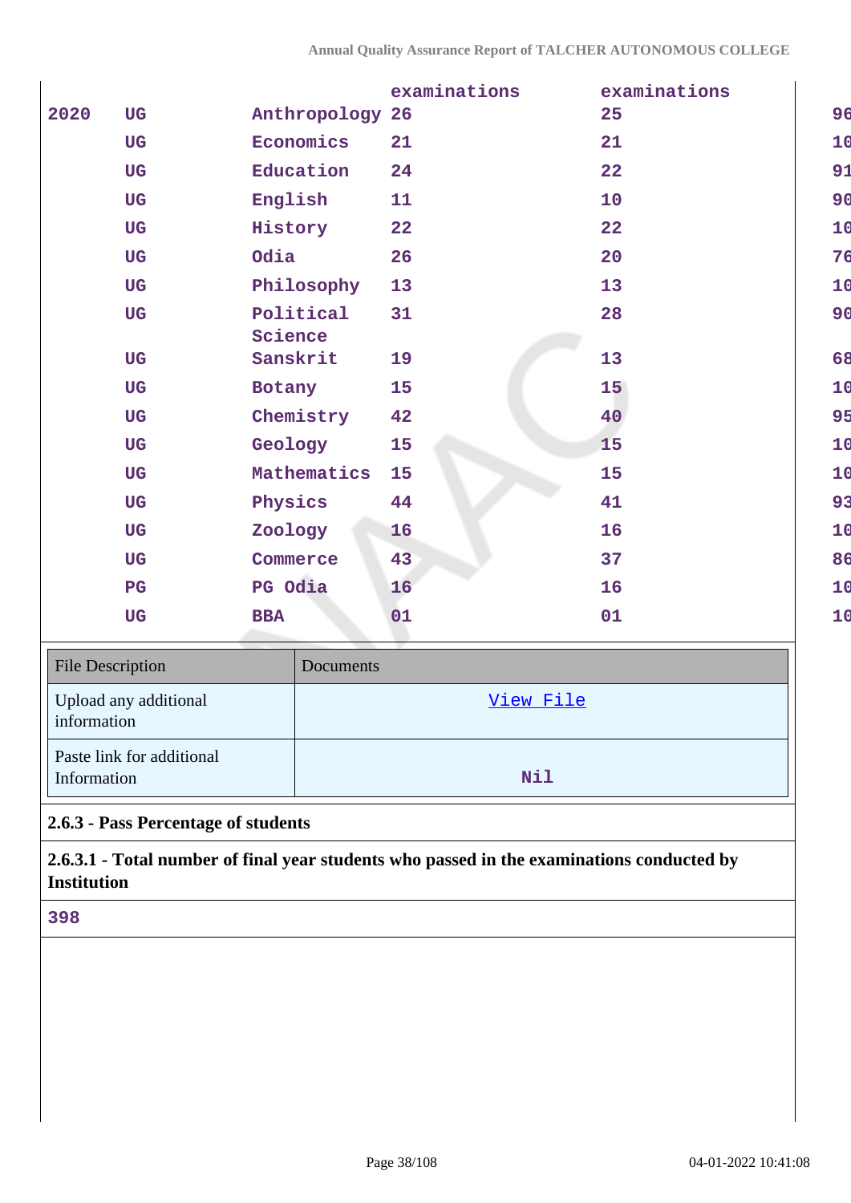| | | | examinations | examinations | |
|---|---|---|---|---|---|
| 2020 | UG | Anthropology | 26 | 25 | 96 |
| | UG | Economics | 21 | 21 | 10 |
| | UG | Education | 24 | 22 | 91 |
| | UG | English | 11 | 10 | 90 |
| | UG | History | 22 | 22 | 10 |
| | UG | Odia | 26 | 20 | 76 |
| | UG | Philosophy | 13 | 13 | 10 |
| | UG | Political Science | 31 | 28 | 90 |
| | UG | Sanskrit | 19 | 13 | 68 |
| | UG | Botany | 15 | 15 | 10 |
| | UG | Chemistry | 42 | 40 | 95 |
| | UG | Geology | 15 | 15 | 10 |
| | UG | Mathematics | 15 | 15 | 10 |
| | UG | Physics | 44 | 41 | 93 |
| | UG | Zoology | 16 | 16 | 10 |
| | UG | Commerce | 43 | 37 | 86 |
| | PG | PG Odia | 16 | 16 | 10 |
| | UG | BBA | 01 | 01 | 10 |

| File Description | Documents |
|---|---|
| Upload any additional information | View File |
| Paste link for additional Information | Nil |

**2.6.3 - Pass Percentage of students**

**2.6.3.1 - Total number of final year students who passed in the examinations conducted by Institution**

398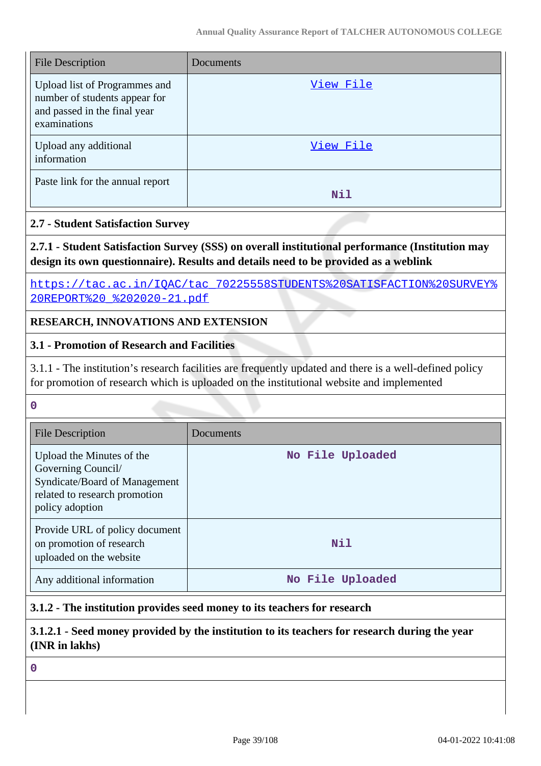| File Description | Documents |
|---|---|
| Upload list of Programmes and number of students appear for and passed in the final year examinations | View File |
| Upload any additional information | View File |
| Paste link for the annual report | Nil |

**2.7 - Student Satisfaction Survey**

**2.7.1 - Student Satisfaction Survey (SSS) on overall institutional performance (Institution may design its own questionnaire). Results and details need to be provided as a weblink**

https://tac.ac.in/IQAC/tac_70225558STUDENTS%20SATISFACTION%20SURVEY%20REPORT%20_%202020-21.pdf

**RESEARCH, INNOVATIONS AND EXTENSION**

**3.1 - Promotion of Research and Facilities**

3.1.1 - The institution's research facilities are frequently updated and there is a well-defined policy for promotion of research which is uploaded on the institutional website and implemented

0

| File Description | Documents |
|---|---|
| Upload the Minutes of the Governing Council/ Syndicate/Board of Management related to research promotion policy adoption | No File Uploaded |
| Provide URL of policy document on promotion of research uploaded on the website | Nil |
| Any additional information | No File Uploaded |

**3.1.2 - The institution provides seed money to its teachers for research**

**3.1.2.1 - Seed money provided by the institution to its teachers for research during the year (INR in lakhs)**

0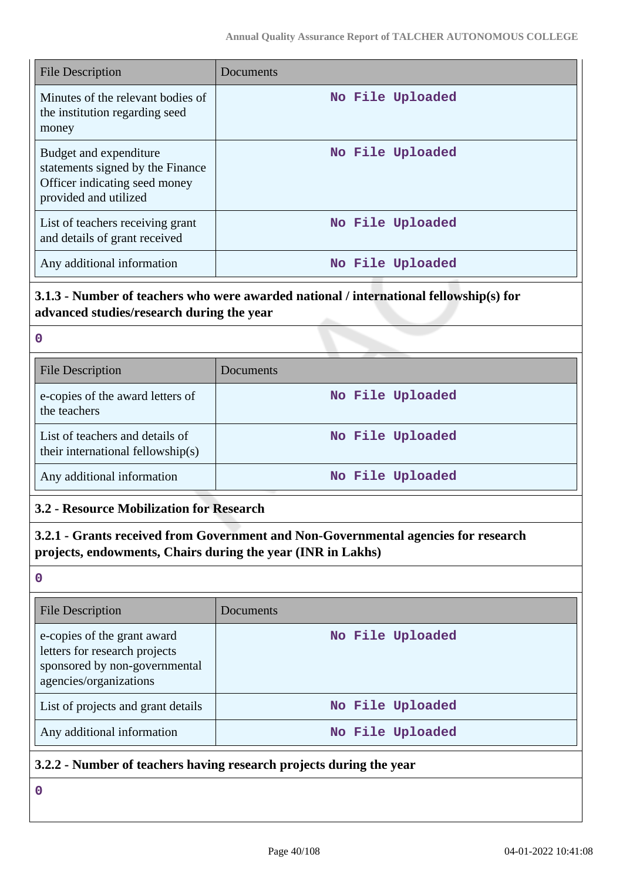| File Description | Documents |
|---|---|
| Minutes of the relevant bodies of the institution regarding seed money | No File Uploaded |
| Budget and expenditure statements signed by the Finance Officer indicating seed money provided and utilized | No File Uploaded |
| List of teachers receiving grant and details of grant received | No File Uploaded |
| Any additional information | No File Uploaded |

### 3.1.3 - Number of teachers who were awarded national / international fellowship(s) for advanced studies/research during the year

**0**

| File Description | Documents |
|---|---|
| e-copies of the award letters of the teachers | No File Uploaded |
| List of teachers and details of their international fellowship(s) | No File Uploaded |
| Any additional information | No File Uploaded |

### 3.2 - Resource Mobilization for Research

### 3.2.1 - Grants received from Government and Non-Governmental agencies for research projects, endowments, Chairs during the year (INR in Lakhs)

**0**

| File Description | Documents |
|---|---|
| e-copies of the grant award letters for research projects sponsored by non-governmental agencies/organizations | No File Uploaded |
| List of projects and grant details | No File Uploaded |
| Any additional information | No File Uploaded |

### 3.2.2 - Number of teachers having research projects during the year

**0**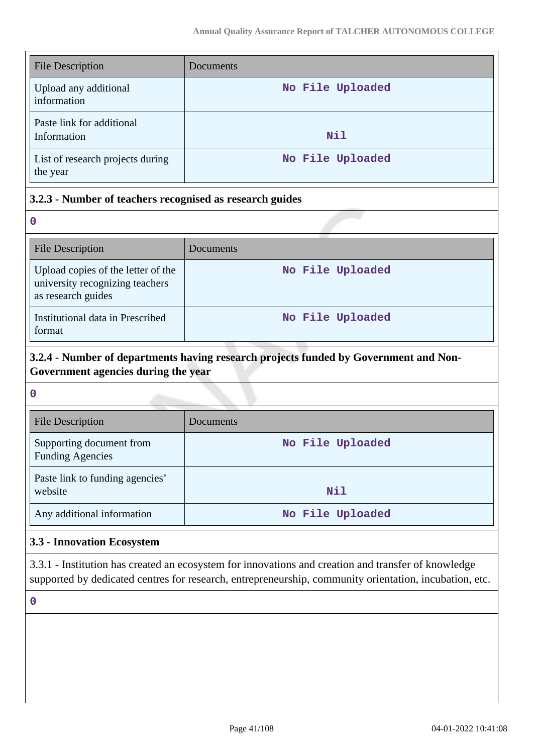| File Description | Documents |
|---|---|
| Upload any additional information | No File Uploaded |
| Paste link for additional Information | Nil |
| List of research projects during the year | No File Uploaded |

### 3.2.3 - Number of teachers recognised as research guides

0

| File Description | Documents |
|---|---|
| Upload copies of the letter of the university recognizing teachers as research guides | No File Uploaded |
| Institutional data in Prescribed format | No File Uploaded |

### 3.2.4 - Number of departments having research projects funded by Government and Non-Government agencies during the year

0

| File Description | Documents |
|---|---|
| Supporting document from Funding Agencies | No File Uploaded |
| Paste link to funding agencies' website | Nil |
| Any additional information | No File Uploaded |

### 3.3 - Innovation Ecosystem

3.3.1 - Institution has created an ecosystem for innovations and creation and transfer of knowledge supported by dedicated centres for research, entrepreneurship, community orientation, incubation, etc.

0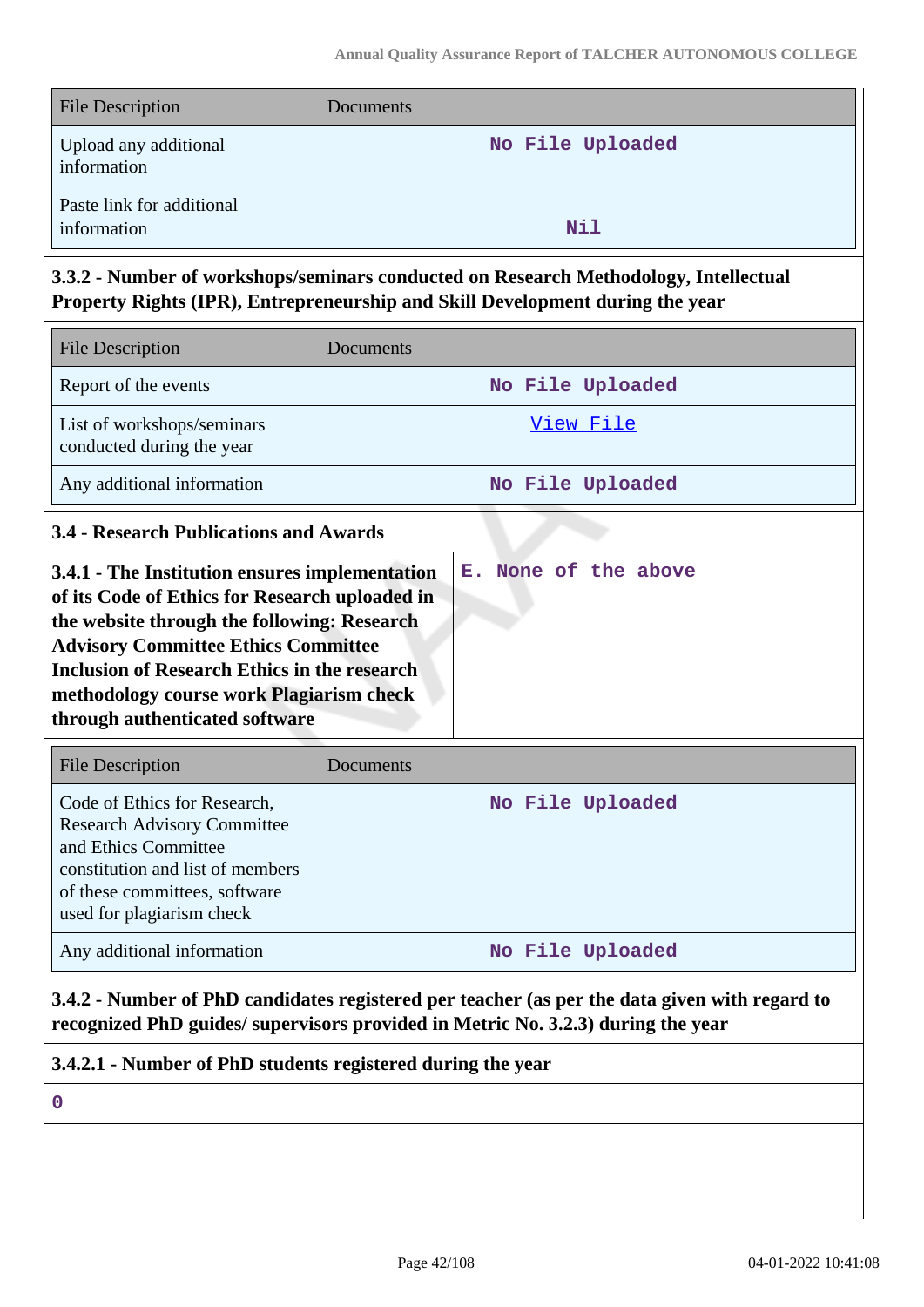| File Description | Documents |
| --- | --- |
| Upload any additional information | No File Uploaded |
| Paste link for additional information | Nil |

**3.3.2 - Number of workshops/seminars conducted on Research Methodology, Intellectual Property Rights (IPR), Entrepreneurship and Skill Development during the year**

| File Description | Documents |
| --- | --- |
| Report of the events | No File Uploaded |
| List of workshops/seminars conducted during the year | View File |
| Any additional information | No File Uploaded |

### 3.4 - Research Publications and Awards

| **3.4.1 - The Institution ensures implementation of its Code of Ethics for Research uploaded in the website through the following: Research Advisory Committee Ethics Committee Inclusion of Research Ethics in the research methodology course work Plagiarism check through authenticated software** | E. None of the above |
| --- | --- |

| File Description | Documents |
| --- | --- |
| Code of Ethics for Research, Research Advisory Committee and Ethics Committee constitution and list of members of these committees, software used for plagiarism check | No File Uploaded |
| Any additional information | No File Uploaded |

**3.4.2 - Number of PhD candidates registered per teacher (as per the data given with regard to recognized PhD guides/ supervisors provided in Metric No. 3.2.3) during the year**

**3.4.2.1 - Number of PhD students registered during the year**

0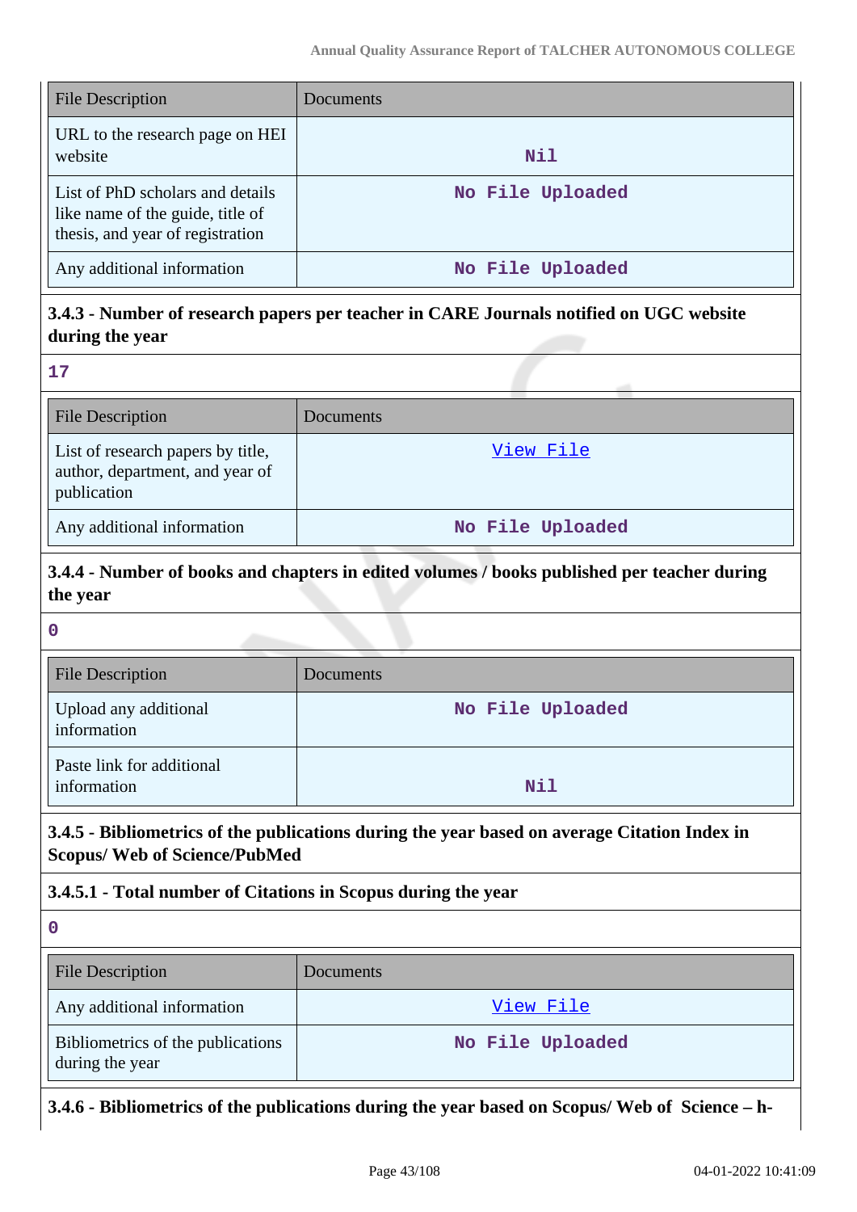| File Description | Documents |
| --- | --- |
| URL to the research page on HEI website | Nil |
| List of PhD scholars and details like name of the guide, title of thesis, and year of registration | No File Uploaded |
| Any additional information | No File Uploaded |

### 3.4.3 - Number of research papers per teacher in CARE Journals notified on UGC website during the year

17

| File Description | Documents |
| --- | --- |
| List of research papers by title, author, department, and year of publication | View File |
| Any additional information | No File Uploaded |

### 3.4.4 - Number of books and chapters in edited volumes / books published per teacher during the year

0

| File Description | Documents |
| --- | --- |
| Upload any additional information | No File Uploaded |
| Paste link for additional information | Nil |

### 3.4.5 - Bibliometrics of the publications during the year based on average Citation Index in Scopus/ Web of Science/PubMed

### 3.4.5.1 - Total number of Citations in Scopus during the year

0

| File Description | Documents |
| --- | --- |
| Any additional information | View File |
| Bibliometrics of the publications during the year | No File Uploaded |

### 3.4.6 - Bibliometrics of the publications during the year based on Scopus/ Web of Science – h-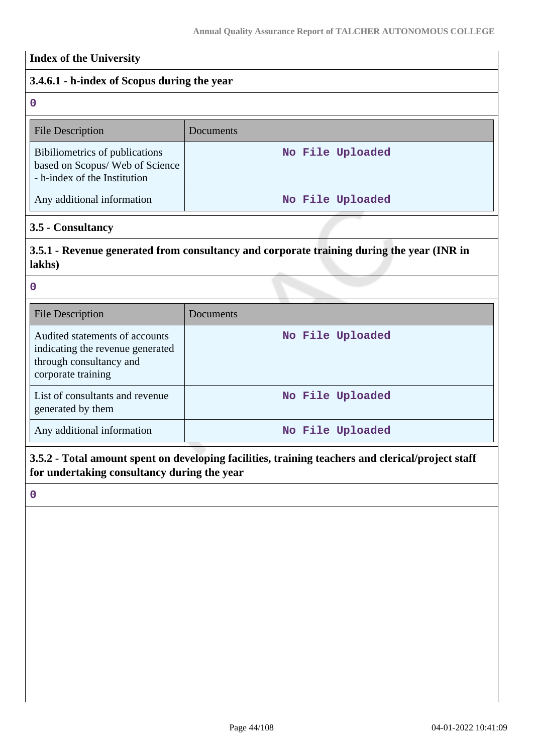**Index of the University**

**3.4.6.1 - h-index of Scopus during the year**

0

| File Description | Documents |
|---|---|
| Bibiliometrics of publications based on Scopus/ Web of Science - h-index of the Institution | No File Uploaded |
| Any additional information | No File Uploaded |

**3.5 - Consultancy**

**3.5.1 - Revenue generated from consultancy and corporate training during the year (INR in lakhs)**

0

| File Description | Documents |
|---|---|
| Audited statements of accounts indicating the revenue generated through consultancy and corporate training | No File Uploaded |
| List of consultants and revenue generated by them | No File Uploaded |
| Any additional information | No File Uploaded |

**3.5.2 - Total amount spent on developing facilities, training teachers and clerical/project staff for undertaking consultancy during the year**

0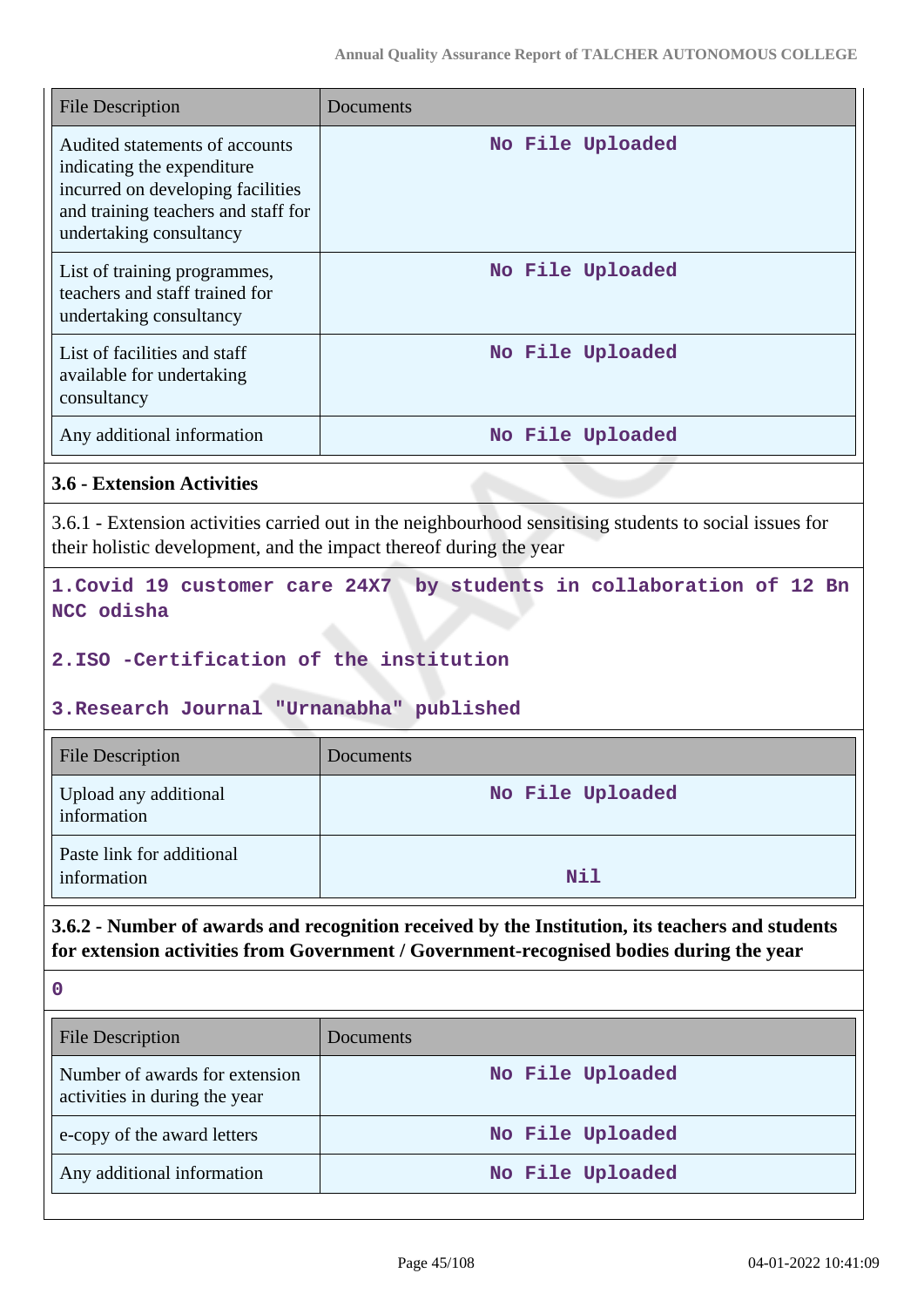| File Description | Documents |
|---|---|
| Audited statements of accounts indicating the expenditure incurred on developing facilities and training teachers and staff for undertaking consultancy | No File Uploaded |
| List of training programmes, teachers and staff trained for undertaking consultancy | No File Uploaded |
| List of facilities and staff available for undertaking consultancy | No File Uploaded |
| Any additional information | No File Uploaded |

### 3.6 - Extension Activities

3.6.1 - Extension activities carried out in the neighbourhood sensitising students to social issues for their holistic development, and the impact thereof during the year

1.Covid 19 customer care 24X7 by students in collaboration of 12 Bn NCC odisha

2.ISO -Certification of the institution

3.Research Journal "Urnanabha" published

| File Description | Documents |
|---|---|
| Upload any additional information | No File Uploaded |
| Paste link for additional information | Nil |

**3.6.2 - Number of awards and recognition received by the Institution, its teachers and students for extension activities from Government / Government-recognised bodies during the year**

0

| File Description | Documents |
|---|---|
| Number of awards for extension activities in during the year | No File Uploaded |
| e-copy of the award letters | No File Uploaded |
| Any additional information | No File Uploaded |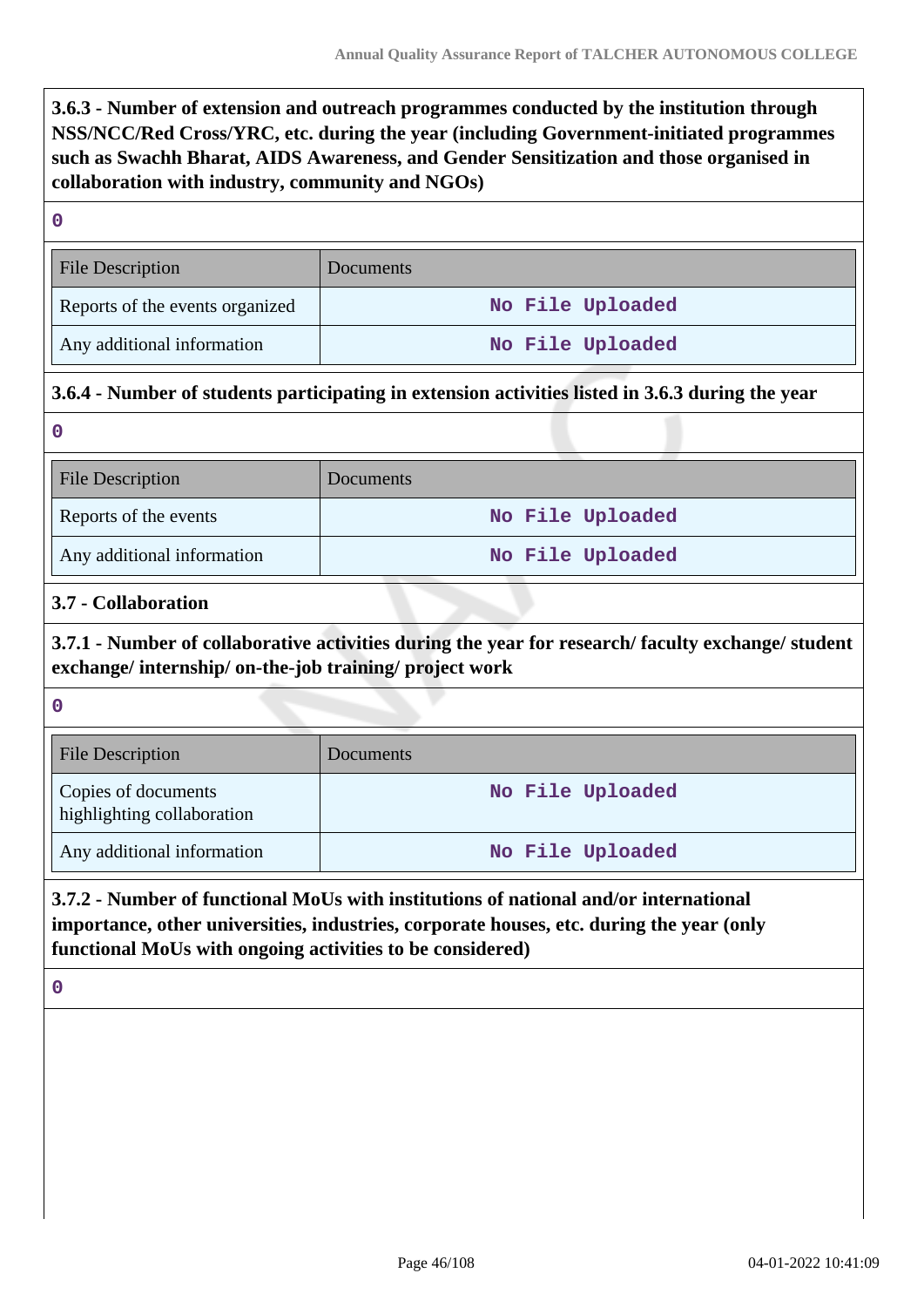**3.6.3 - Number of extension and outreach programmes conducted by the institution through NSS/NCC/Red Cross/YRC, etc. during the year (including Government-initiated programmes such as Swachh Bharat, AIDS Awareness, and Gender Sensitization and those organised in collaboration with industry, community and NGOs)**

0

| File Description | Documents |
|---|---|
| Reports of the events organized | No File Uploaded |
| Any additional information | No File Uploaded |

**3.6.4 - Number of students participating in extension activities listed in 3.6.3 during the year**

0

| File Description | Documents |
|---|---|
| Reports of the events | No File Uploaded |
| Any additional information | No File Uploaded |

**3.7 - Collaboration**

**3.7.1 - Number of collaborative activities during the year for research/ faculty exchange/ student exchange/ internship/ on-the-job training/ project work**

0

| File Description | Documents |
|---|---|
| Copies of documents highlighting collaboration | No File Uploaded |
| Any additional information | No File Uploaded |

**3.7.2 - Number of functional MoUs with institutions of national and/or international importance, other universities, industries, corporate houses, etc. during the year (only functional MoUs with ongoing activities to be considered)**

0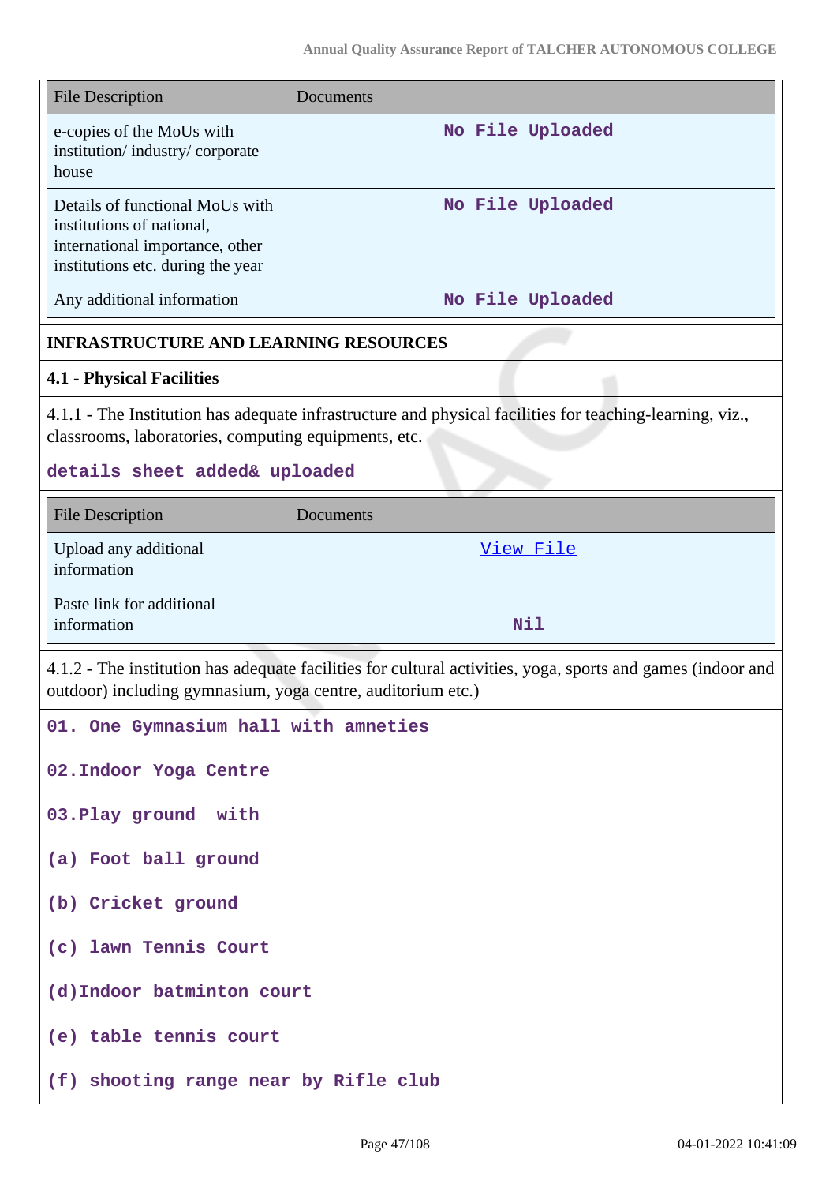| File Description | Documents |
|---|---|
| e-copies of the MoUs with institution/ industry/ corporate house | No File Uploaded |
| Details of functional MoUs with institutions of national, international importance, other institutions etc. during the year | No File Uploaded |
| Any additional information | No File Uploaded |

## INFRASTRUCTURE AND LEARNING RESOURCES

### 4.1 - Physical Facilities

4.1.1 - The Institution has adequate infrastructure and physical facilities for teaching-learning, viz., classrooms, laboratories, computing equipments, etc.

details sheet added& uploaded

| File Description | Documents |
|---|---|
| Upload any additional information | View File |
| Paste link for additional information | Nil |

4.1.2 - The institution has adequate facilities for cultural activities, yoga, sports and games (indoor and outdoor) including gymnasium, yoga centre, auditorium etc.)

01. One Gymnasium hall with amneties

02.Indoor Yoga Centre

03.Play ground with

(a) Foot ball ground

(b) Cricket ground

(c) lawn Tennis Court

(d)Indoor batminton court

(e) table tennis court

(f) shooting range near by Rifle club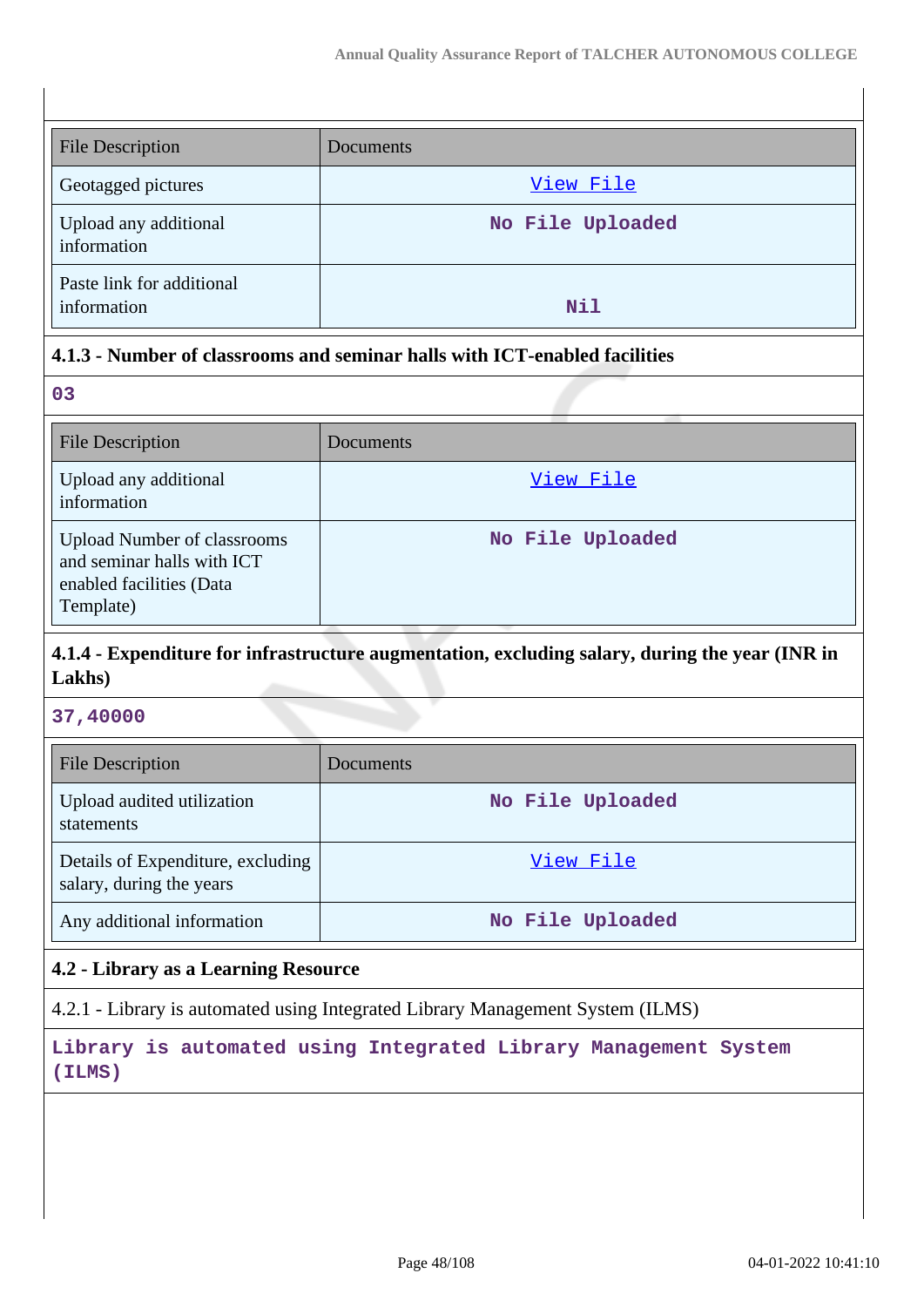| File Description | Documents |
|---|---|
| Geotagged pictures | View File |
| Upload any additional information | No File Uploaded |
| Paste link for additional information | Nil |

### 4.1.3 - Number of classrooms and seminar halls with ICT-enabled facilities

03

| File Description | Documents |
|---|---|
| Upload any additional information | View File |
| Upload Number of classrooms and seminar halls with ICT enabled facilities (Data Template) | No File Uploaded |

### 4.1.4 - Expenditure for infrastructure augmentation, excluding salary, during the year (INR in Lakhs)

37,40000

| File Description | Documents |
|---|---|
| Upload audited utilization statements | No File Uploaded |
| Details of Expenditure, excluding salary, during the years | View File |
| Any additional information | No File Uploaded |

### 4.2 - Library as a Learning Resource

4.2.1 - Library is automated using Integrated Library Management System (ILMS)

Library is automated using Integrated Library Management System (ILMS)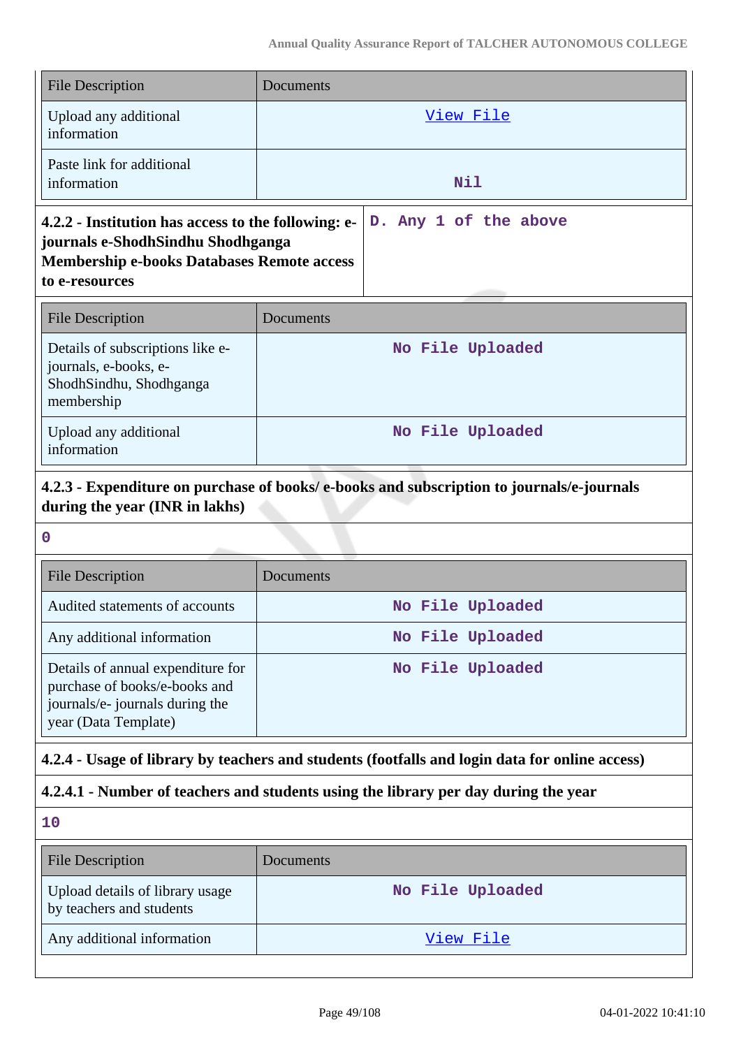| File Description | Documents |
|---|---|
| Upload any additional information | View File |
| Paste link for additional information | Nil |

| 4.2.2 - Institution has access to the following: e-journals e-ShodhSindhu Shodhganga Membership e-books Databases Remote access to e-resources | D. Any 1 of the above |
|---|---|

| File Description | Documents |
|---|---|
| Details of subscriptions like e-journals, e-books, e-ShodhSindhu, Shodhganga membership | No File Uploaded |
| Upload any additional information | No File Uploaded |

**4.2.3 - Expenditure on purchase of books/ e-books and subscription to journals/e-journals during the year (INR in lakhs)**

0

| File Description | Documents |
|---|---|
| Audited statements of accounts | No File Uploaded |
| Any additional information | No File Uploaded |
| Details of annual expenditure for purchase of books/e-books and journals/e- journals during the year (Data Template) | No File Uploaded |

**4.2.4 - Usage of library by teachers and students (footfalls and login data for online access)**

**4.2.4.1 - Number of teachers and students using the library per day during the year**

10

| File Description | Documents |
|---|---|
| Upload details of library usage by teachers and students | No File Uploaded |
| Any additional information | View File |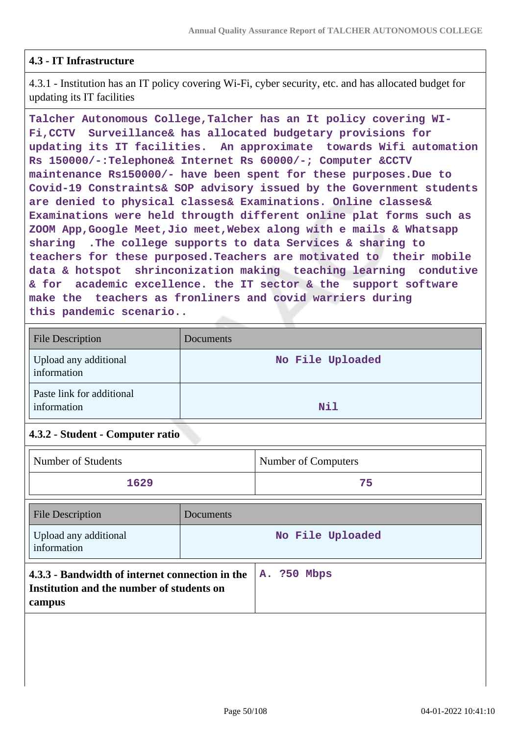### 4.3 - IT Infrastructure

4.3.1 - Institution has an IT policy covering Wi-Fi, cyber security, etc. and has allocated budget for updating its IT facilities

Talcher Autonomous College,Talcher has an It policy covering WI-Fi,CCTV Surveillance& has allocated budgetary provisions for updating its IT facilities. An approximate towards Wifi automation Rs 150000/-:Telephone& Internet Rs 60000/-; Computer &CCTV maintenance Rs150000/- have been spent for these purposes.Due to Covid-19 Constraints& SOP advisory issued by the Government students are denied to physical classes& Examinations. Online classes& Examinations were held througth different online plat forms such as ZOOM App,Google Meet,Jio meet,Webex along with e mails & Whatsapp sharing .The college supports to data Services & sharing to teachers for these purposed.Teachers are motivated to their mobile data & hotspot shrinconization making teaching learning condutive & for academic excellence. the IT sector & the support software make the teachers as fronliners and covid warriers during this pandemic scenario..

| File Description | Documents |
|---|---|
| Upload any additional information | No File Uploaded |
| Paste link for additional information | Nil |

### 4.3.2 - Student - Computer ratio

| Number of Students | Number of Computers |
|---|---|
| 1629 | 75 |

| File Description | Documents |
|---|---|
| Upload any additional information | No File Uploaded |

| **4.3.3 - Bandwidth of internet connection in the Institution and the number of students on campus** | A. ?50 Mbps |
|---|---|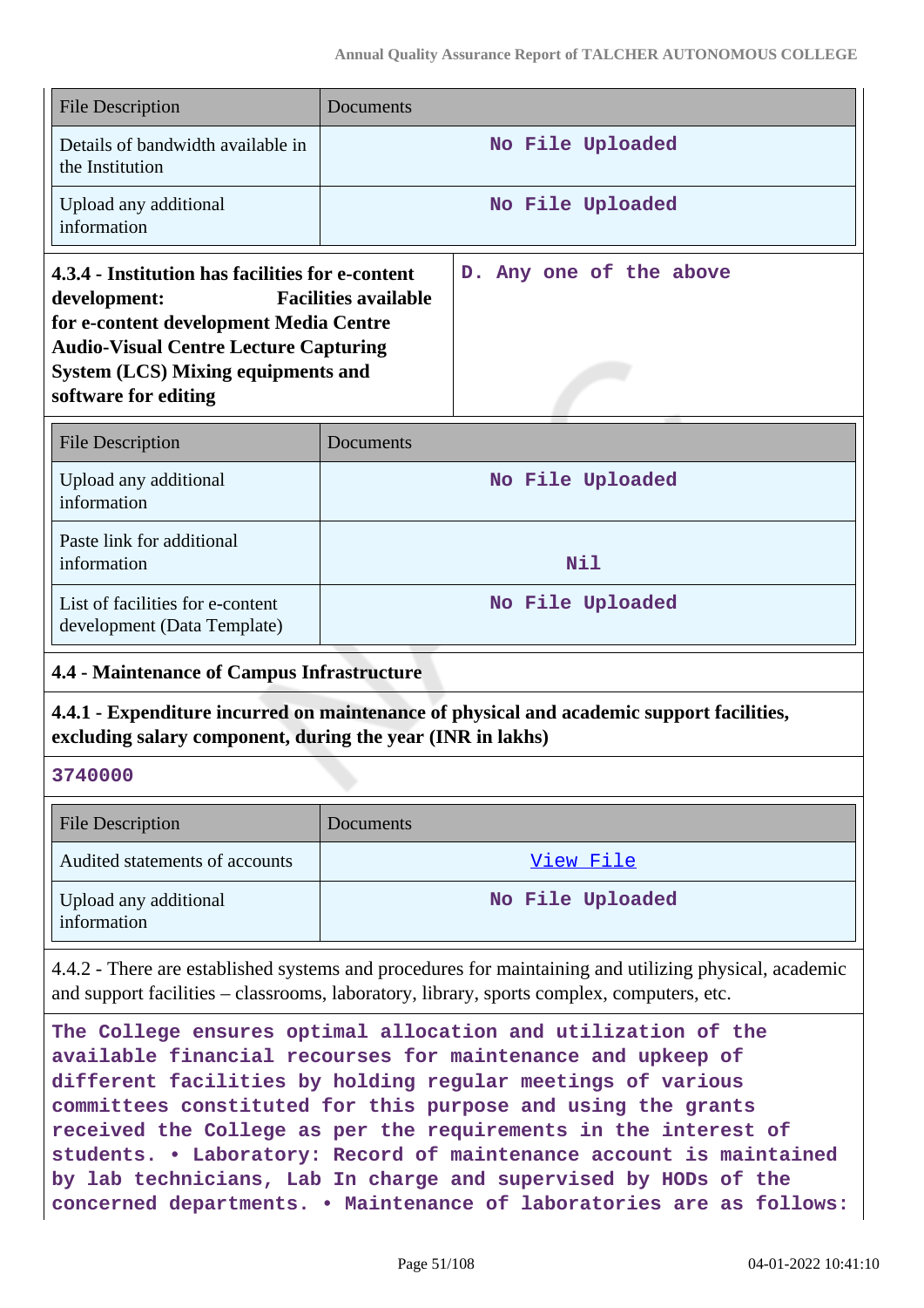| File Description | Documents |
|---|---|
| Details of bandwidth available in the Institution | No File Uploaded |
| Upload any additional information | No File Uploaded |

| **4.3.4 - Institution has facilities for e-content development: Facilities available for e-content development Media Centre Audio-Visual Centre Lecture Capturing System (LCS) Mixing equipments and software for editing** | D. Any one of the above |
|---|---|

| File Description | Documents |
|---|---|
| Upload any additional information | No File Uploaded |
| Paste link for additional information | Nil |
| List of facilities for e-content development (Data Template) | No File Uploaded |

**4.4 - Maintenance of Campus Infrastructure**

**4.4.1 - Expenditure incurred on maintenance of physical and academic support facilities, excluding salary component, during the year (INR in lakhs)**

3740000

| File Description | Documents |
|---|---|
| Audited statements of accounts | View File |
| Upload any additional information | No File Uploaded |

4.4.2 - There are established systems and procedures for maintaining and utilizing physical, academic and support facilities – classrooms, laboratory, library, sports complex, computers, etc.

The College ensures optimal allocation and utilization of the available financial recourses for maintenance and upkeep of different facilities by holding regular meetings of various committees constituted for this purpose and using the grants received the College as per the requirements in the interest of students. • Laboratory: Record of maintenance account is maintained by lab technicians, Lab In charge and supervised by HODs of the concerned departments. • Maintenance of laboratories are as follows: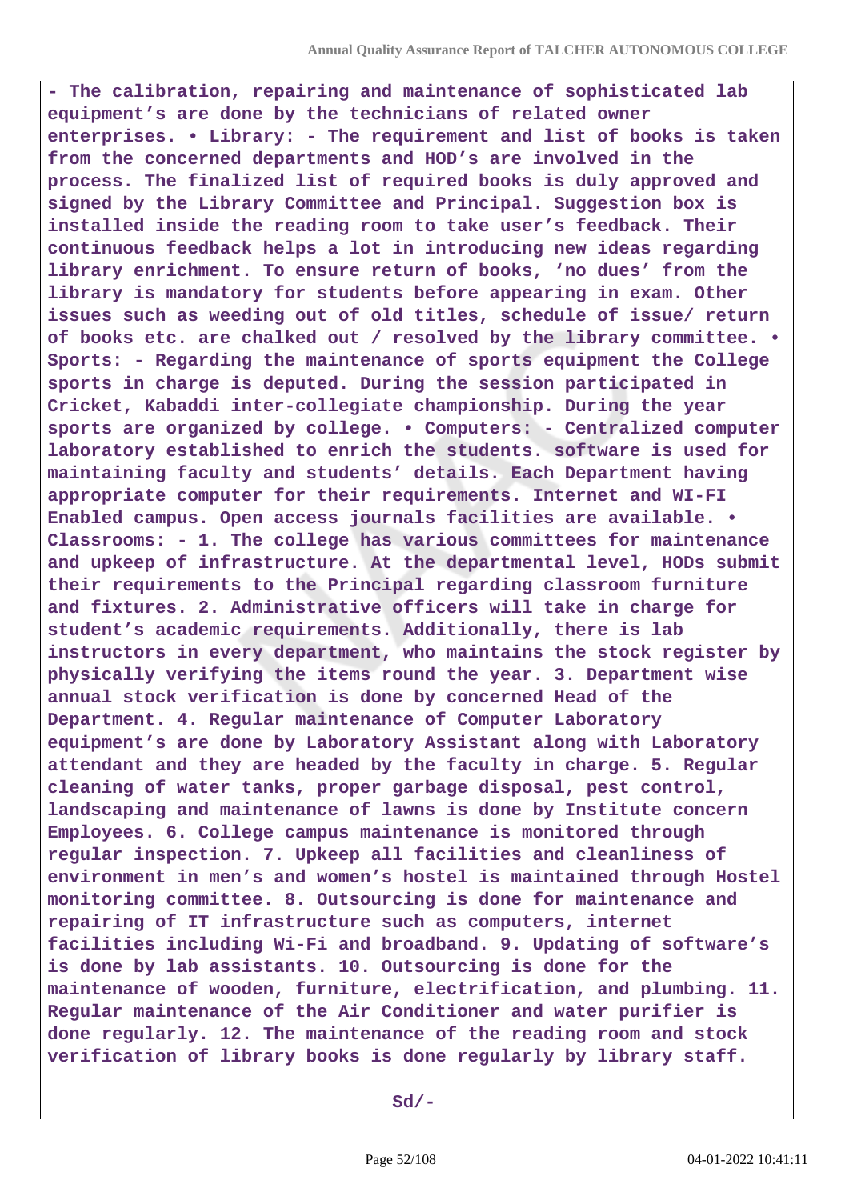**- The calibration, repairing and maintenance of sophisticated lab equipment's are done by the technicians of related owner enterprises. • Library: - The requirement and list of books is taken from the concerned departments and HOD's are involved in the process. The finalized list of required books is duly approved and signed by the Library Committee and Principal. Suggestion box is installed inside the reading room to take user's feedback. Their continuous feedback helps a lot in introducing new ideas regarding library enrichment. To ensure return of books, 'no dues' from the library is mandatory for students before appearing in exam. Other issues such as weeding out of old titles, schedule of issue/ return of books etc. are chalked out / resolved by the library committee. • Sports: - Regarding the maintenance of sports equipment the College sports in charge is deputed. During the session participated in Cricket, Kabaddi inter-collegiate championship. During the year sports are organized by college. • Computers: - Centralized computer laboratory established to enrich the students. software is used for maintaining faculty and students' details. Each Department having appropriate computer for their requirements. Internet and WI-FI Enabled campus. Open access journals facilities are available. • Classrooms: - 1. The college has various committees for maintenance and upkeep of infrastructure. At the departmental level, HODs submit their requirements to the Principal regarding classroom furniture and fixtures. 2. Administrative officers will take in charge for student's academic requirements. Additionally, there is lab instructors in every department, who maintains the stock register by physically verifying the items round the year. 3. Department wise annual stock verification is done by concerned Head of the Department. 4. Regular maintenance of Computer Laboratory equipment's are done by Laboratory Assistant along with Laboratory attendant and they are headed by the faculty in charge. 5. Regular cleaning of water tanks, proper garbage disposal, pest control, landscaping and maintenance of lawns is done by Institute concern Employees. 6. College campus maintenance is monitored through regular inspection. 7. Upkeep all facilities and cleanliness of environment in men's and women's hostel is maintained through Hostel monitoring committee. 8. Outsourcing is done for maintenance and repairing of IT infrastructure such as computers, internet facilities including Wi-Fi and broadband. 9. Updating of software's is done by lab assistants. 10. Outsourcing is done for the maintenance of wooden, furniture, electrification, and plumbing. 11. Regular maintenance of the Air Conditioner and water purifier is done regularly. 12. The maintenance of the reading room and stock verification of library books is done regularly by library staff.**

**Sd/-**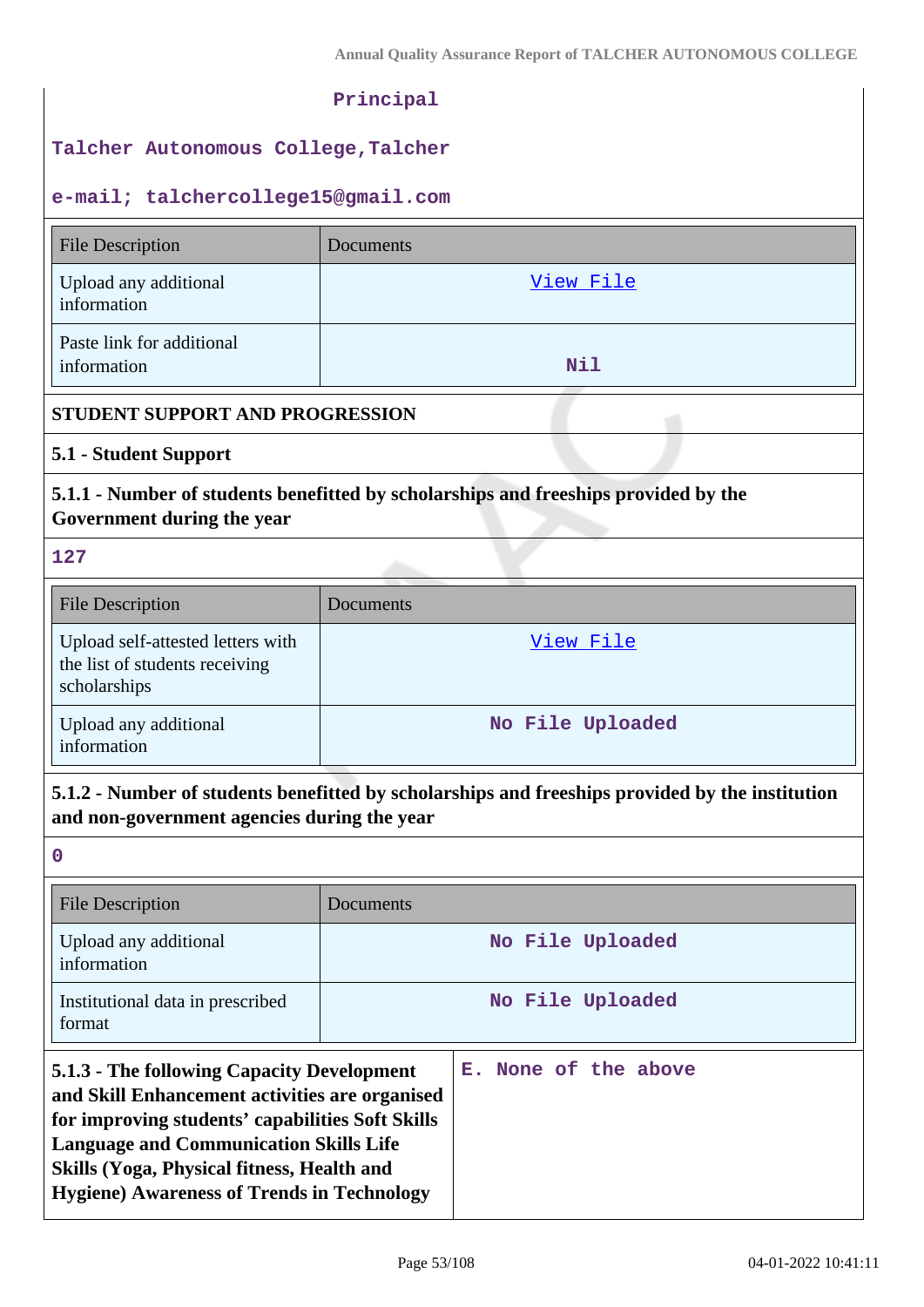Principal

Talcher Autonomous College,Talcher

e-mail; talchercollege15@gmail.com

| File Description | Documents |
|---|---|
| Upload any additional information | View File |
| Paste link for additional information | Nil |

**STUDENT SUPPORT AND PROGRESSION**

**5.1 - Student Support**

**5.1.1 - Number of students benefitted by scholarships and freeships provided by the Government during the year**

127

| File Description | Documents |
|---|---|
| Upload self-attested letters with the list of students receiving scholarships | View File |
| Upload any additional information | No File Uploaded |

**5.1.2 - Number of students benefitted by scholarships and freeships provided by the institution and non-government agencies during the year**

0

| File Description | Documents |
|---|---|
| Upload any additional information | No File Uploaded |
| Institutional data in prescribed format | No File Uploaded |

| **5.1.3 - The following Capacity Development and Skill Enhancement activities are organised for improving students' capabilities Soft Skills Language and Communication Skills Life Skills (Yoga, Physical fitness, Health and Hygiene) Awareness of Trends in Technology** | E. None of the above |
|---|---|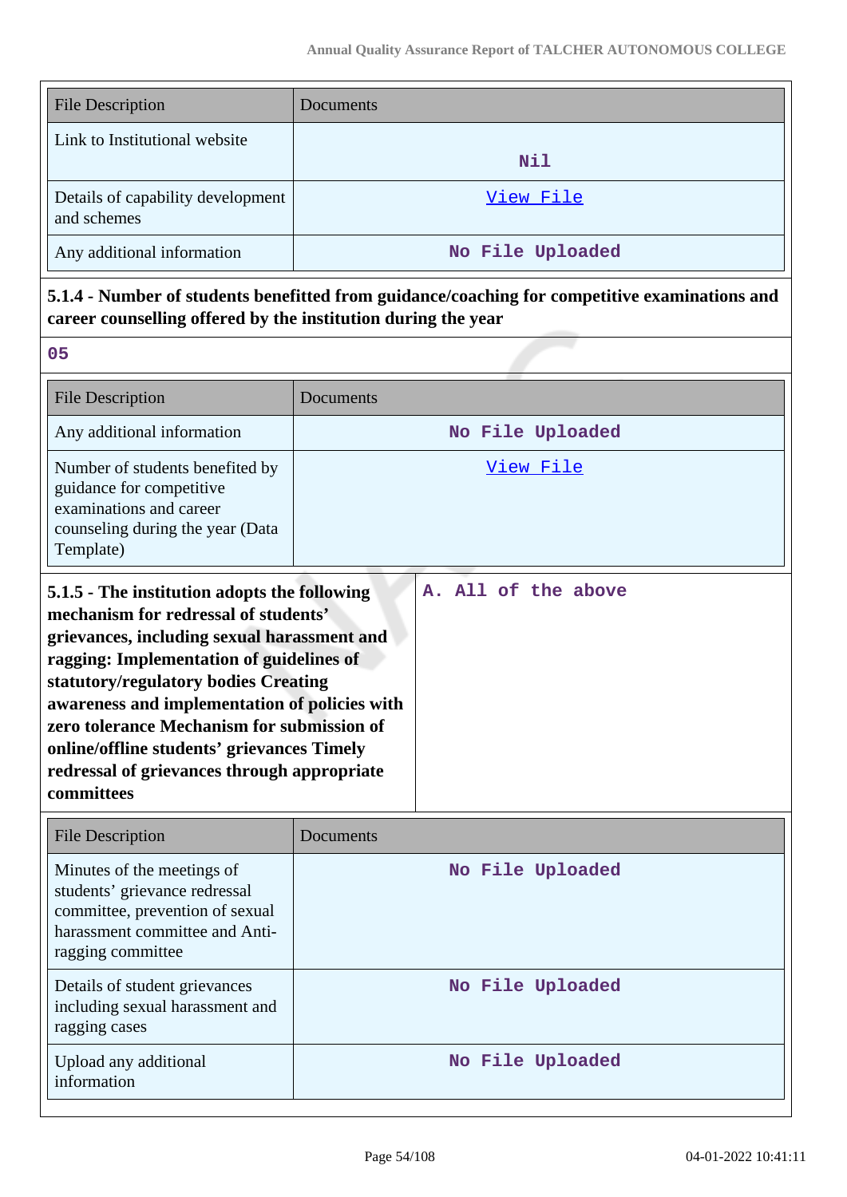| File Description | Documents |
|---|---|
| Link to Institutional website | Nil |
| Details of capability development and schemes | View File |
| Any additional information | No File Uploaded |

**5.1.4 - Number of students benefitted from guidance/coaching for competitive examinations and career counselling offered by the institution during the year**

05

| File Description | Documents |
|---|---|
| Any additional information | No File Uploaded |
| Number of students benefited by guidance for competitive examinations and career counseling during the year (Data Template) | View File |

| **5.1.5 - The institution adopts the following mechanism for redressal of students' grievances, including sexual harassment and ragging: Implementation of guidelines of statutory/regulatory bodies Creating awareness and implementation of policies with zero tolerance Mechanism for submission of online/offline students' grievances Timely redressal of grievances through appropriate committees** | A. All of the above |
|---|---|

| File Description | Documents |
|---|---|
| Minutes of the meetings of students' grievance redressal committee, prevention of sexual harassment committee and Anti-ragging committee | No File Uploaded |
| Details of student grievances including sexual harassment and ragging cases | No File Uploaded |
| Upload any additional information | No File Uploaded |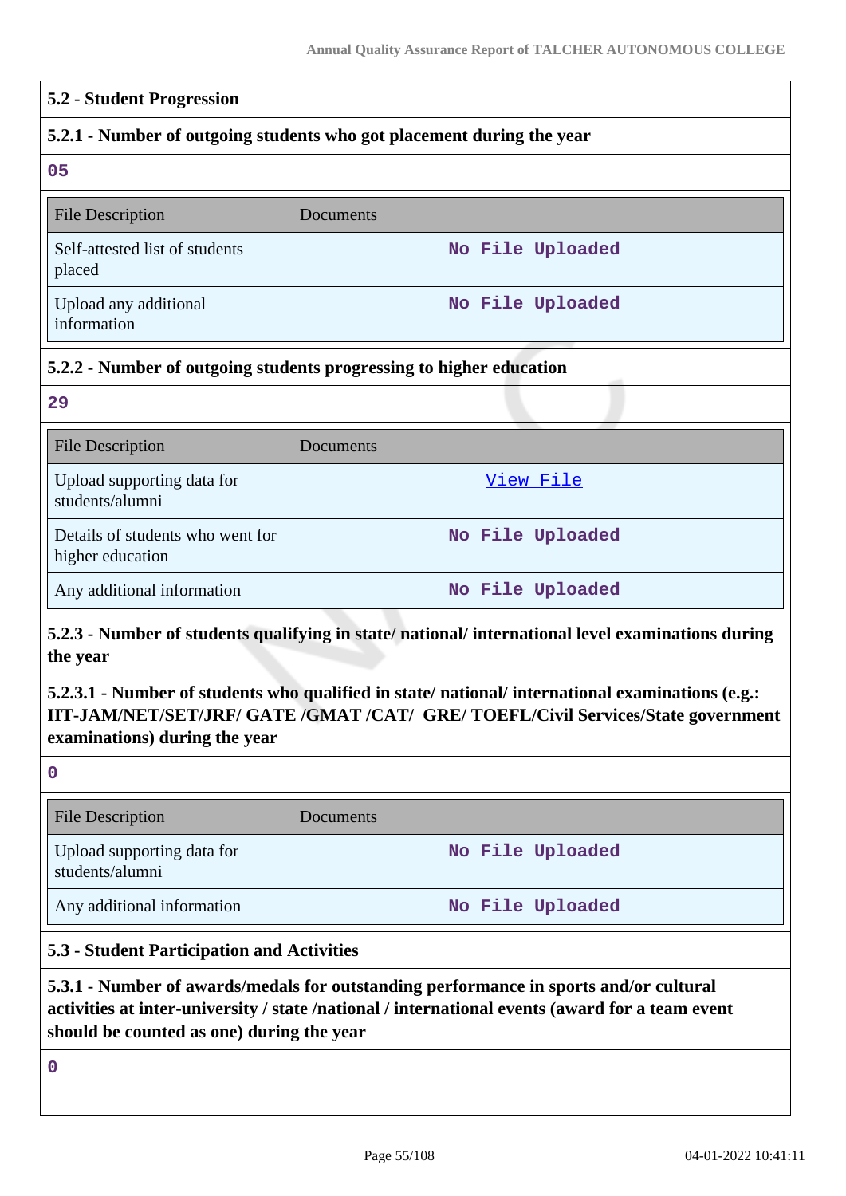## 5.2 - Student Progression

### 5.2.1 - Number of outgoing students who got placement during the year

05

| File Description | Documents |
|---|---|
| Self-attested list of students placed | No File Uploaded |
| Upload any additional information | No File Uploaded |

### 5.2.2 - Number of outgoing students progressing to higher education

29

| File Description | Documents |
|---|---|
| Upload supporting data for students/alumni | View File |
| Details of students who went for higher education | No File Uploaded |
| Any additional information | No File Uploaded |

### 5.2.3 - Number of students qualifying in state/ national/ international level examinations during the year

#### 5.2.3.1 - Number of students who qualified in state/ national/ international examinations (e.g.: IIT-JAM/NET/SET/JRF/ GATE /GMAT /CAT/ GRE/ TOEFL/Civil Services/State government examinations) during the year

0

| File Description | Documents |
|---|---|
| Upload supporting data for students/alumni | No File Uploaded |
| Any additional information | No File Uploaded |

## 5.3 - Student Participation and Activities

### 5.3.1 - Number of awards/medals for outstanding performance in sports and/or cultural activities at inter-university / state /national / international events (award for a team event should be counted as one) during the year

0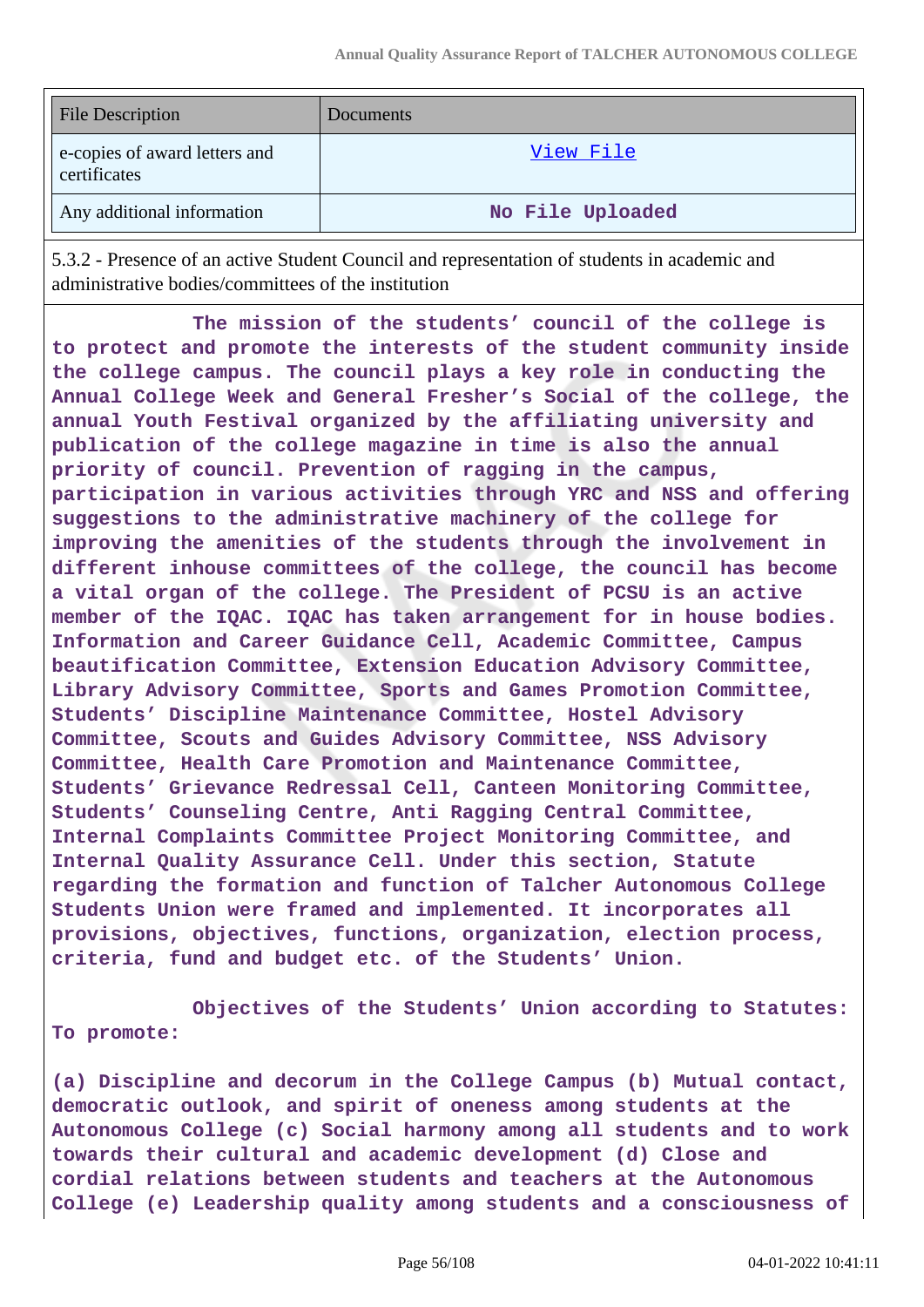| File Description | Documents |
| --- | --- |
| e-copies of award letters and certificates | View File |
| Any additional information | No File Uploaded |

5.3.2 - Presence of an active Student Council and representation of students in academic and administrative bodies/committees of the institution

**The mission of the students' council of the college is to protect and promote the interests of the student community inside the college campus. The council plays a key role in conducting the Annual College Week and General Fresher's Social of the college, the annual Youth Festival organized by the affiliating university and publication of the college magazine in time is also the annual priority of council. Prevention of ragging in the campus, participation in various activities through YRC and NSS and offering suggestions to the administrative machinery of the college for improving the amenities of the students through the involvement in different inhouse committees of the college, the council has become a vital organ of the college. The President of PCSU is an active member of the IQAC. IQAC has taken arrangement for in house bodies. Information and Career Guidance Cell, Academic Committee, Campus beautification Committee, Extension Education Advisory Committee, Library Advisory Committee, Sports and Games Promotion Committee, Students' Discipline Maintenance Committee, Hostel Advisory Committee, Scouts and Guides Advisory Committee, NSS Advisory Committee, Health Care Promotion and Maintenance Committee, Students' Grievance Redressal Cell, Canteen Monitoring Committee, Students' Counseling Centre, Anti Ragging Central Committee, Internal Complaints Committee Project Monitoring Committee, and Internal Quality Assurance Cell. Under this section, Statute regarding the formation and function of Talcher Autonomous College Students Union were framed and implemented. It incorporates all provisions, objectives, functions, organization, election process, criteria, fund and budget etc. of the Students' Union.**

**Objectives of the Students' Union according to Statutes: To promote:**

**(a) Discipline and decorum in the College Campus (b) Mutual contact, democratic outlook, and spirit of oneness among students at the Autonomous College (c) Social harmony among all students and to work towards their cultural and academic development (d) Close and cordial relations between students and teachers at the Autonomous College (e) Leadership quality among students and a consciousness of**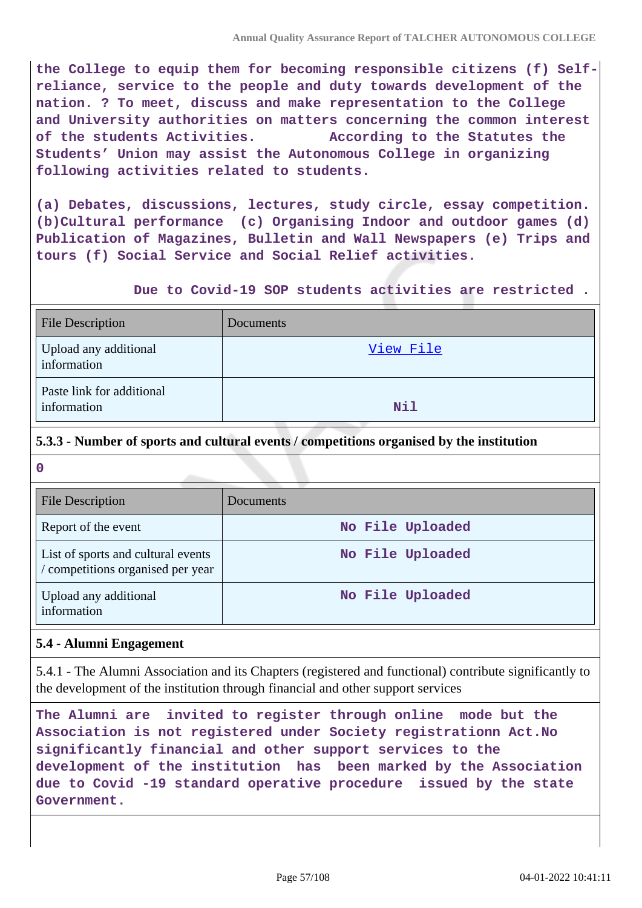**the College to equip them for becoming responsible citizens (f) Self-reliance, service to the people and duty towards development of the nation. ? To meet, discuss and make representation to the College and University authorities on matters concerning the common interest of the students Activities. According to the Statutes the Students' Union may assist the Autonomous College in organizing following activities related to students.**

**(a) Debates, discussions, lectures, study circle, essay competition. (b)Cultural performance (c) Organising Indoor and outdoor games (d) Publication of Magazines, Bulletin and Wall Newspapers (e) Trips and tours (f) Social Service and Social Relief activities.**

**Due to Covid-19 SOP students activities are restricted .**

| File Description | Documents |
|---|---|
| Upload any additional information | View File |
| Paste link for additional information | Nil |

### 5.3.3 - Number of sports and cultural events / competitions organised by the institution

**0**

| File Description | Documents |
|---|---|
| Report of the event | No File Uploaded |
| List of sports and cultural events / competitions organised per year | No File Uploaded |
| Upload any additional information | No File Uploaded |

### 5.4 - Alumni Engagement

5.4.1 - The Alumni Association and its Chapters (registered and functional) contribute significantly to the development of the institution through financial and other support services

**The Alumni are invited to register through online mode but the Association is not registered under Society registrationn Act.No significantly financial and other support services to the development of the institution has been marked by the Association due to Covid -19 standard operative procedure issued by the state Government.**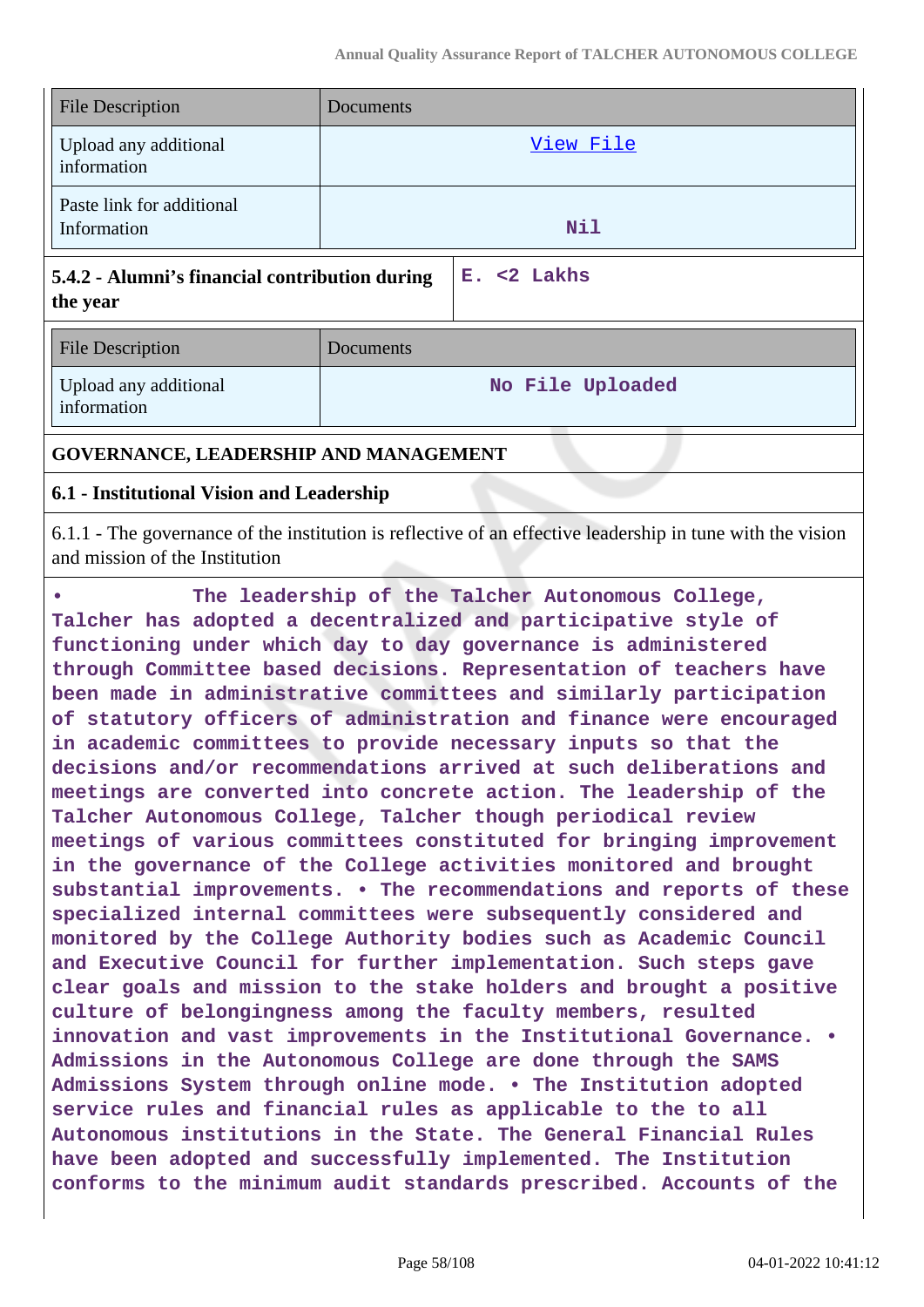| File Description | Documents |
|---|---|
| Upload any additional information | View File |
| Paste link for additional Information | Nil |

| 5.4.2 - Alumni's financial contribution during the year | E. <2 Lakhs |
|---|---|

| File Description | Documents |
|---|---|
| Upload any additional information | No File Uploaded |

## GOVERNANCE, LEADERSHIP AND MANAGEMENT

### 6.1 - Institutional Vision and Leadership

6.1.1 - The governance of the institution is reflective of an effective leadership in tune with the vision and mission of the Institution

• The leadership of the Talcher Autonomous College, Talcher has adopted a decentralized and participative style of functioning under which day to day governance is administered through Committee based decisions. Representation of teachers have been made in administrative committees and similarly participation of statutory officers of administration and finance were encouraged in academic committees to provide necessary inputs so that the decisions and/or recommendations arrived at such deliberations and meetings are converted into concrete action. The leadership of the Talcher Autonomous College, Talcher though periodical review meetings of various committees constituted for bringing improvement in the governance of the College activities monitored and brought substantial improvements. • The recommendations and reports of these specialized internal committees were subsequently considered and monitored by the College Authority bodies such as Academic Council and Executive Council for further implementation. Such steps gave clear goals and mission to the stake holders and brought a positive culture of belongingness among the faculty members, resulted innovation and vast improvements in the Institutional Governance. • Admissions in the Autonomous College are done through the SAMS Admissions System through online mode. • The Institution adopted service rules and financial rules as applicable to the to all Autonomous institutions in the State. The General Financial Rules have been adopted and successfully implemented. The Institution conforms to the minimum audit standards prescribed. Accounts of the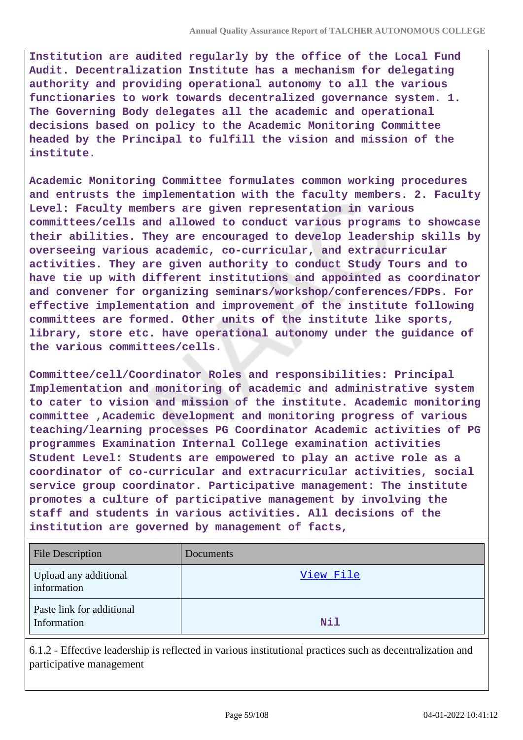**Institution are audited regularly by the office of the Local Fund Audit. Decentralization Institute has a mechanism for delegating authority and providing operational autonomy to all the various functionaries to work towards decentralized governance system. 1. The Governing Body delegates all the academic and operational decisions based on policy to the Academic Monitoring Committee headed by the Principal to fulfill the vision and mission of the institute.**

**Academic Monitoring Committee formulates common working procedures and entrusts the implementation with the faculty members. 2. Faculty Level: Faculty members are given representation in various committees/cells and allowed to conduct various programs to showcase their abilities. They are encouraged to develop leadership skills by overseeing various academic, co-curricular, and extracurricular activities. They are given authority to conduct Study Tours and to have tie up with different institutions and appointed as coordinator and convener for organizing seminars/workshop/conferences/FDPs. For effective implementation and improvement of the institute following committees are formed. Other units of the institute like sports, library, store etc. have operational autonomy under the guidance of the various committees/cells.**

**Committee/cell/Coordinator Roles and responsibilities: Principal Implementation and monitoring of academic and administrative system to cater to vision and mission of the institute. Academic monitoring committee ,Academic development and monitoring progress of various teaching/learning processes PG Coordinator Academic activities of PG programmes Examination Internal College examination activities Student Level: Students are empowered to play an active role as a coordinator of co-curricular and extracurricular activities, social service group coordinator. Participative management: The institute promotes a culture of participative management by involving the staff and students in various activities. All decisions of the institution are governed by management of facts,**

| File Description | Documents |
|---|---|
| Upload any additional information | View File |
| Paste link for additional Information | **Nil** |

6.1.2 - Effective leadership is reflected in various institutional practices such as decentralization and participative management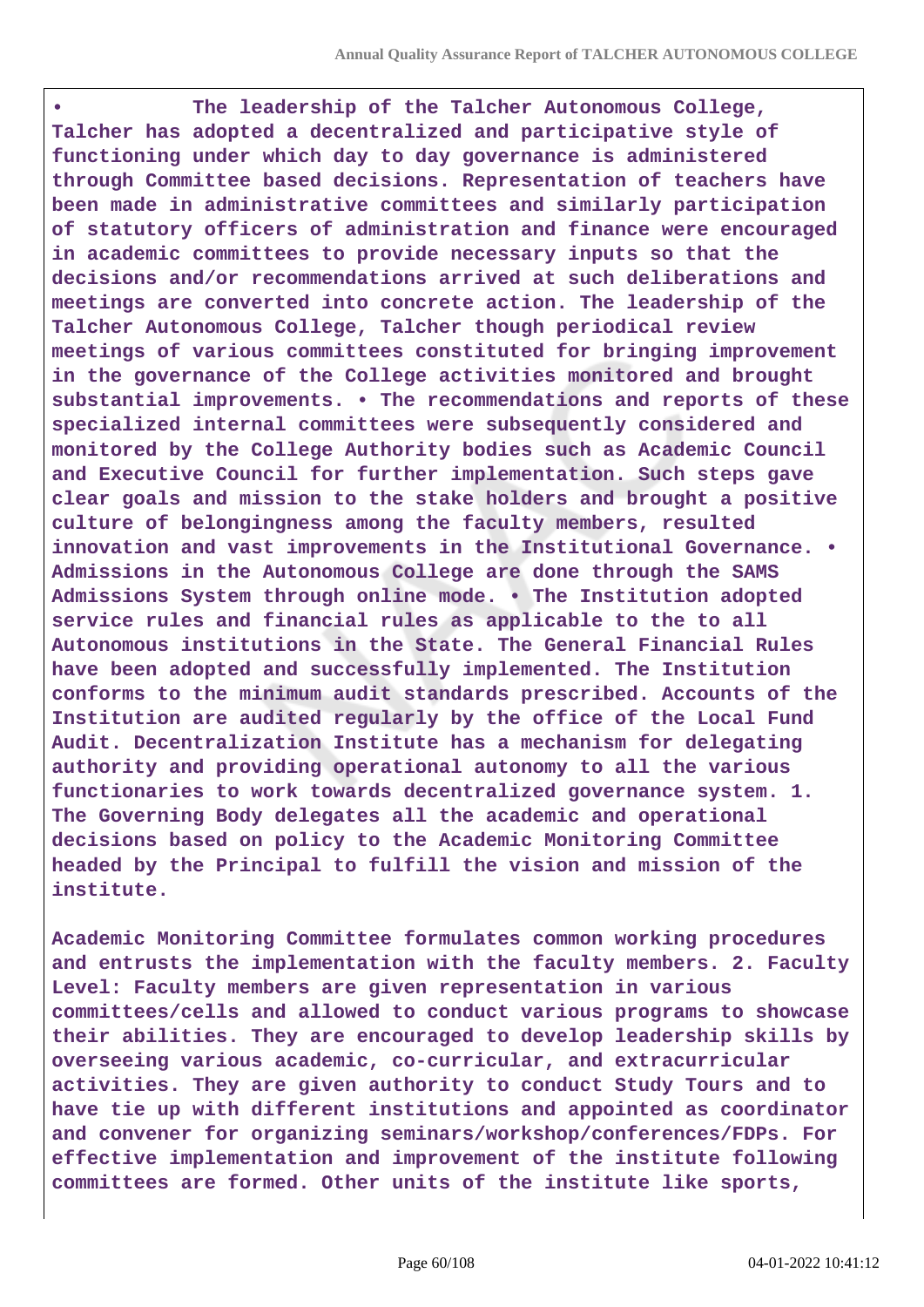**• The leadership of the Talcher Autonomous College, Talcher has adopted a decentralized and participative style of functioning under which day to day governance is administered through Committee based decisions. Representation of teachers have been made in administrative committees and similarly participation of statutory officers of administration and finance were encouraged in academic committees to provide necessary inputs so that the decisions and/or recommendations arrived at such deliberations and meetings are converted into concrete action. The leadership of the Talcher Autonomous College, Talcher though periodical review meetings of various committees constituted for bringing improvement in the governance of the College activities monitored and brought substantial improvements. • The recommendations and reports of these specialized internal committees were subsequently considered and monitored by the College Authority bodies such as Academic Council and Executive Council for further implementation. Such steps gave clear goals and mission to the stake holders and brought a positive culture of belongingness among the faculty members, resulted innovation and vast improvements in the Institutional Governance. • Admissions in the Autonomous College are done through the SAMS Admissions System through online mode. • The Institution adopted service rules and financial rules as applicable to the to all Autonomous institutions in the State. The General Financial Rules have been adopted and successfully implemented. The Institution conforms to the minimum audit standards prescribed. Accounts of the Institution are audited regularly by the office of the Local Fund Audit. Decentralization Institute has a mechanism for delegating authority and providing operational autonomy to all the various functionaries to work towards decentralized governance system. 1. The Governing Body delegates all the academic and operational decisions based on policy to the Academic Monitoring Committee headed by the Principal to fulfill the vision and mission of the institute.**

**Academic Monitoring Committee formulates common working procedures and entrusts the implementation with the faculty members. 2. Faculty Level: Faculty members are given representation in various committees/cells and allowed to conduct various programs to showcase their abilities. They are encouraged to develop leadership skills by overseeing various academic, co-curricular, and extracurricular activities. They are given authority to conduct Study Tours and to have tie up with different institutions and appointed as coordinator and convener for organizing seminars/workshop/conferences/FDPs. For effective implementation and improvement of the institute following committees are formed. Other units of the institute like sports,**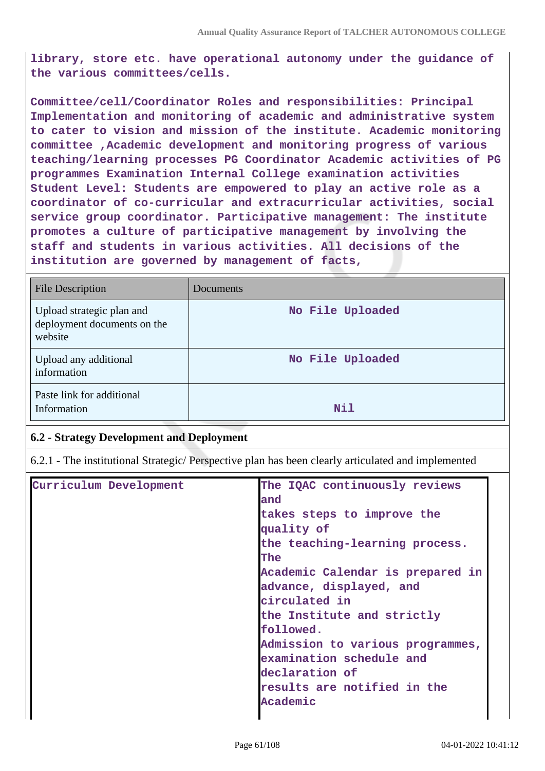library, store etc. have operational autonomy under the guidance of the various committees/cells.

Committee/cell/Coordinator Roles and responsibilities: Principal Implementation and monitoring of academic and administrative system to cater to vision and mission of the institute. Academic monitoring committee ,Academic development and monitoring progress of various teaching/learning processes PG Coordinator Academic activities of PG programmes Examination Internal College examination activities Student Level: Students are empowered to play an active role as a coordinator of co-curricular and extracurricular activities, social service group coordinator. Participative management: The institute promotes a culture of participative management by involving the staff and students in various activities. All decisions of the institution are governed by management of facts,

| File Description | Documents |
|---|---|
| Upload strategic plan and deployment documents on the website | No File Uploaded |
| Upload any additional information | No File Uploaded |
| Paste link for additional Information | Nil |

### 6.2 - Strategy Development and Deployment

6.2.1 - The institutional Strategic/ Perspective plan has been clearly articulated and implemented

| Curriculum Development | The IQAC continuously reviews and takes steps to improve the quality of the teaching-learning process. The Academic Calendar is prepared in advance, displayed, and circulated in the Institute and strictly followed. Admission to various programmes, examination schedule and declaration of results are notified in the Academic |
|---|---|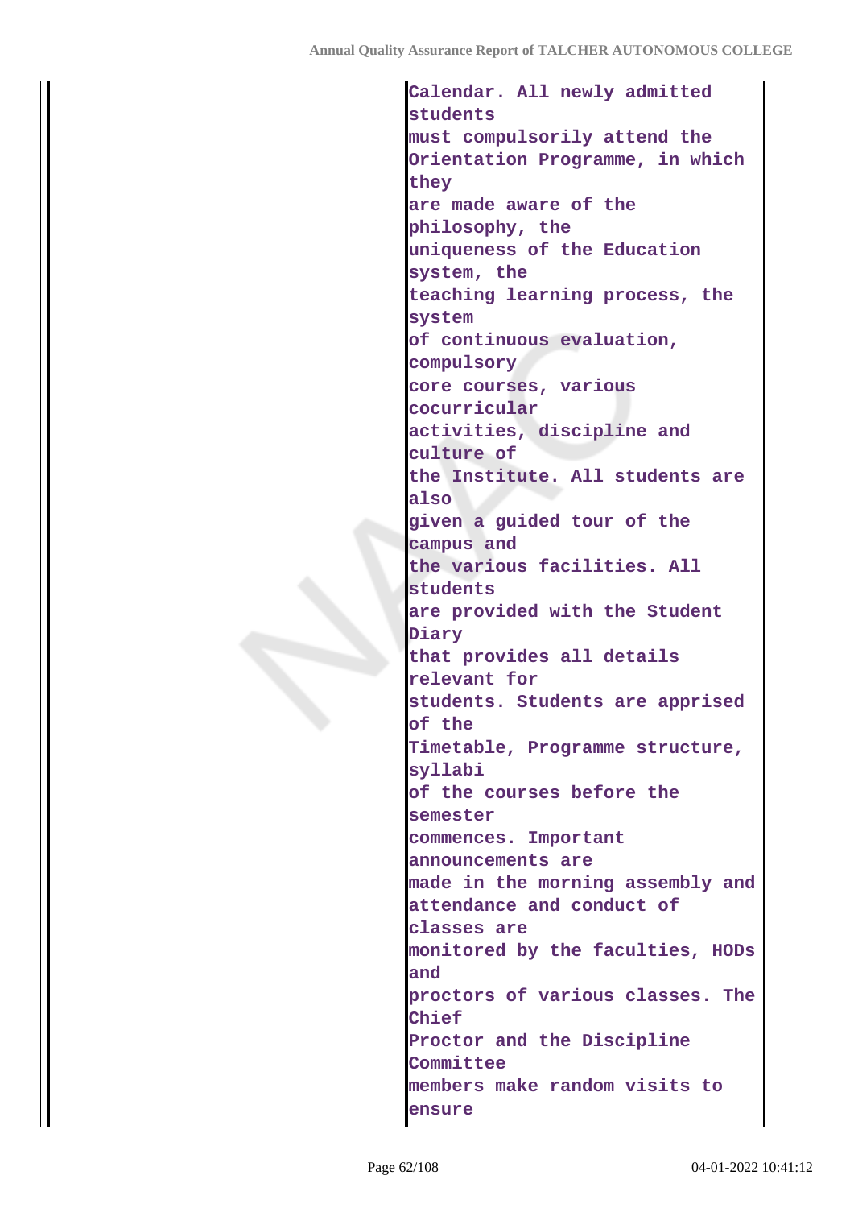| | |
|---|---|
| | Calendar. All newly admitted students must compulsorily attend the Orientation Programme, in which they are made aware of the philosophy, the uniqueness of the Education system, the teaching learning process, the system of continuous evaluation, compulsory core courses, various cocurricular activities, discipline and culture of the Institute. All students are also given a guided tour of the campus and the various facilities. All students are provided with the Student Diary that provides all details relevant for students. Students are apprised of the Timetable, Programme structure, syllabi of the courses before the semester commences. Important announcements are made in the morning assembly and attendance and conduct of classes are monitored by the faculties, HODs and proctors of various classes. The Chief Proctor and the Discipline Committee members make random visits to ensure |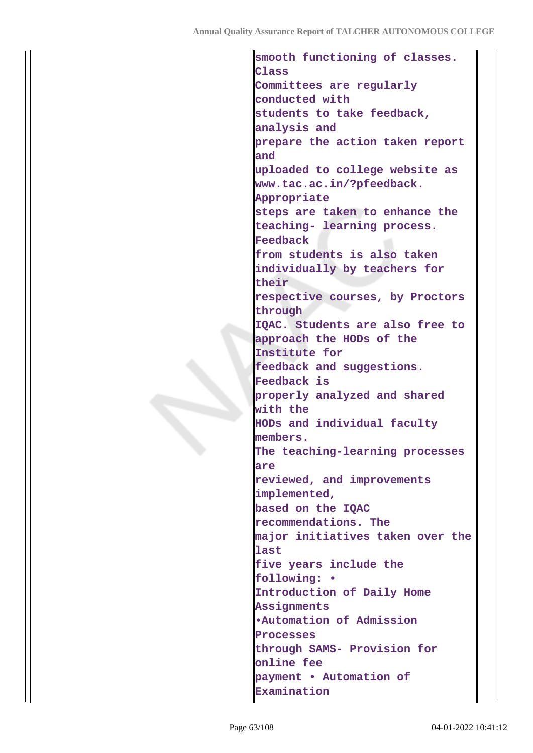| | |
|---|---|
| | smooth functioning of classes. Class Committees are regularly conducted with students to take feedback, analysis and prepare the action taken report and uploaded to college website as www.tac.ac.in/?pfeedback. Appropriate steps are taken to enhance the teaching- learning process. Feedback from students is also taken individually by teachers for their respective courses, by Proctors through IQAC. Students are also free to approach the HODs of the Institute for feedback and suggestions. Feedback is properly analyzed and shared with the HODs and individual faculty members. The teaching-learning processes are reviewed, and improvements implemented, based on the IQAC recommendations. The major initiatives taken over the last five years include the following: • Introduction of Daily Home Assignments •Automation of Admission Processes through SAMS- Provision for online fee payment • Automation of Examination |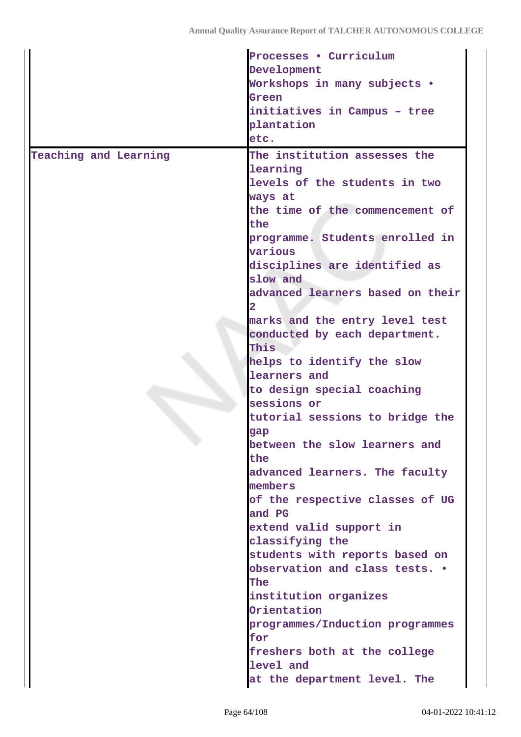| | |
|---|---|
| | Processes • Curriculum Development Workshops in many subjects • Green initiatives in Campus – tree plantation etc. |
| Teaching and Learning | The institution assesses the learning levels of the students in two ways at the time of the commencement of the programme. Students enrolled in various disciplines are identified as slow and advanced learners based on their 2 marks and the entry level test conducted by each department. This helps to identify the slow learners and to design special coaching sessions or tutorial sessions to bridge the gap between the slow learners and the advanced learners. The faculty members of the respective classes of UG and PG extend valid support in classifying the students with reports based on observation and class tests. • The institution organizes Orientation programmes/Induction programmes for freshers both at the college level and at the department level. The |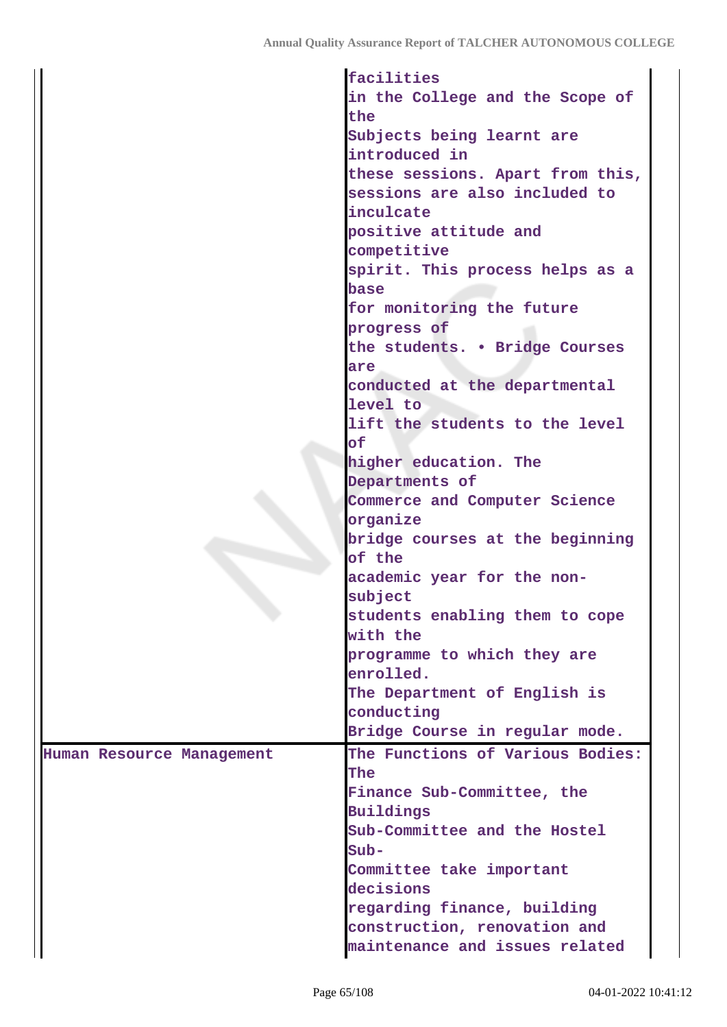| | |
|---|---|
| | facilities in the College and the Scope of the Subjects being learnt are introduced in these sessions. Apart from this, sessions are also included to inculcate positive attitude and competitive spirit. This process helps as a base for monitoring the future progress of the students. • Bridge Courses are conducted at the departmental level to lift the students to the level of higher education. The Departments of Commerce and Computer Science organize bridge courses at the beginning of the academic year for the non-subject students enabling them to cope with the programme to which they are enrolled. The Department of English is conducting Bridge Course in regular mode. |
| Human Resource Management | The Functions of Various Bodies: The Finance Sub-Committee, the Buildings Sub-Committee and the Hostel Sub-Committee take important decisions regarding finance, building construction, renovation and maintenance and issues related |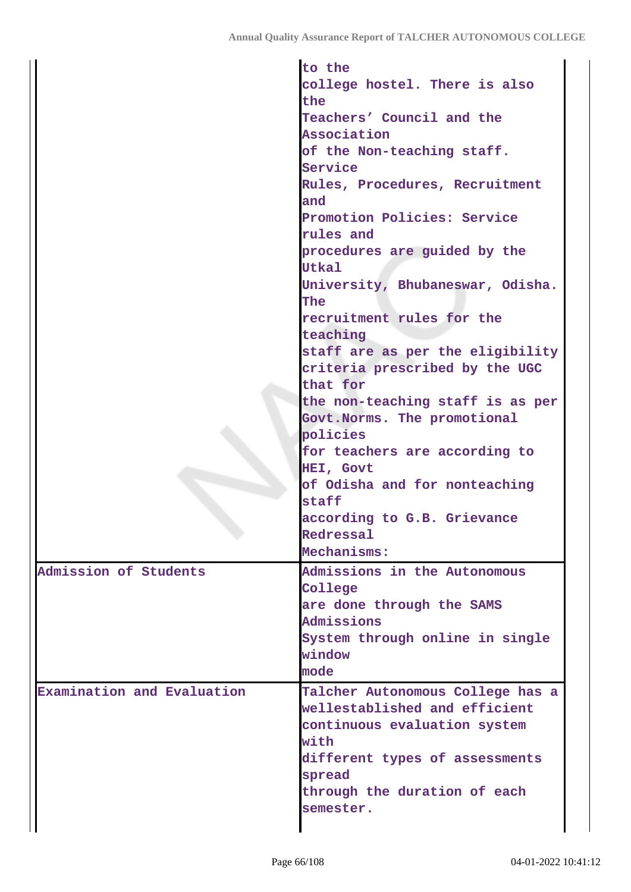| | |
|---|---|
| | to the college hostel. There is also the Teachers' Council and the Association of the Non-teaching staff. Service Rules, Procedures, Recruitment and Promotion Policies: Service rules and procedures are guided by the Utkal University, Bhubaneswar, Odisha. The recruitment rules for the teaching staff are as per the eligibility criteria prescribed by the UGC that for the non-teaching staff is as per Govt.Norms. The promotional policies for teachers are according to HEI, Govt of Odisha and for nonteaching staff according to G.B. Grievance Redressal Mechanisms: |
| Admission of Students | Admissions in the Autonomous College are done through the SAMS Admissions System through online in single window mode |
| Examination and Evaluation | Talcher Autonomous College has a wellestablished and efficient continuous evaluation system with different types of assessments spread through the duration of each semester. |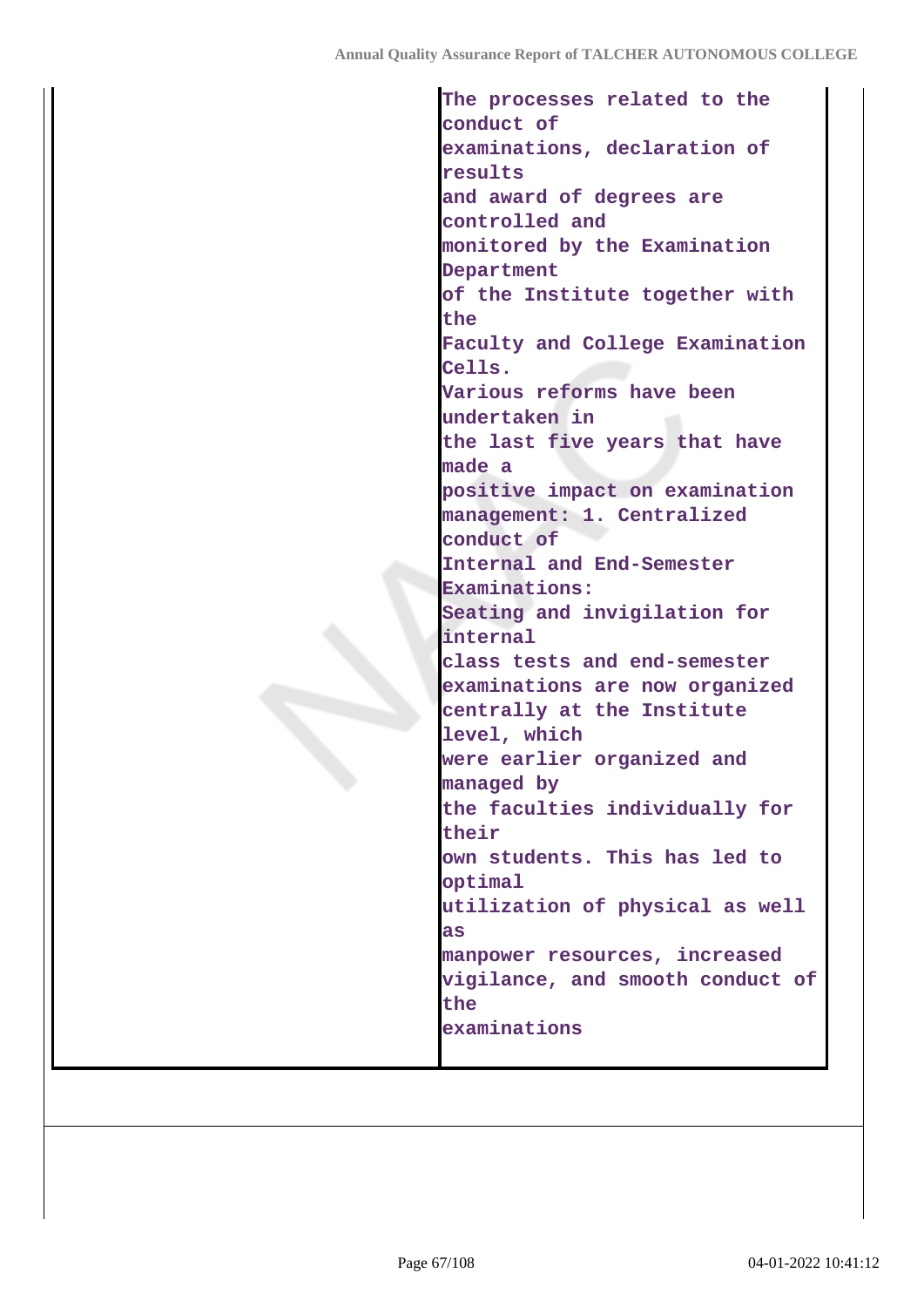| | |
|---|---|
| | The processes related to the conduct of examinations, declaration of results and award of degrees are controlled and monitored by the Examination Department of the Institute together with the Faculty and College Examination Cells. Various reforms have been undertaken in the last five years that have made a positive impact on examination management: 1. Centralized conduct of Internal and End-Semester Examinations: Seating and invigilation for internal class tests and end-semester examinations are now organized centrally at the Institute level, which were earlier organized and managed by the faculties individually for their own students. This has led to optimal utilization of physical as well as manpower resources, increased vigilance, and smooth conduct of the examinations |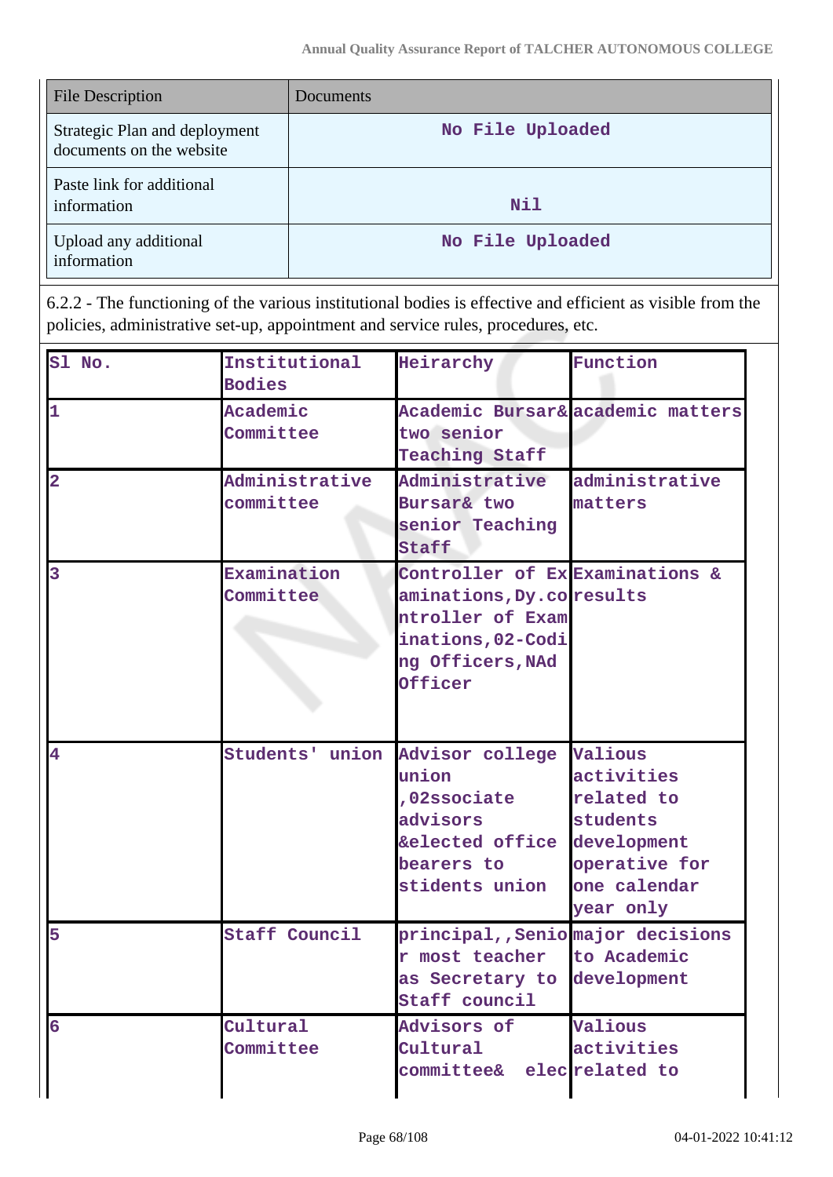| File Description | Documents |
|---|---|
| Strategic Plan and deployment documents on the website | No File Uploaded |
| Paste link for additional information | Nil |
| Upload any additional information | No File Uploaded |

6.2.2 - The functioning of the various institutional bodies is effective and efficient as visible from the policies, administrative set-up, appointment and service rules, procedures, etc.

| Sl No. | Institutional Bodies | Heirarchy | Function |
|---|---|---|---|
| 1 | Academic Committee | Academic Bursar& two senior Teaching Staff | academic matters |
| 2 | Administrative committee | Administrative Bursar& two senior Teaching Staff | administrative matters |
| 3 | Examination Committee | Controller of Examinations, Dy.controller of Examinations, 02-Coding Officers, NAd Officer | Examinations & results |
| 4 | Students' union | Advisor college union ,02ssociate advisors &elected office bearers to stidents union | Valious activities related to students development operative for one calendar year only |
| 5 | Staff Council | principal,,Senior most teacher as Secretary to Staff council | major decisions to Academic development |
| 6 | Cultural Committee | Advisors of Cultural committee& elec | Valious activities related to |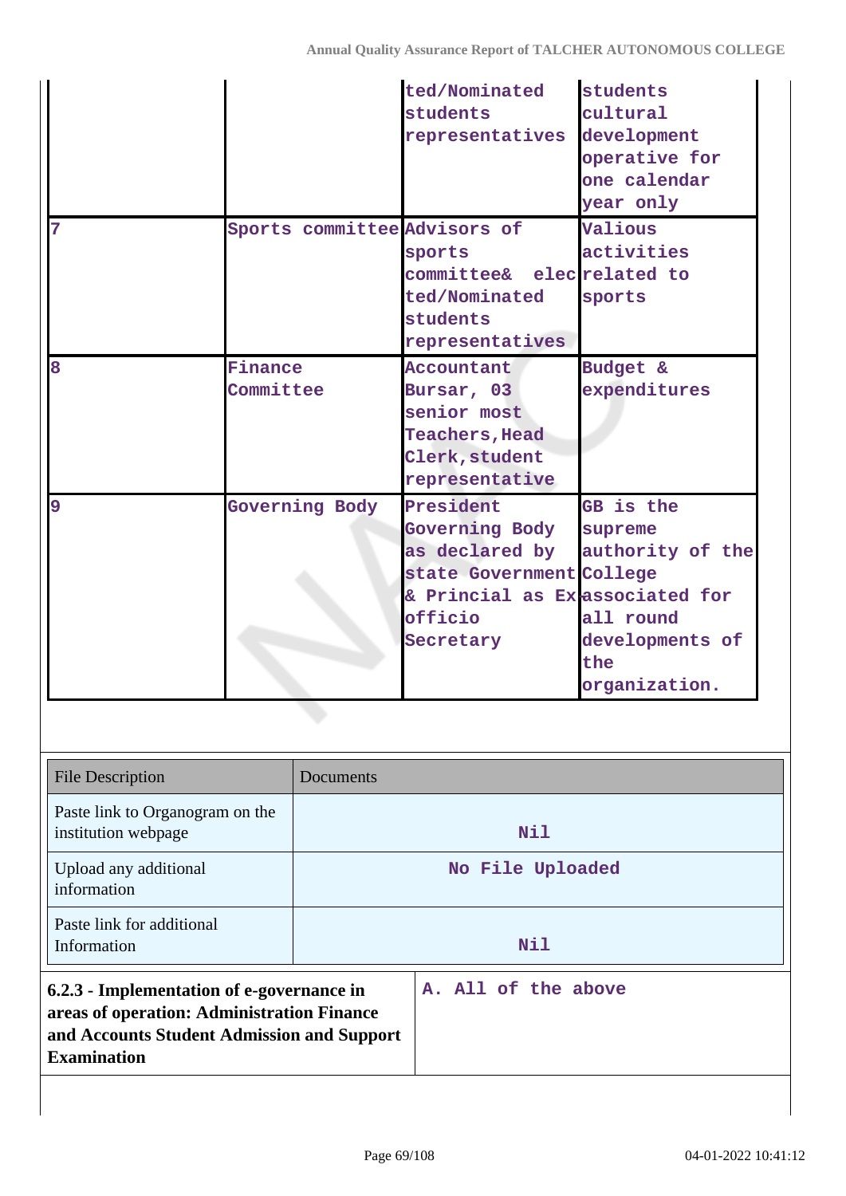|  |  | ted/Nominated students representatives | students cultural development operative for one calendar year only |
|---|---|---|---|
| 7 | Sports committee | Advisors of sports committee& elected/Nominated students representatives | Valious activities related to sports |
| 8 | Finance Committee | Accountant Bursar, 03 senior most Teachers, Head Clerk, student representative | Budget & expenditures |
| 9 | Governing Body | President Governing Body as declared by state Government & Princial as Ex officio Secretary | GB is the supreme authority of the College associated for all round developments of the organization. |

| File Description | Documents |
|---|---|
| Paste link to Organogram on the institution webpage | Nil |
| Upload any additional information | No File Uploaded |
| Paste link for additional Information | Nil |

| **6.2.3 - Implementation of e-governance in areas of operation: Administration Finance and Accounts Student Admission and Support Examination** | A. All of the above |
|---|---|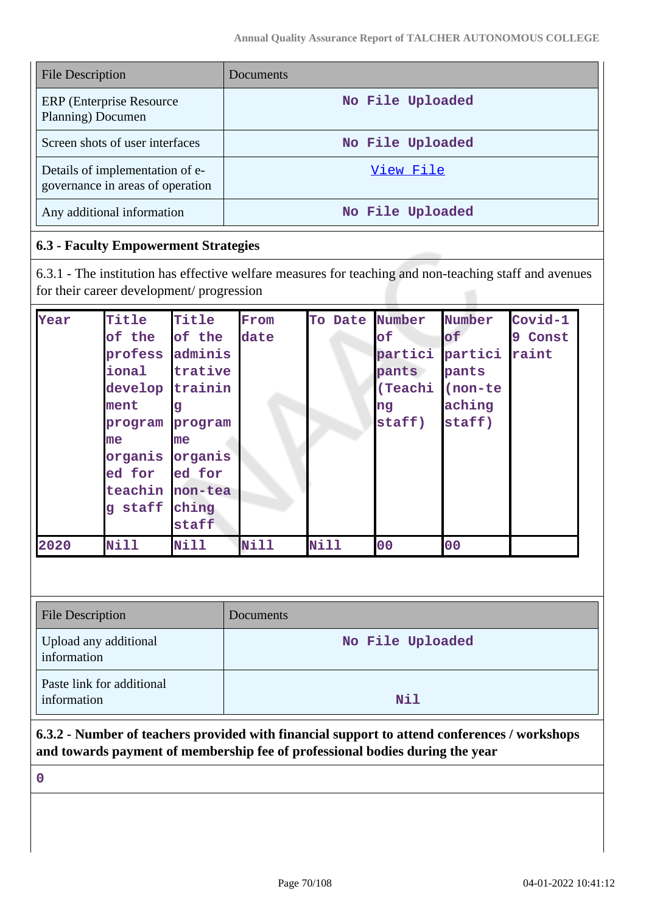| File Description | Documents |
|---|---|
| ERP (Enterprise Resource Planning) Documen | No File Uploaded |
| Screen shots of user interfaces | No File Uploaded |
| Details of implementation of e-governance in areas of operation | View File |
| Any additional information | No File Uploaded |

### 6.3 - Faculty Empowerment Strategies

6.3.1 - The institution has effective welfare measures for teaching and non-teaching staff and avenues for their career development/ progression

| Year | Title of the professional development programme organised for teaching staff | Title of the administrative training programme organised for non-teaching staff | From date | To Date | Number of participants (Teaching staff) | Number of participants (non-teaching staff) | Covid-19 Constraint |
|---|---|---|---|---|---|---|---|
| 2020 | Nill | Nill | Nill | Nill | 00 | 00 | |

| File Description | Documents |
|---|---|
| Upload any additional information | No File Uploaded |
| Paste link for additional information | Nil |

**6.3.2 - Number of teachers provided with financial support to attend conferences / workshops and towards payment of membership fee of professional bodies during the year**

0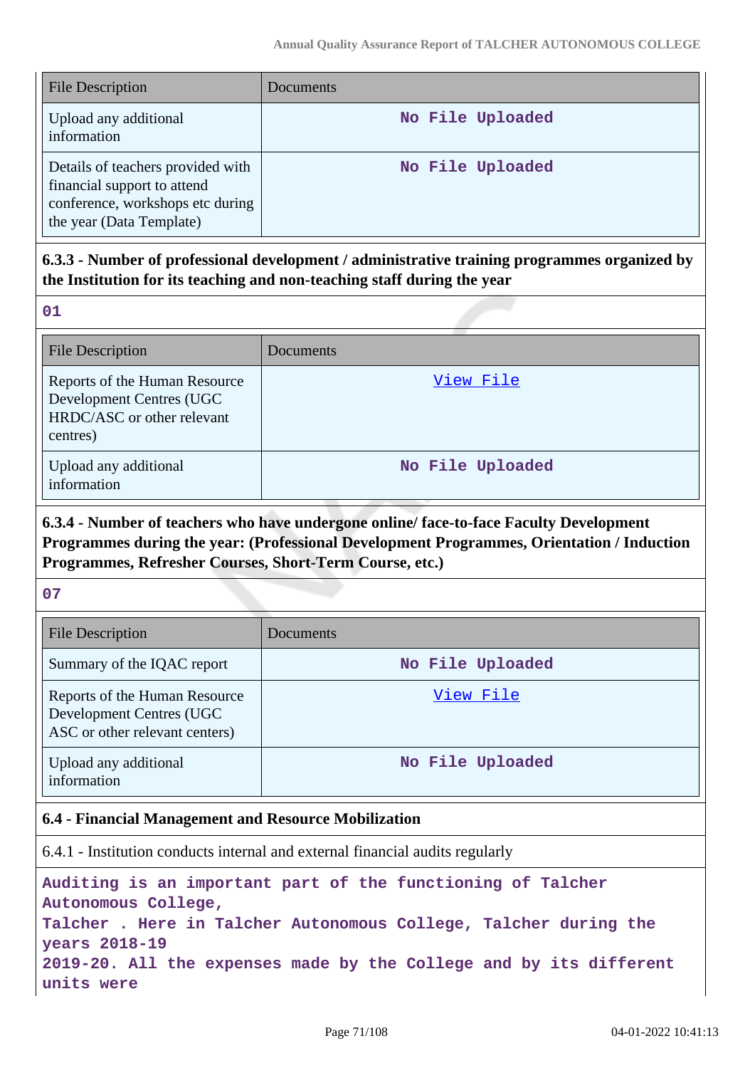| File Description | Documents |
|---|---|
| Upload any additional information | No File Uploaded |
| Details of teachers provided with financial support to attend conference, workshops etc during the year (Data Template) | No File Uploaded |

**6.3.3 - Number of professional development / administrative training programmes organized by the Institution for its teaching and non-teaching staff during the year**

01

| File Description | Documents |
|---|---|
| Reports of the Human Resource Development Centres (UGC HRDC/ASC or other relevant centres) | View File |
| Upload any additional information | No File Uploaded |

**6.3.4 - Number of teachers who have undergone online/ face-to-face Faculty Development Programmes during the year: (Professional Development Programmes, Orientation / Induction Programmes, Refresher Courses, Short-Term Course, etc.)**

07

| File Description | Documents |
|---|---|
| Summary of the IQAC report | No File Uploaded |
| Reports of the Human Resource Development Centres (UGC ASC or other relevant centers) | View File |
| Upload any additional information | No File Uploaded |

**6.4 - Financial Management and Resource Mobilization**

6.4.1 - Institution conducts internal and external financial audits regularly

Auditing is an important part of the functioning of Talcher Autonomous College, Talcher . Here in Talcher Autonomous College, Talcher during the years 2018-19 2019-20. All the expenses made by the College and by its different units were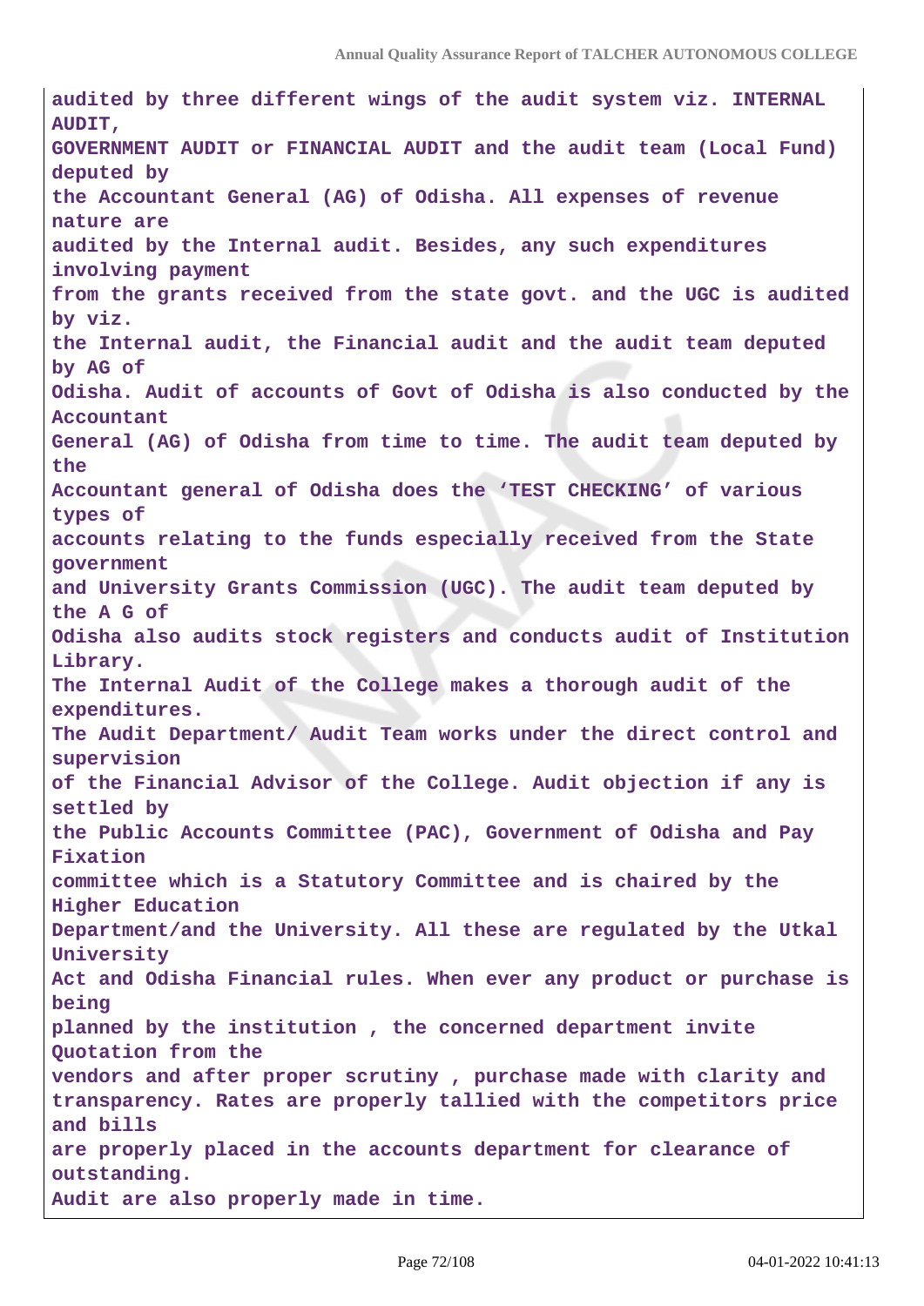**audited by three different wings of the audit system viz. INTERNAL AUDIT, GOVERNMENT AUDIT or FINANCIAL AUDIT and the audit team (Local Fund) deputed by the Accountant General (AG) of Odisha. All expenses of revenue nature are audited by the Internal audit. Besides, any such expenditures involving payment from the grants received from the state govt. and the UGC is audited by viz. the Internal audit, the Financial audit and the audit team deputed by AG of Odisha. Audit of accounts of Govt of Odisha is also conducted by the Accountant General (AG) of Odisha from time to time. The audit team deputed by the Accountant general of Odisha does the 'TEST CHECKING' of various types of accounts relating to the funds especially received from the State government and University Grants Commission (UGC). The audit team deputed by the A G of Odisha also audits stock registers and conducts audit of Institution Library. The Internal Audit of the College makes a thorough audit of the expenditures. The Audit Department/ Audit Team works under the direct control and supervision of the Financial Advisor of the College. Audit objection if any is settled by the Public Accounts Committee (PAC), Government of Odisha and Pay Fixation committee which is a Statutory Committee and is chaired by the Higher Education Department/and the University. All these are regulated by the Utkal University Act and Odisha Financial rules. When ever any product or purchase is being planned by the institution , the concerned department invite Quotation from the vendors and after proper scrutiny , purchase made with clarity and transparency. Rates are properly tallied with the competitors price and bills are properly placed in the accounts department for clearance of outstanding. Audit are also properly made in time.**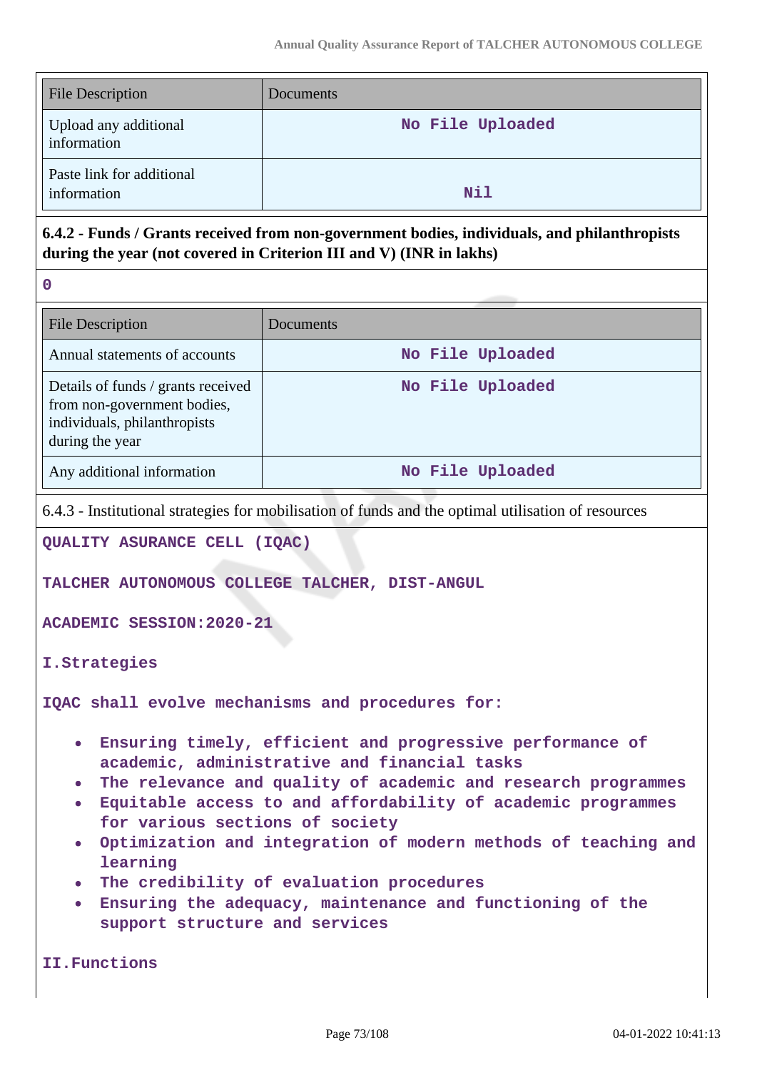| File Description | Documents |
|---|---|
| Upload any additional information | No File Uploaded |
| Paste link for additional information | Nil |

**6.4.2 - Funds / Grants received from non-government bodies, individuals, and philanthropists during the year (not covered in Criterion III and V) (INR in lakhs)**

0

| File Description | Documents |
|---|---|
| Annual statements of accounts | No File Uploaded |
| Details of funds / grants received from non-government bodies, individuals, philanthropists during the year | No File Uploaded |
| Any additional information | No File Uploaded |

6.4.3 - Institutional strategies for mobilisation of funds and the optimal utilisation of resources

QUALITY ASURANCE CELL (IQAC)

TALCHER AUTONOMOUS COLLEGE TALCHER, DIST-ANGUL

ACADEMIC SESSION:2020-21

I.Strategies

IQAC shall evolve mechanisms and procedures for:

- Ensuring timely, efficient and progressive performance of academic, administrative and financial tasks
- The relevance and quality of academic and research programmes
- Equitable access to and affordability of academic programmes for various sections of society
- Optimization and integration of modern methods of teaching and learning
- The credibility of evaluation procedures
- Ensuring the adequacy, maintenance and functioning of the support structure and services

II.Functions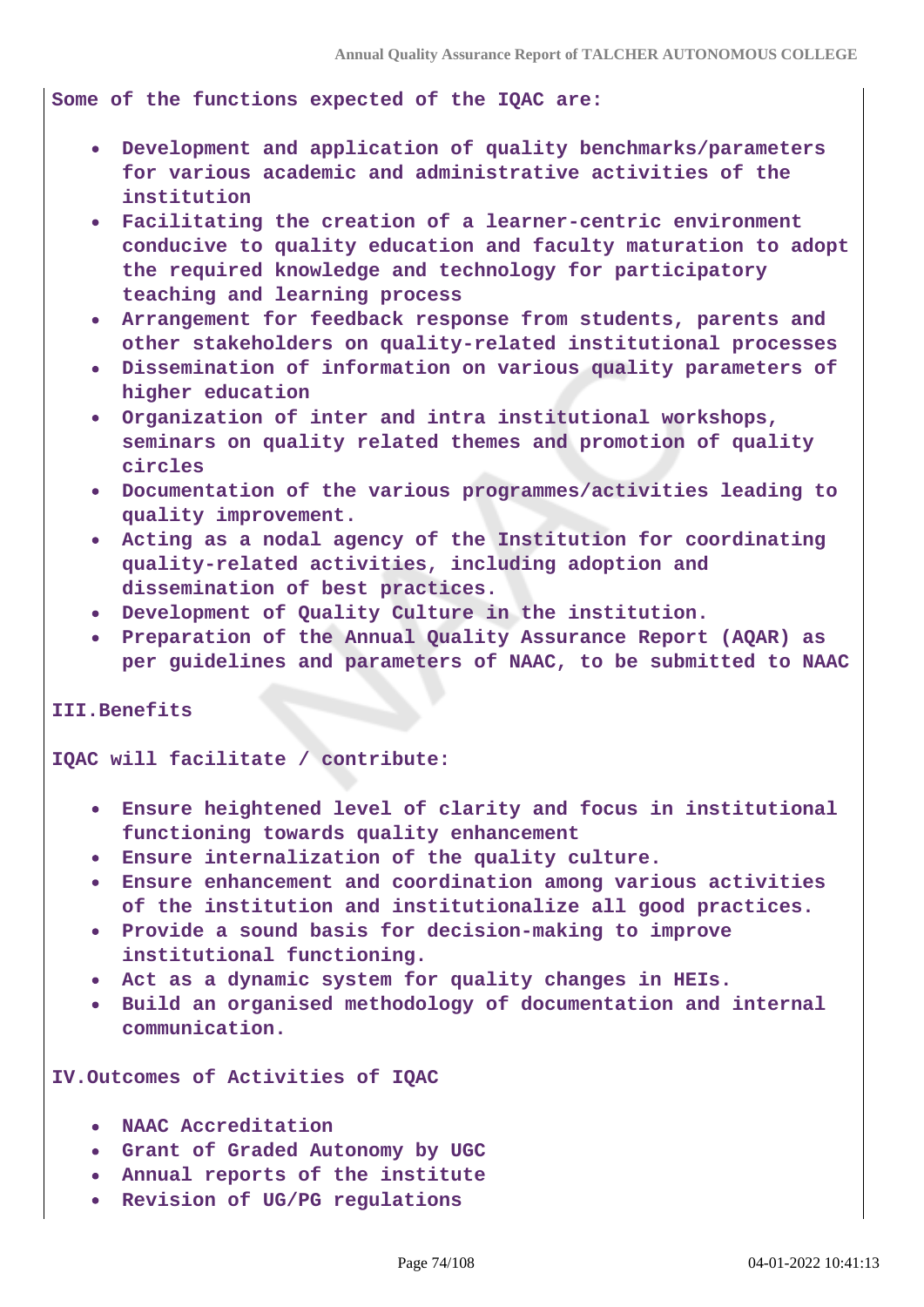**Some of the functions expected of the IQAC are:**

- **Development and application of quality benchmarks/parameters for various academic and administrative activities of the institution**
- **Facilitating the creation of a learner-centric environment conducive to quality education and faculty maturation to adopt the required knowledge and technology for participatory teaching and learning process**
- **Arrangement for feedback response from students, parents and other stakeholders on quality-related institutional processes**
- **Dissemination of information on various quality parameters of higher education**
- **Organization of inter and intra institutional workshops, seminars on quality related themes and promotion of quality circles**
- **Documentation of the various programmes/activities leading to quality improvement.**
- **Acting as a nodal agency of the Institution for coordinating quality-related activities, including adoption and dissemination of best practices.**
- **Development of Quality Culture in the institution.**
- **Preparation of the Annual Quality Assurance Report (AQAR) as per guidelines and parameters of NAAC, to be submitted to NAAC**

**III.Benefits**

**IQAC will facilitate / contribute:**

- **Ensure heightened level of clarity and focus in institutional functioning towards quality enhancement**
- **Ensure internalization of the quality culture.**
- **Ensure enhancement and coordination among various activities of the institution and institutionalize all good practices.**
- **Provide a sound basis for decision-making to improve institutional functioning.**
- **Act as a dynamic system for quality changes in HEIs.**
- **Build an organised methodology of documentation and internal communication.**

**IV.Outcomes of Activities of IQAC**

- **NAAC Accreditation**
- **Grant of Graded Autonomy by UGC**
- **Annual reports of the institute**
- **Revision of UG/PG regulations**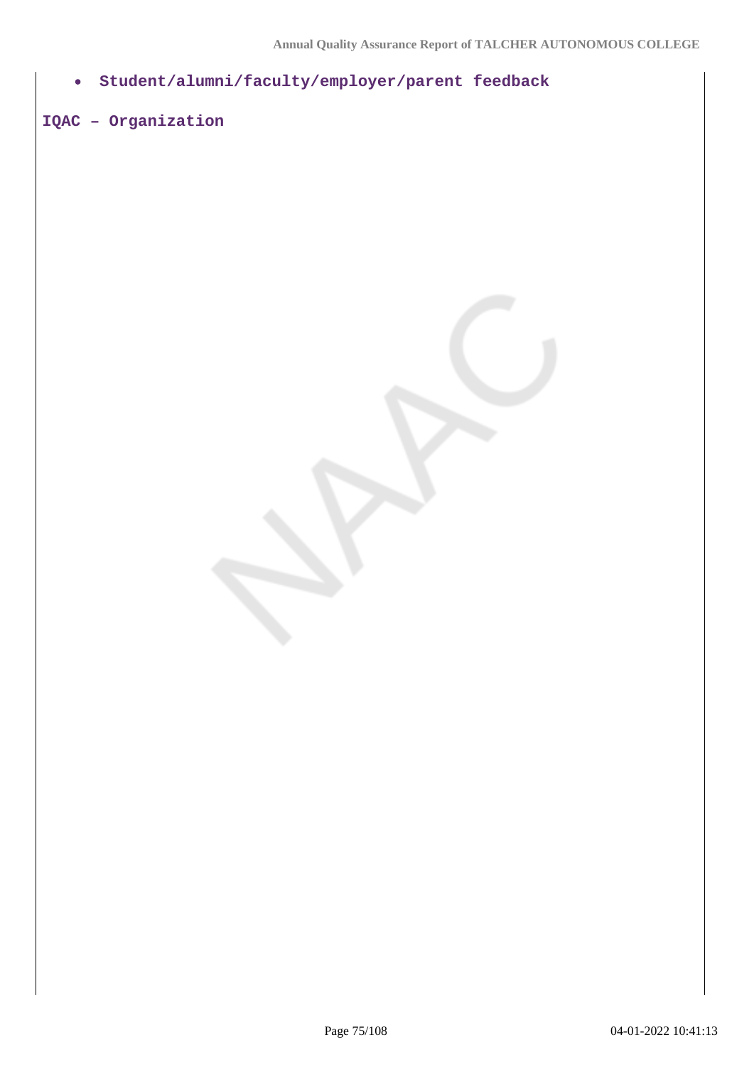- **Student/alumni/faculty/employer/parent feedback**

**IQAC – Organization**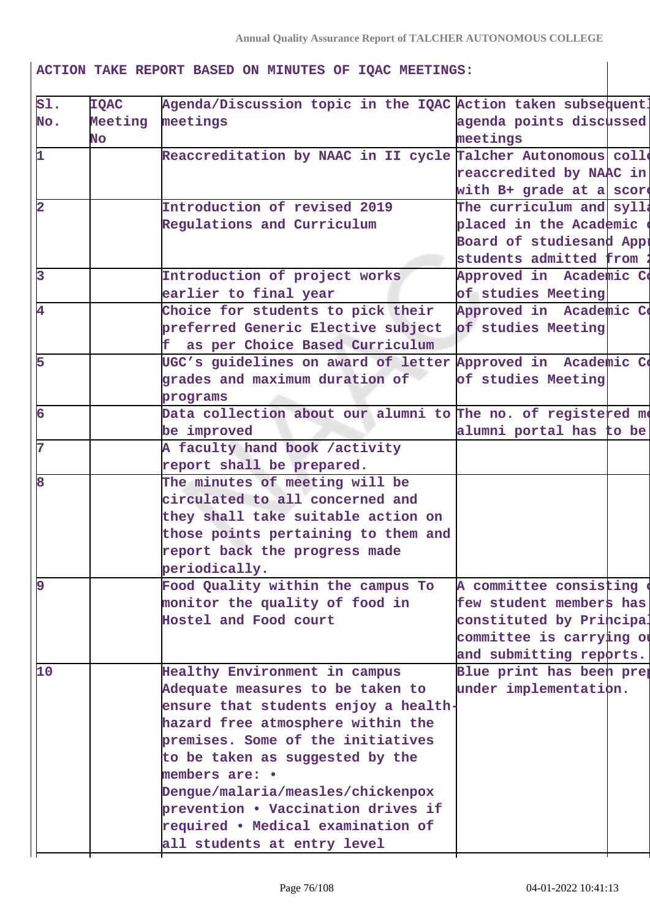**ACTION TAKE REPORT BASED ON MINUTES OF IQAC MEETINGS:**

| Sl. No. | IQAC Meeting No | Agenda/Discussion topic in the IQAC meetings | Action taken subsequent agenda points discussed meetings |
|---|---|---|---|
| 1 | | Reaccreditation by NAAC in II cycle | Talcher Autonomous colle reaccredited by NAAC in with B+ grade at a score |
| 2 | | Introduction of revised 2019 Regulations and Curriculum | The curriculum and sylla placed in the Academic Board of studiesand Appr students admitted from |
| 3 | | Introduction of project works earlier to final year | Approved in Academic Co of studies Meeting |
| 4 | | Choice for students to pick their preferred Generic Elective subject f as per Choice Based Curriculum | Approved in Academic Co of studies Meeting |
| 5 | | UGC's guidelines on award of letter grades and maximum duration of programs | Approved in Academic Co of studies Meeting |
| 6 | | Data collection about our alumni to be improved | The no. of registered me alumni portal has to be |
| 7 | | A faculty hand book /activity report shall be prepared. | |
| 8 | | The minutes of meeting will be circulated to all concerned and they shall take suitable action on those points pertaining to them and report back the progress made periodically. | |
| 9 | | Food Quality within the campus To monitor the quality of food in Hostel and Food court | A committee consisting few student members has constituted by Principal committee is carrying ou and submitting reports. |
| 10 | | Healthy Environment in campus Adequate measures to be taken to ensure that students enjoy a health-hazard free atmosphere within the premises. Some of the initiatives to be taken as suggested by the members are: • Dengue/malaria/measles/chickenpox prevention • Vaccination drives if required • Medical examination of all students at entry level | Blue print has been prep under implementation. |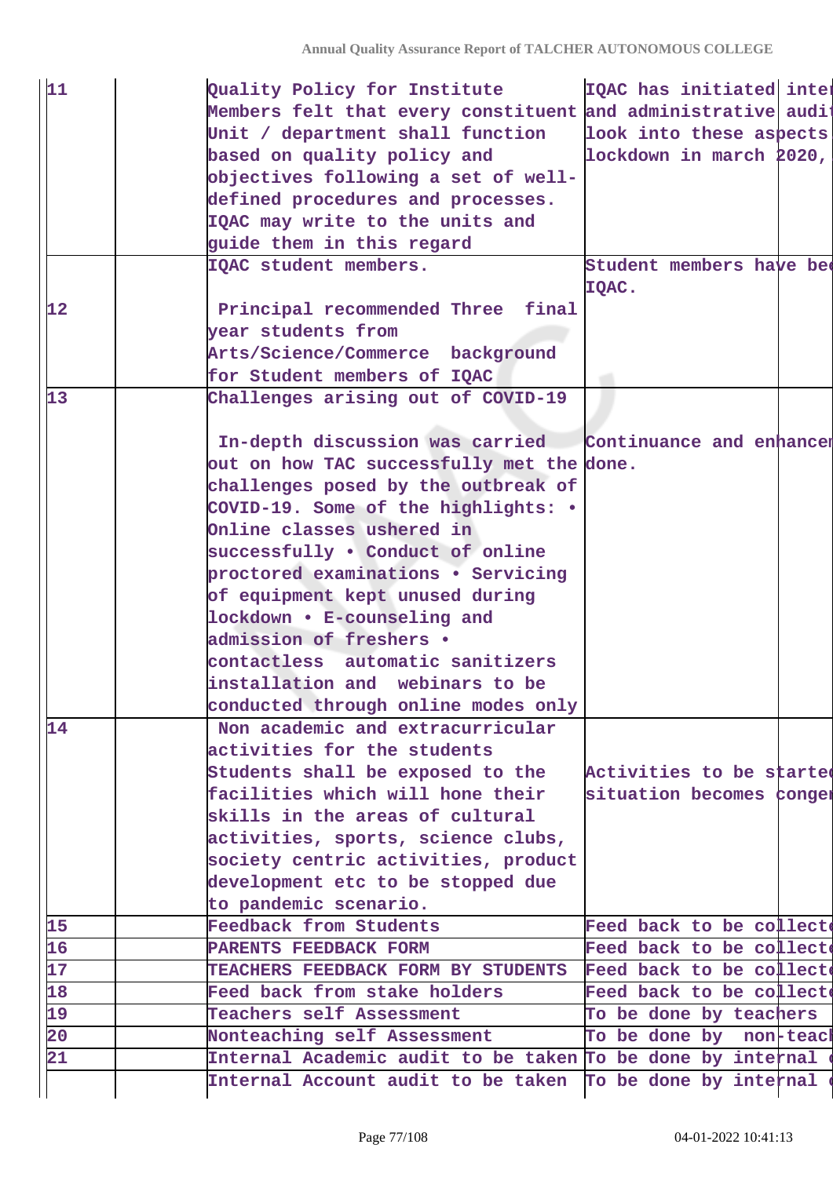| | | | |
|---|---|---|---|
| 11 | | Quality Policy for Institute Members felt that every constituent Unit / department shall function based on quality policy and objectives following a set of well-defined procedures and processes. IQAC may write to the units and guide them in this regard | IQAC has initiated inter and administrative audi look into these aspects lockdown in march 2020, |
| 12 | | IQAC student members. Principal recommended Three final year students from Arts/Science/Commerce background for Student members of IQAC | Student members have bee IQAC. |
| 13 | | Challenges arising out of COVID-19 In-depth discussion was carried out on how TAC successfully met the challenges posed by the outbreak of COVID-19. Some of the highlights: • Online classes ushered in successfully • Conduct of online proctored examinations • Servicing of equipment kept unused during lockdown • E-counseling and admission of freshers • contactless automatic sanitizers installation and webinars to be conducted through online modes only | Continuance and enhancen done. |
| 14 | | Non academic and extracurricular activities for the students Students shall be exposed to the facilities which will hone their skills in the areas of cultural activities, sports, science clubs, society centric activities, product development etc to be stopped due to pandemic scenario. | Activities to be starte situation becomes conge |
| 15 | | Feedback from Students | Feed back to be collect |
| 16 | | PARENTS FEEDBACK FORM | Feed back to be collect |
| 17 | | TEACHERS FEEDBACK FORM BY STUDENTS | Feed back to be collect |
| 18 | | Feed back from stake holders | Feed back to be collect |
| 19 | | Teachers self Assessment | To be done by teachers |
| 20 | | Nonteaching self Assessment | To be done by non-teac |
| 21 | | Internal Academic audit to be taken | To be done by internal |
| | | Internal Account audit to be taken | To be done by internal |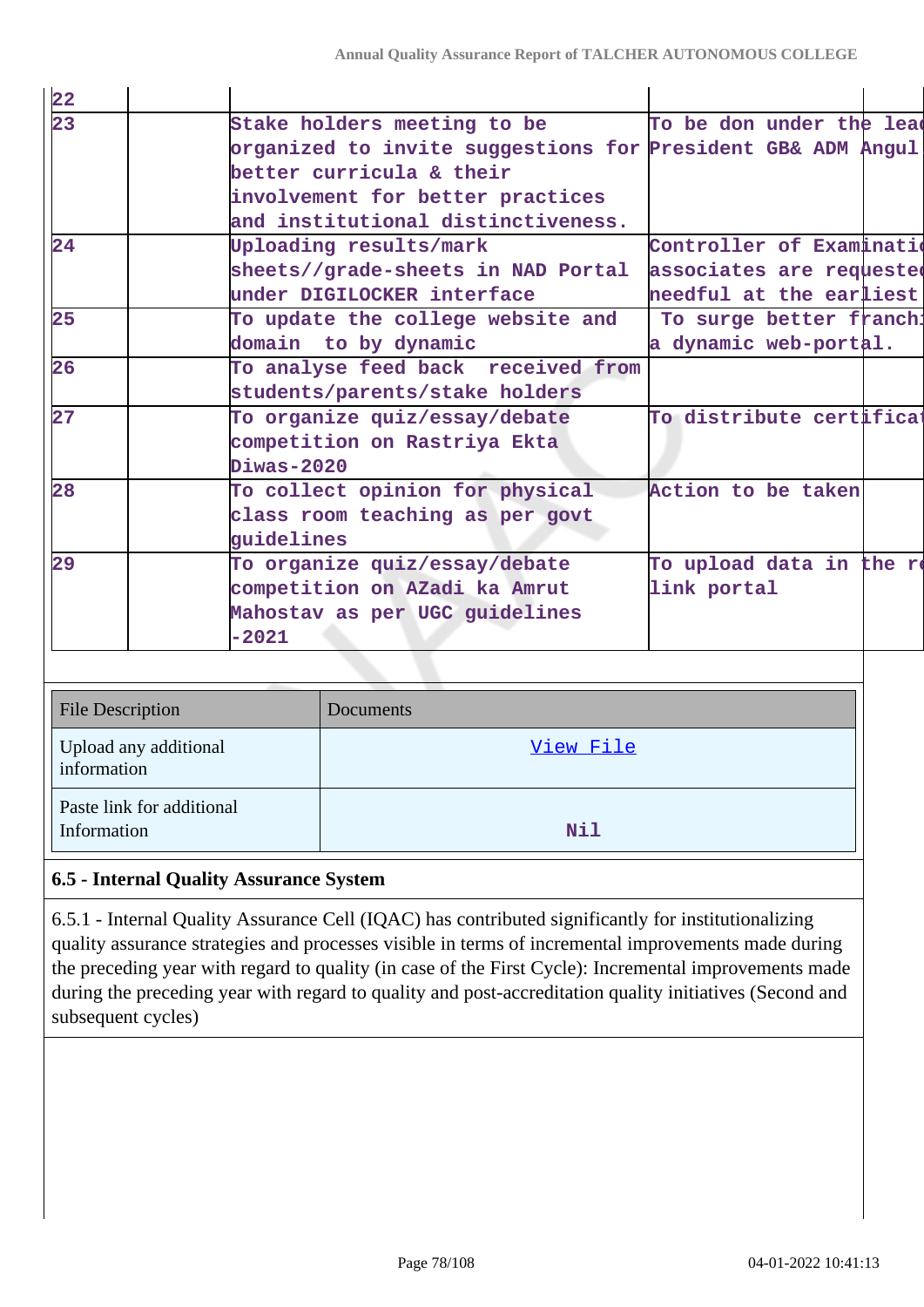| | | | | |
|---|---|---|---|---|
| 22 | | | | |
| 23 | | Stake holders meeting to be organized to invite suggestions for better curricula & their involvement for better practices and institutional distinctiveness. | To be don under the lead President GB& ADM Angul | |
| 24 | | Uploading results/mark sheets//grade-sheets in NAD Portal under DIGILOCKER interface | Controller of Examinatio associates are requested needful at the earliest | |
| 25 | | To update the college website and domain to by dynamic | To surge better franchi a dynamic web-portal. | |
| 26 | | To analyse feed back received from students/parents/stake holders | | |
| 27 | | To organize quiz/essay/debate competition on Rastriya Ekta Diwas-2020 | To distribute certificat | |
| 28 | | To collect opinion for physical class room teaching as per govt guidelines | Action to be taken | |
| 29 | | To organize quiz/essay/debate competition on AZadi ka Amrut Mahostav as per UGC guidelines -2021 | To upload data in the re link portal | |

| File Description | Documents |
|---|---|
| Upload any additional information | View File |
| Paste link for additional Information | Nil |

**6.5 - Internal Quality Assurance System**

6.5.1 - Internal Quality Assurance Cell (IQAC) has contributed significantly for institutionalizing quality assurance strategies and processes visible in terms of incremental improvements made during the preceding year with regard to quality (in case of the First Cycle): Incremental improvements made during the preceding year with regard to quality and post-accreditation quality initiatives (Second and subsequent cycles)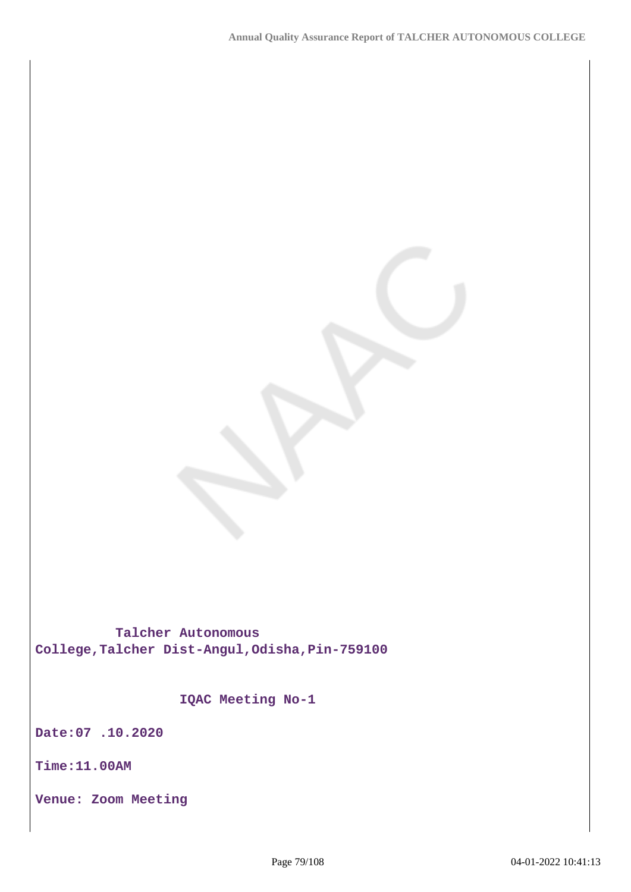**Talcher Autonomous College,Talcher Dist-Angul,Odisha,Pin-759100**

**IQAC Meeting No-1**

**Date:07 .10.2020**

**Time:11.00AM**

**Venue: Zoom Meeting**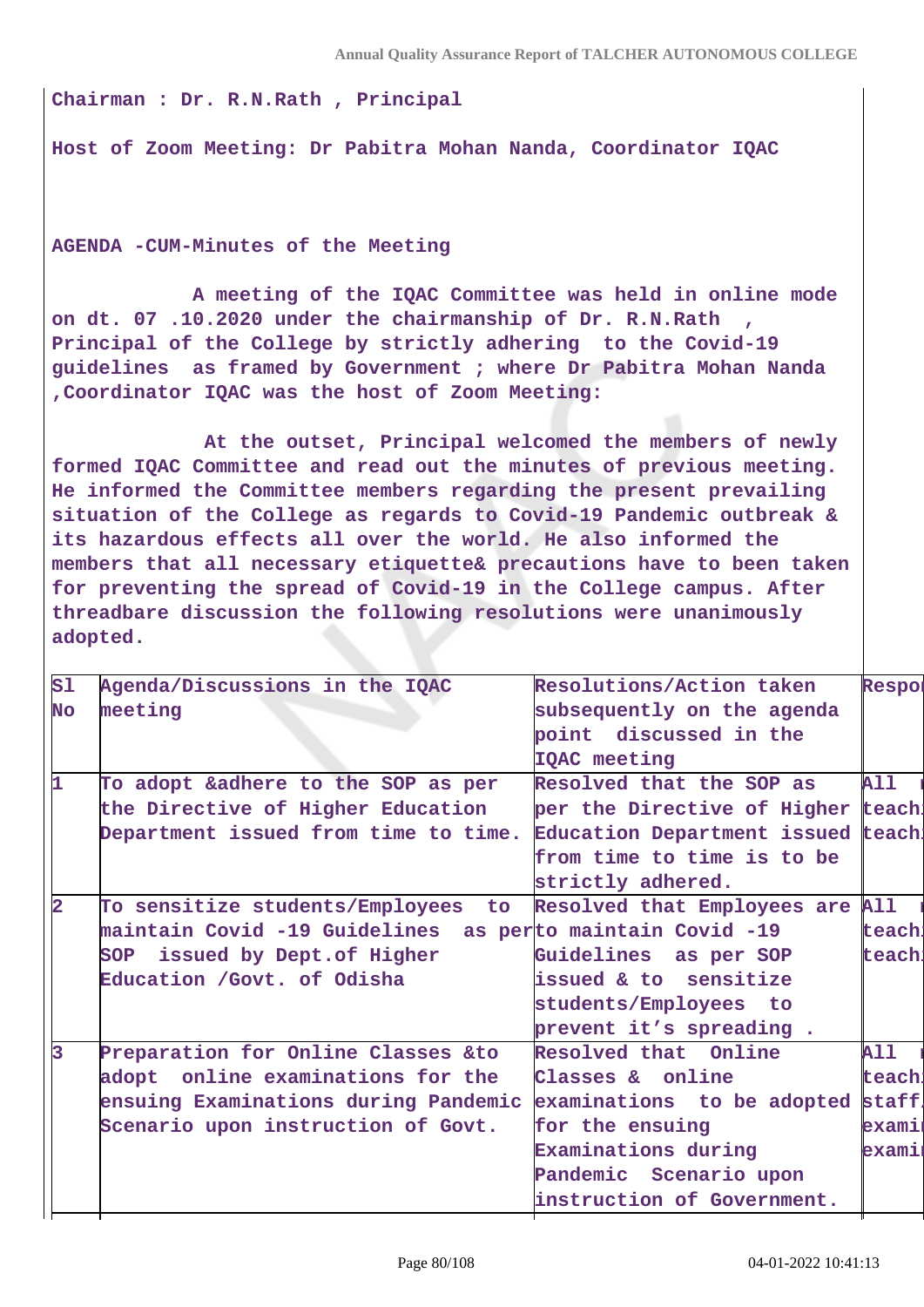Chairman : Dr. R.N.Rath , Principal

Host of Zoom Meeting: Dr Pabitra Mohan Nanda, Coordinator IQAC

AGENDA -CUM-Minutes of the Meeting

A meeting of the IQAC Committee was held in online mode on dt. 07 .10.2020 under the chairmanship of Dr. R.N.Rath , Principal of the College by strictly adhering to the Covid-19 guidelines as framed by Government ; where Dr Pabitra Mohan Nanda ,Coordinator IQAC was the host of Zoom Meeting:

At the outset, Principal welcomed the members of newly formed IQAC Committee and read out the minutes of previous meeting. He informed the Committee members regarding the present prevailing situation of the College as regards to Covid-19 Pandemic outbreak & its hazardous effects all over the world. He also informed the members that all necessary etiquette& precautions have to been taken for preventing the spread of Covid-19 in the College campus. After threadbare discussion the following resolutions were unanimously adopted.

| Sl No | Agenda/Discussions in the IQAC meeting | Resolutions/Action taken subsequently on the agenda point discussed in the IQAC meeting | Respo |
|---|---|---|---|
| 1 | To adopt &adhere to the SOP as per the Directive of Higher Education Department issued from time to time. | Resolved that the SOP as per the Directive of Higher Education Department issued from time to time is to be strictly adhered. | All teach teach |
| 2 | To sensitize students/Employees to maintain Covid -19 Guidelines as per SOP issued by Dept.of Higher Education /Govt. of Odisha | Resolved that Employees are to maintain Covid -19 Guidelines as per SOP issued & to sensitize students/Employees to prevent it's spreading . | All teach teach |
| 3 | Preparation for Online Classes &to adopt online examinations for the ensuing Examinations during Pandemic Scenario upon instruction of Govt. | Resolved that Online Classes & online examinations to be adopted for the ensuing Examinations during Pandemic Scenario upon instruction of Government. | All teach staff exami exami |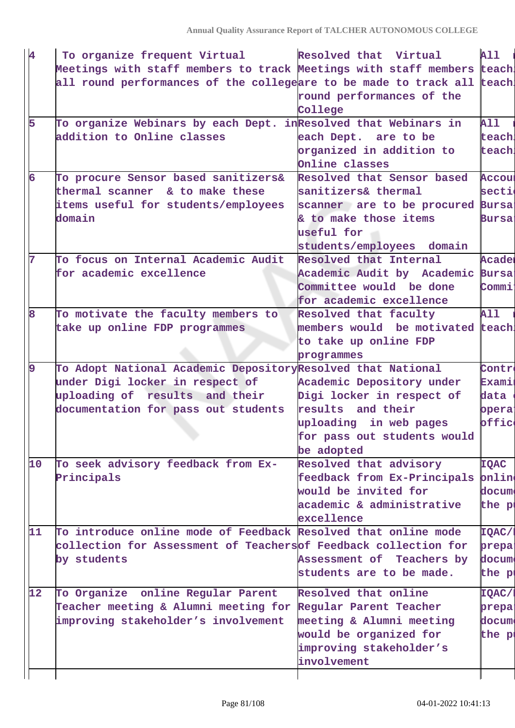| 4 | To organize frequent Virtual Meetings with staff members to track all round performances of the college | Resolved that Virtual Meetings with staff members are to be made to track all round performances of the College | All teach teach |
|---|---|---|---|
| 5 | To organize Webinars by each Dept. in addition to Online classes | Resolved that Webinars in each Dept. are to be organized in addition to Online classes | All teach teach |
| 6 | To procure Sensor based sanitizers& thermal scanner & to make these items useful for students/employees domain | Resolved that Sensor based sanitizers& thermal scanner are to be procured & to make those items useful for students/employees domain | Accou secti Bursa Bursa |
| 7 | To focus on Internal Academic Audit for academic excellence | Resolved that Internal Academic Audit by Academic Committee would be done for academic excellence | Acade Bursa Commi |
| 8 | To motivate the faculty members to take up online FDP programmes | Resolved that faculty members would be motivated to take up online FDP programmes | All teach |
| 9 | To Adopt National Academic Depository under Digi locker in respect of uploading of results and their documentation for pass out students | Resolved that National Academic Depository under Digi locker in respect of results and their uploading in web pages for pass out students would be adopted | Contr Exami data opera offic |
| 10 | To seek advisory feedback from Ex-Principals | Resolved that advisory feedback from Ex-Principals would be invited for academic & administrative excellence | IQAC onlin docum the p |
| 11 | To introduce online mode of Feedback collection for Assessment of Teachers by students | Resolved that online mode of Feedback collection for Assessment of Teachers by students are to be made. | IQAC/ prepa docum the p |
| 12 | To Organize online Regular Parent Teacher meeting & Alumni meeting for improving stakeholder's involvement | Resolved that online Regular Parent Teacher meeting & Alumni meeting would be organized for improving stakeholder's involvement | IQAC/ prepa docum the p |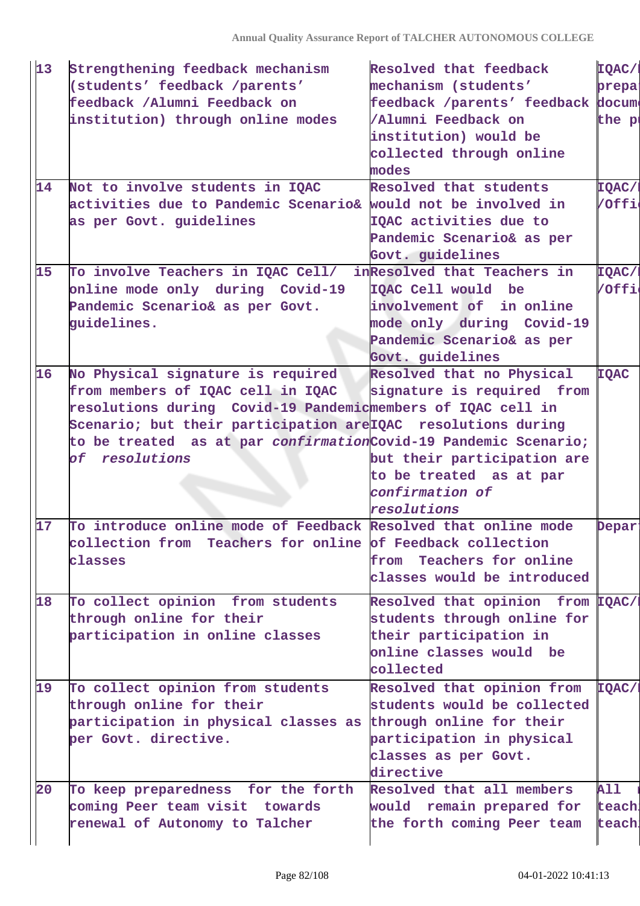| 13 | Strengthening feedback mechanism (students' feedback /parents' feedback /Alumni Feedback on institution) through online modes | Resolved that feedback mechanism (students' feedback /parents' feedback /Alumni Feedback on institution) would be collected through online modes | IQAC/ prepa docum the p |
|---|---|---|---|
| 14 | Not to involve students in IQAC activities due to Pandemic Scenario& as per Govt. guidelines | Resolved that students would not be involved in IQAC activities due to Pandemic Scenario& as per Govt. guidelines | IQAC/ /Offi |
| 15 | To involve Teachers in IQAC Cell/ in online mode only during Covid-19 Pandemic Scenario& as per Govt. guidelines. | Resolved that Teachers in IQAC Cell would be involvement of in online mode only during Covid-19 Pandemic Scenario& as per Govt. guidelines | IQAC/ /Offi |
| 16 | No Physical signature is required from members of IQAC cell in IQAC resolutions during Covid-19 Pandemic Scenario; but their participation are to be treated as at par *confirmation of resolutions* | Resolved that no Physical signature is required from members of IQAC cell in IQAC resolutions during Covid-19 Pandemic Scenario; but their participation are to be treated as at par *confirmation of resolutions* | IQAC |
| 17 | To introduce online mode of Feedback collection from Teachers for online classes | Resolved that online mode of Feedback collection from Teachers for online classes would be introduced | Depar |
| 18 | To collect opinion from students through online for their participation in online classes | Resolved that opinion from students through online for their participation in online classes would be collected | IQAC/ |
| 19 | To collect opinion from students through online for their participation in physical classes as per Govt. directive. | Resolved that opinion from students would be collected through online for their participation in physical classes as per Govt. directive | IQAC/ |
| 20 | To keep preparedness for the forth coming Peer team visit towards renewal of Autonomy to Talcher | Resolved that all members would remain prepared for the forth coming Peer team | All teach teach |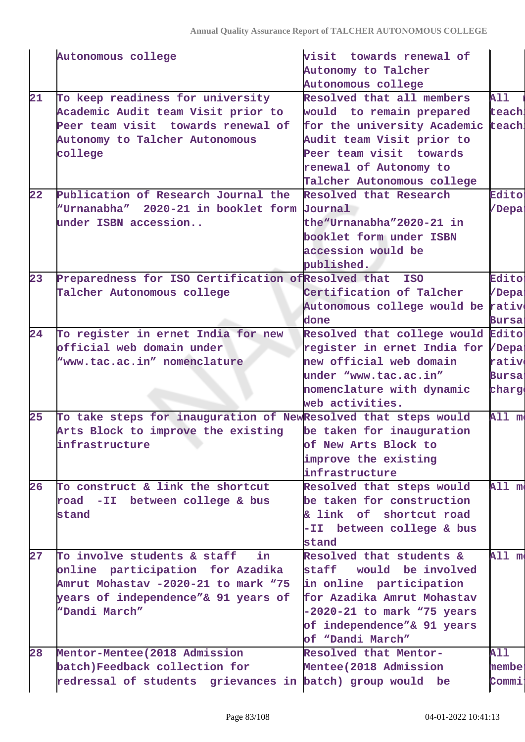| | Autonomous college | visit towards renewal of Autonomy to Talcher Autonomous college | |
|---|---|---|---|
| 21 | To keep readiness for university Academic Audit team Visit prior to Peer team visit towards renewal of Autonomy to Talcher Autonomous college | Resolved that all members would to remain prepared for the university Academic Audit team Visit prior to Peer team visit towards renewal of Autonomy to Talcher Autonomous college | All teach teach |
| 22 | Publication of Research Journal the "Urnanabha" 2020-21 in booklet form under ISBN accession.. | Resolved that Research Journal the"Urnanabha"2020-21 in booklet form under ISBN accession would be published. | Edito /Depa |
| 23 | Preparedness for ISO Certification of Talcher Autonomous college | Resolved that ISO Certification of Talcher Autonomous college would be done | Edito /Depa rativ Bursa |
| 24 | To register in ernet India for new official web domain under "www.tac.ac.in" nomenclature | Resolved that college would register in ernet India for new official web domain under "www.tac.ac.in" nomenclature with dynamic web activities. | Edito /Depa rativ Bursa charg |
| 25 | To take steps for inauguration of New Arts Block to improve the existing infrastructure | Resolved that steps would be taken for inauguration of New Arts Block to improve the existing infrastructure | All m |
| 26 | To construct & link the shortcut road -II between college & bus stand | Resolved that steps would be taken for construction & link of shortcut road -II between college & bus stand | All m |
| 27 | To involve students & staff in online participation for Azadika Amrut Mohastav -2020-21 to mark "75 years of independence"& 91 years of "Dandi March" | Resolved that students & staff would be involved in online participation for Azadika Amrut Mohastav -2020-21 to mark "75 years of independence"& 91 years of "Dandi March" | All m |
| 28 | Mentor-Mentee(2018 Admission batch)Feedback collection for redressal of students grievances in | Resolved that Mentor-Mentee(2018 Admission batch) group would be | All membe Commi |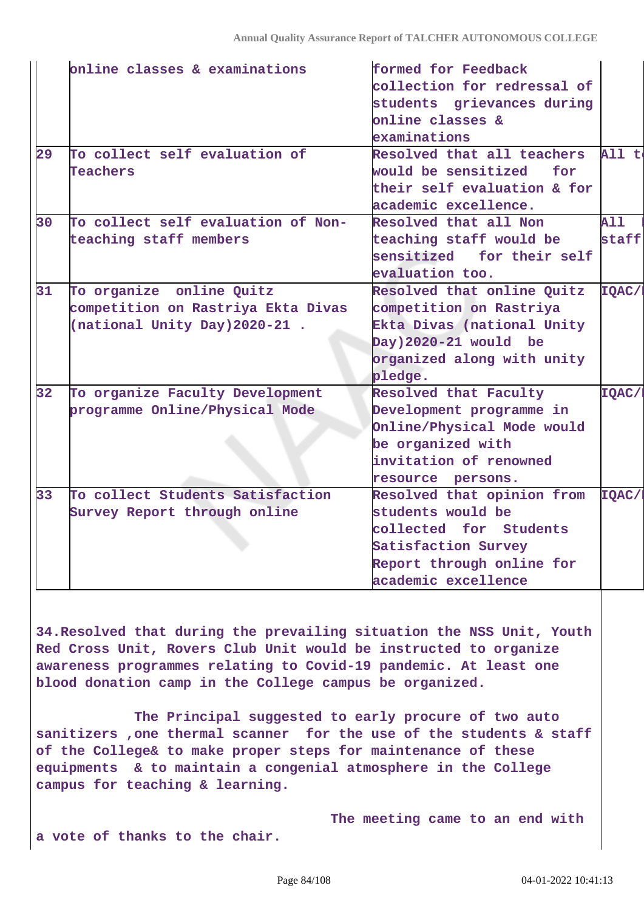|  | online classes & examinations | formed for Feedback collection for redressal of students grievances during online classes & examinations |  |
|---|---|---|---|
| 29 | To collect self evaluation of Teachers | Resolved that all teachers would be sensitized for their self evaluation & for academic excellence. | All t |
| 30 | To collect self evaluation of Non-teaching staff members | Resolved that all Non teaching staff would be sensitized for their self evaluation too. | All staff |
| 31 | To organize online Quitz competition on Rastriya Ekta Divas (national Unity Day)2020-21 . | Resolved that online Quitz competition on Rastriya Ekta Divas (national Unity Day)2020-21 would be organized along with unity pledge. | IQAC/ |
| 32 | To organize Faculty Development programme Online/Physical Mode | Resolved that Faculty Development programme in Online/Physical Mode would be organized with invitation of renowned resource persons. | IQAC/ |
| 33 | To collect Students Satisfaction Survey Report through online | Resolved that opinion from students would be collected for Students Satisfaction Survey Report through online for academic excellence | IQAC/ |

**34.Resolved that during the prevailing situation the NSS Unit, Youth Red Cross Unit, Rovers Club Unit would be instructed to organize awareness programmes relating to Covid-19 pandemic. At least one blood donation camp in the College campus be organized.**

**The Principal suggested to early procure of two auto sanitizers ,one thermal scanner for the use of the students & staff of the College& to make proper steps for maintenance of these equipments & to maintain a congenial atmosphere in the College campus for teaching & learning.**

**The meeting came to an end with a vote of thanks to the chair.**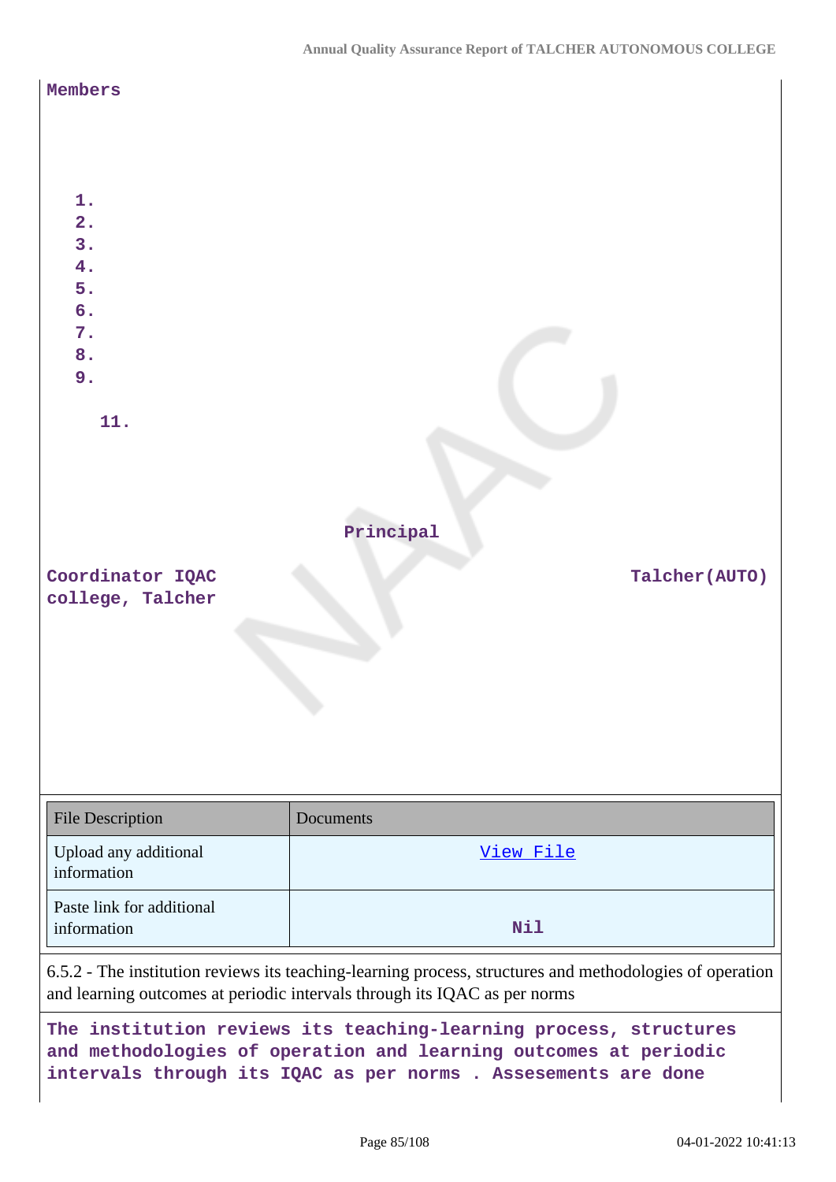**Members**

1.
2.
3.
4.
5.
6.
7.
8.
9.

11.

**Principal**

**Coordinator IQAC** **Talcher(AUTO) college, Talcher**

| File Description | Documents |
| --- | --- |
| Upload any additional information | View File |
| Paste link for additional information | **Nil** |

6.5.2 - The institution reviews its teaching-learning process, structures and methodologies of operation and learning outcomes at periodic intervals through its IQAC as per norms

**The institution reviews its teaching-learning process, structures and methodologies of operation and learning outcomes at periodic intervals through its IQAC as per norms . Assesements are done**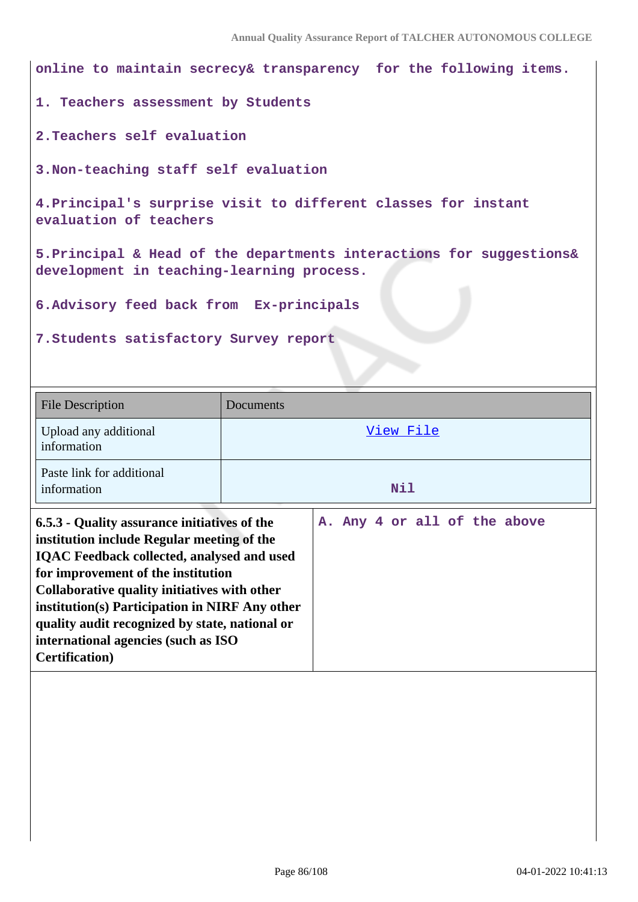online to maintain secrecy& transparency for the following items.

1. Teachers assessment by Students

2.Teachers self evaluation

3.Non-teaching staff self evaluation

4.Principal's surprise visit to different classes for instant evaluation of teachers

5.Principal & Head of the departments interactions for suggestions& development in teaching-learning process.

6.Advisory feed back from Ex-principals

7.Students satisfactory Survey report

| File Description | Documents |
|---|---|
| Upload any additional information | View File |
| Paste link for additional information | Nil |

| **6.5.3 - Quality assurance initiatives of the institution include Regular meeting of the IQAC Feedback collected, analysed and used for improvement of the institution Collaborative quality initiatives with other institution(s) Participation in NIRF Any other quality audit recognized by state, national or international agencies (such as ISO Certification)** | A. Any 4 or all of the above |
|---|---|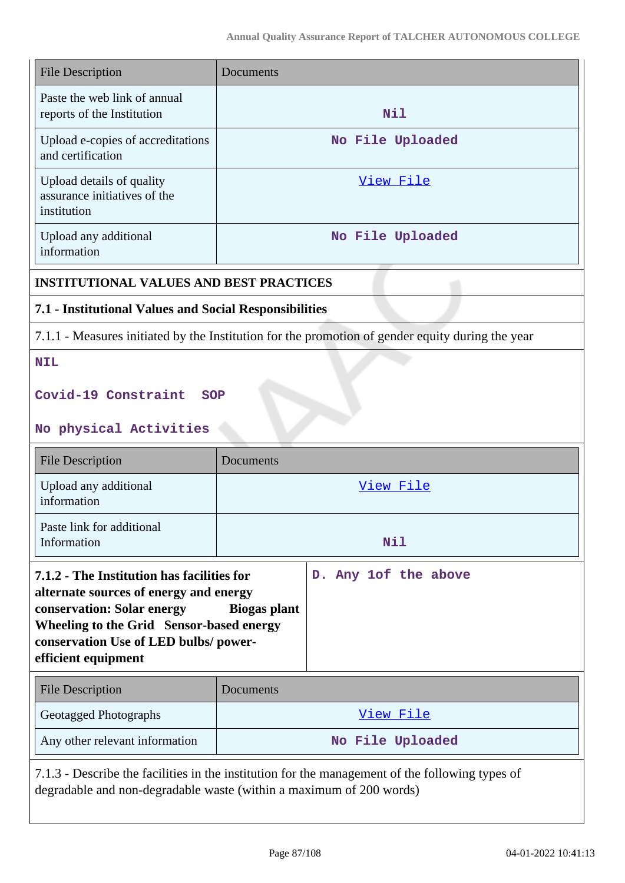| File Description | Documents |
|---|---|
| Paste the web link of annual reports of the Institution | Nil |
| Upload e-copies of accreditations and certification | No File Uploaded |
| Upload details of quality assurance initiatives of the institution | View File |
| Upload any additional information | No File Uploaded |

**INSTITUTIONAL VALUES AND BEST PRACTICES**

**7.1 - Institutional Values and Social Responsibilities**

7.1.1 - Measures initiated by the Institution for the promotion of gender equity during the year

NIL

Covid-19 Constraint SOP

No physical Activities

| File Description | Documents |
|---|---|
| Upload any additional information | View File |
| Paste link for additional Information | Nil |

| **7.1.2 - The Institution has facilities for alternate sources of energy and energy conservation: Solar energy Biogas plant Wheeling to the Grid Sensor-based energy conservation Use of LED bulbs/ power-efficient equipment** | D. Any 1of the above |
|---|---|

| File Description | Documents |
|---|---|
| Geotagged Photographs | View File |
| Any other relevant information | No File Uploaded |

7.1.3 - Describe the facilities in the institution for the management of the following types of degradable and non-degradable waste (within a maximum of 200 words)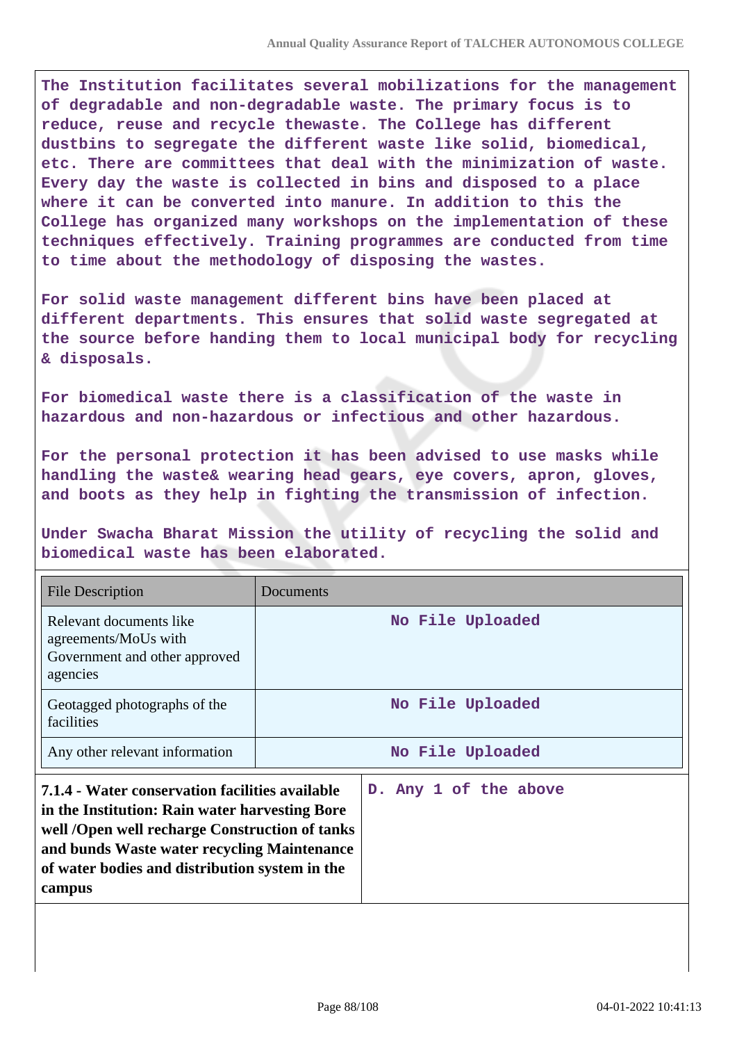The Institution facilitates several mobilizations for the management of degradable and non-degradable waste. The primary focus is to reduce, reuse and recycle thewaste. The College has different dustbins to segregate the different waste like solid, biomedical, etc. There are committees that deal with the minimization of waste. Every day the waste is collected in bins and disposed to a place where it can be converted into manure. In addition to this the College has organized many workshops on the implementation of these techniques effectively. Training programmes are conducted from time to time about the methodology of disposing the wastes.

For solid waste management different bins have been placed at different departments. This ensures that solid waste segregated at the source before handing them to local municipal body for recycling & disposals.

For biomedical waste there is a classification of the waste in hazardous and non-hazardous or infectious and other hazardous.

For the personal protection it has been advised to use masks while handling the waste& wearing head gears, eye covers, apron, gloves, and boots as they help in fighting the transmission of infection.

Under Swacha Bharat Mission the utility of recycling the solid and biomedical waste has been elaborated.

| File Description | Documents |
|---|---|
| Relevant documents like agreements/MoUs with Government and other approved agencies | No File Uploaded |
| Geotagged photographs of the facilities | No File Uploaded |
| Any other relevant information | No File Uploaded |

| **7.1.4 - Water conservation facilities available in the Institution: Rain water harvesting Bore well /Open well recharge Construction of tanks and bunds Waste water recycling Maintenance of water bodies and distribution system in the campus** | D. Any 1 of the above |
|---|---|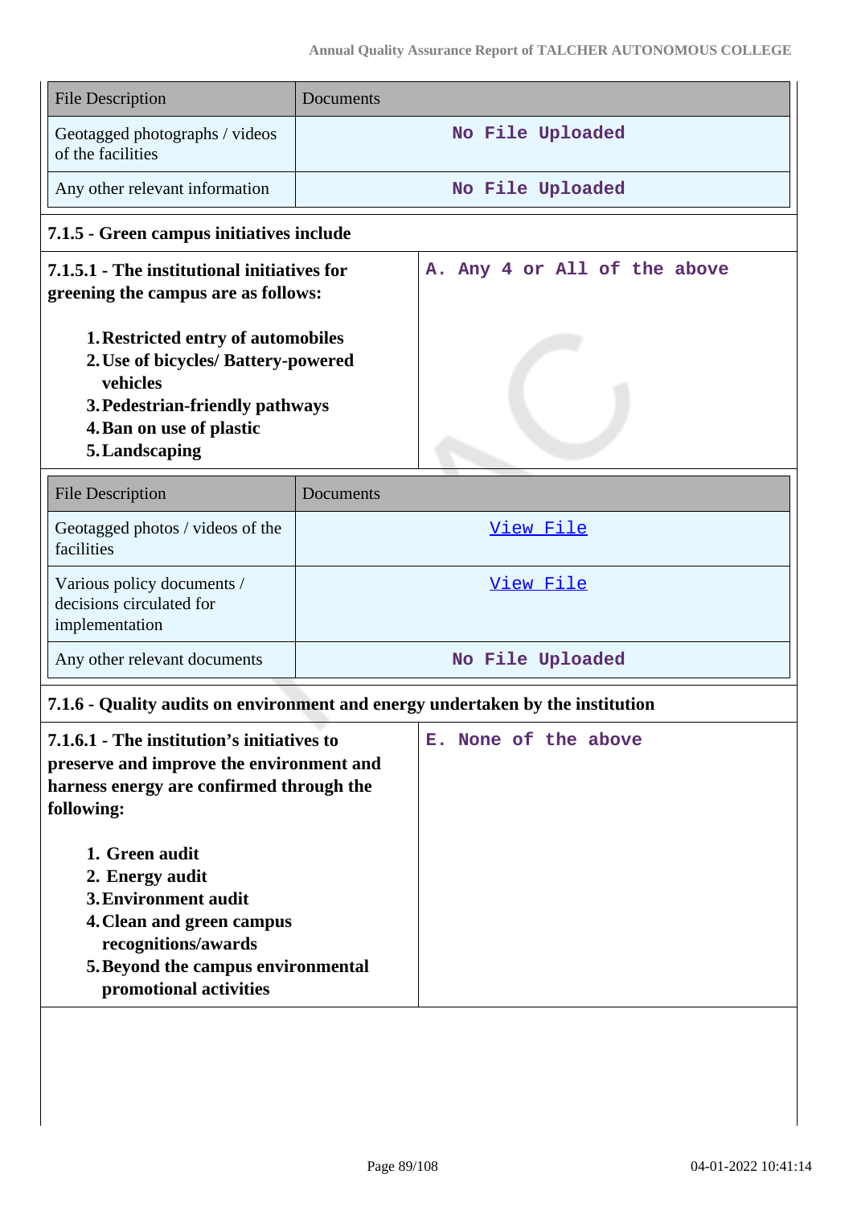| File Description | Documents |
|---|---|
| Geotagged photographs / videos of the facilities | No File Uploaded |
| Any other relevant information | No File Uploaded |

**7.1.5 - Green campus initiatives include**

| **7.1.5.1 - The institutional initiatives for greening the campus are as follows:**<br><br>1. **Restricted entry of automobiles**<br>2. **Use of bicycles/ Battery-powered vehicles**<br>3. **Pedestrian-friendly pathways**<br>4. **Ban on use of plastic**<br>5. **Landscaping** | A. Any 4 or All of the above |
|---|---|

| File Description | Documents |
|---|---|
| Geotagged photos / videos of the facilities | View File |
| Various policy documents / decisions circulated for implementation | View File |
| Any other relevant documents | No File Uploaded |

**7.1.6 - Quality audits on environment and energy undertaken by the institution**

| **7.1.6.1 - The institution's initiatives to preserve and improve the environment and harness energy are confirmed through the following:**<br><br>1. **Green audit**<br>2. **Energy audit**<br>3. **Environment audit**<br>4. **Clean and green campus recognitions/awards**<br>5. **Beyond the campus environmental promotional activities** | E. None of the above |
|---|---|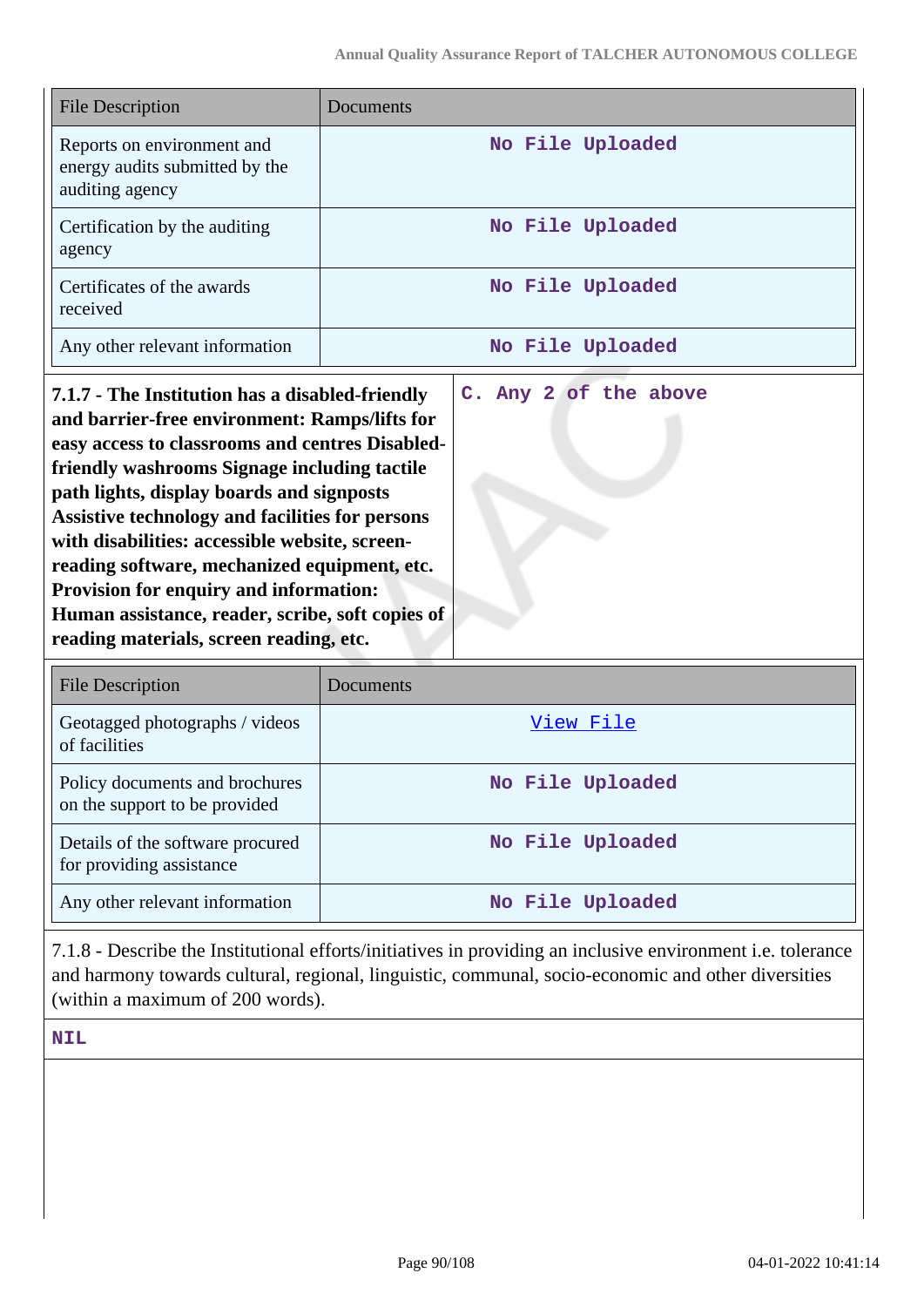| File Description | Documents |
|---|---|
| Reports on environment and energy audits submitted by the auditing agency | No File Uploaded |
| Certification by the auditing agency | No File Uploaded |
| Certificates of the awards received | No File Uploaded |
| Any other relevant information | No File Uploaded |

| **7.1.7 - The Institution has a disabled-friendly and barrier-free environment: Ramps/lifts for easy access to classrooms and centres Disabled-friendly washrooms Signage including tactile path lights, display boards and signposts Assistive technology and facilities for persons with disabilities: accessible website, screen-reading software, mechanized equipment, etc. Provision for enquiry and information: Human assistance, reader, scribe, soft copies of reading materials, screen reading, etc.** | C. Any 2 of the above |
|---|---|

| File Description | Documents |
|---|---|
| Geotagged photographs / videos of facilities | View File |
| Policy documents and brochures on the support to be provided | No File Uploaded |
| Details of the software procured for providing assistance | No File Uploaded |
| Any other relevant information | No File Uploaded |

7.1.8 - Describe the Institutional efforts/initiatives in providing an inclusive environment i.e. tolerance and harmony towards cultural, regional, linguistic, communal, socio-economic and other diversities (within a maximum of 200 words).

NIL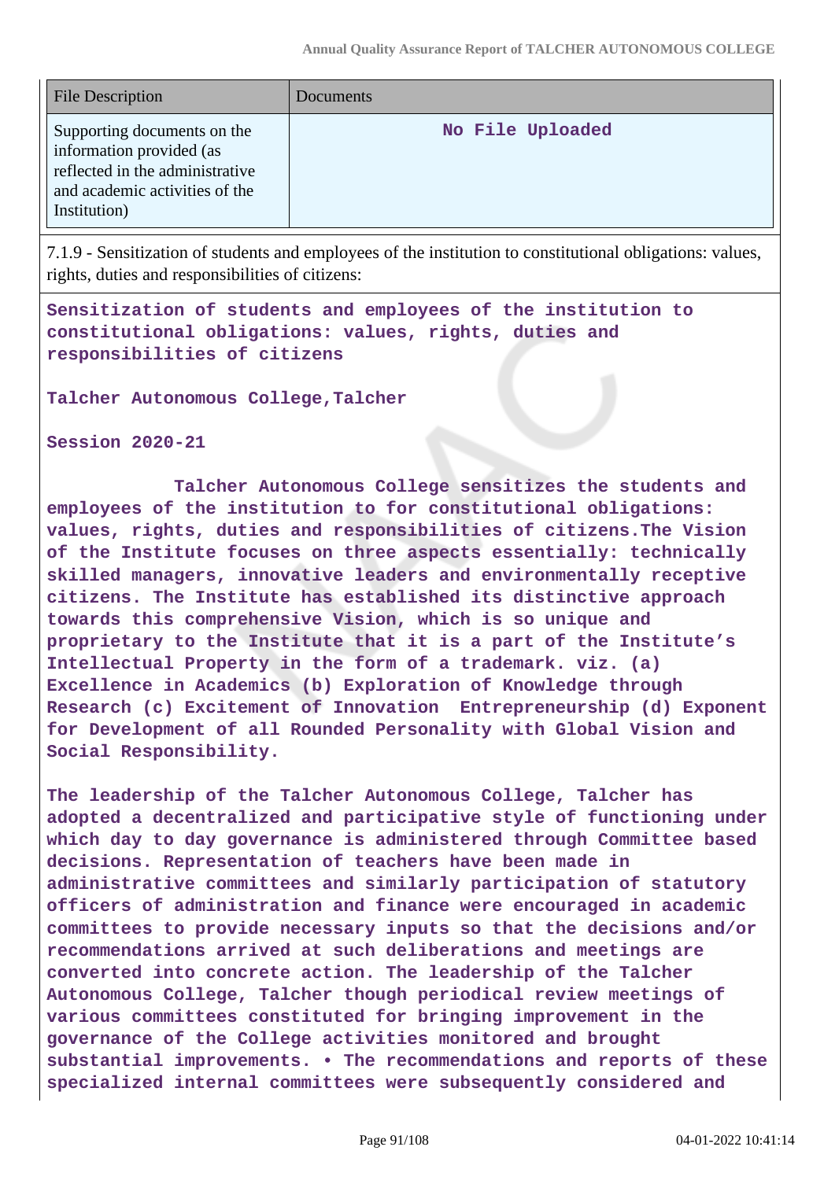| File Description | Documents |
| --- | --- |
| Supporting documents on the information provided (as reflected in the administrative and academic activities of the Institution) | No File Uploaded |

7.1.9 - Sensitization of students and employees of the institution to constitutional obligations: values, rights, duties and responsibilities of citizens:

**Sensitization of students and employees of the institution to constitutional obligations: values, rights, duties and responsibilities of citizens**

**Talcher Autonomous College,Talcher**

**Session 2020-21**

Talcher Autonomous College sensitizes the students and employees of the institution to for constitutional obligations: values, rights, duties and responsibilities of citizens.The Vision of the Institute focuses on three aspects essentially: technically skilled managers, innovative leaders and environmentally receptive citizens. The Institute has established its distinctive approach towards this comprehensive Vision, which is so unique and proprietary to the Institute that it is a part of the Institute's Intellectual Property in the form of a trademark. viz. (a) Excellence in Academics (b) Exploration of Knowledge through Research (c) Excitement of Innovation Entrepreneurship (d) Exponent for Development of all Rounded Personality with Global Vision and Social Responsibility.

The leadership of the Talcher Autonomous College, Talcher has adopted a decentralized and participative style of functioning under which day to day governance is administered through Committee based decisions. Representation of teachers have been made in administrative committees and similarly participation of statutory officers of administration and finance were encouraged in academic committees to provide necessary inputs so that the decisions and/or recommendations arrived at such deliberations and meetings are converted into concrete action. The leadership of the Talcher Autonomous College, Talcher though periodical review meetings of various committees constituted for bringing improvement in the governance of the College activities monitored and brought substantial improvements. • The recommendations and reports of these specialized internal committees were subsequently considered and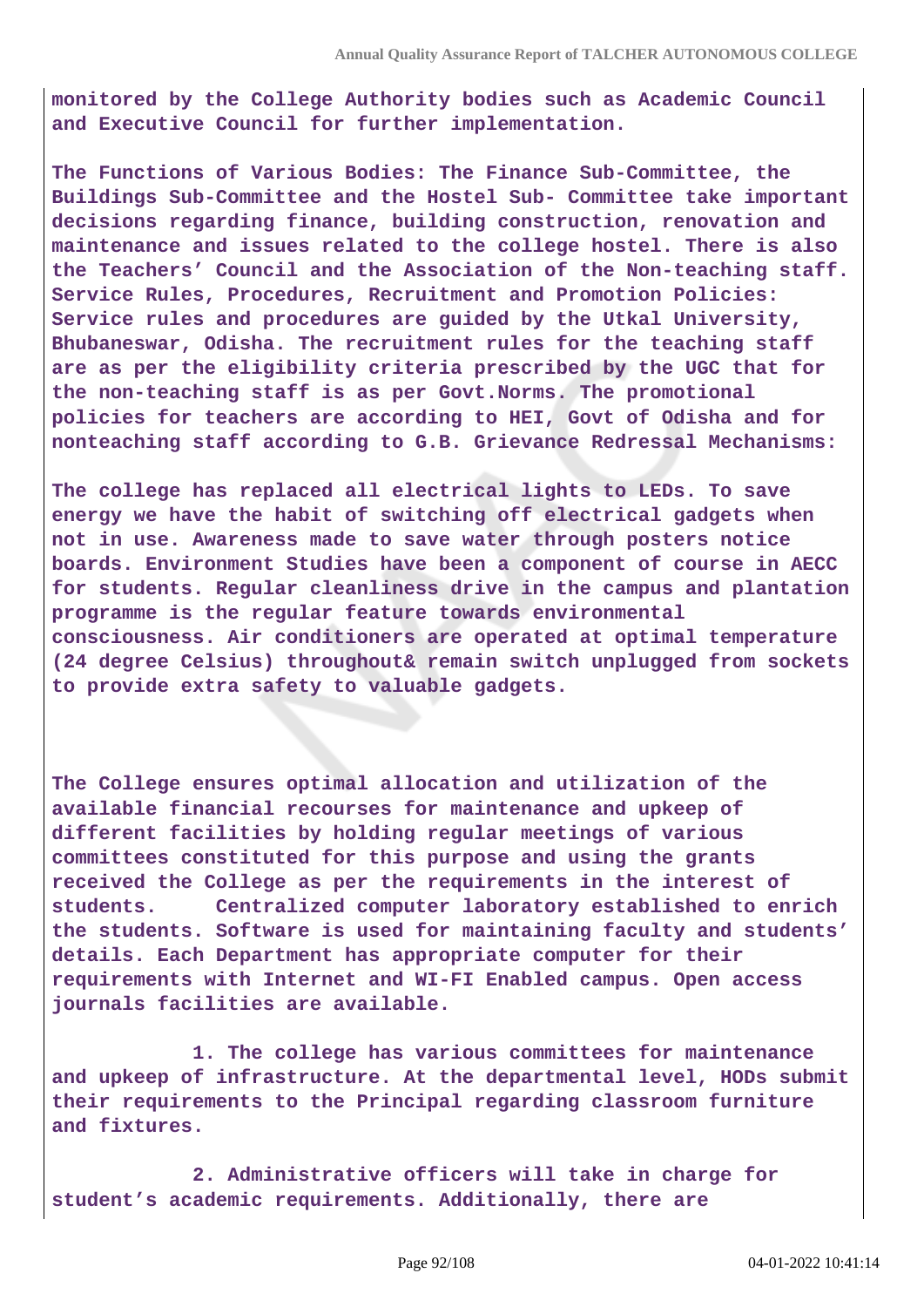monitored by the College Authority bodies such as Academic Council and Executive Council for further implementation.

The Functions of Various Bodies: The Finance Sub-Committee, the Buildings Sub-Committee and the Hostel Sub- Committee take important decisions regarding finance, building construction, renovation and maintenance and issues related to the college hostel. There is also the Teachers' Council and the Association of the Non-teaching staff. Service Rules, Procedures, Recruitment and Promotion Policies: Service rules and procedures are guided by the Utkal University, Bhubaneswar, Odisha. The recruitment rules for the teaching staff are as per the eligibility criteria prescribed by the UGC that for the non-teaching staff is as per Govt.Norms. The promotional policies for teachers are according to HEI, Govt of Odisha and for nonteaching staff according to G.B. Grievance Redressal Mechanisms:

The college has replaced all electrical lights to LEDs. To save energy we have the habit of switching off electrical gadgets when not in use. Awareness made to save water through posters notice boards. Environment Studies have been a component of course in AECC for students. Regular cleanliness drive in the campus and plantation programme is the regular feature towards environmental consciousness. Air conditioners are operated at optimal temperature (24 degree Celsius) throughout& remain switch unplugged from sockets to provide extra safety to valuable gadgets.

The College ensures optimal allocation and utilization of the available financial recourses for maintenance and upkeep of different facilities by holding regular meetings of various committees constituted for this purpose and using the grants received the College as per the requirements in the interest of students. Centralized computer laboratory established to enrich the students. Software is used for maintaining faculty and students' details. Each Department has appropriate computer for their requirements with Internet and WI-FI Enabled campus. Open access journals facilities are available.

1. The college has various committees for maintenance and upkeep of infrastructure. At the departmental level, HODs submit their requirements to the Principal regarding classroom furniture and fixtures.

2. Administrative officers will take in charge for student's academic requirements. Additionally, there are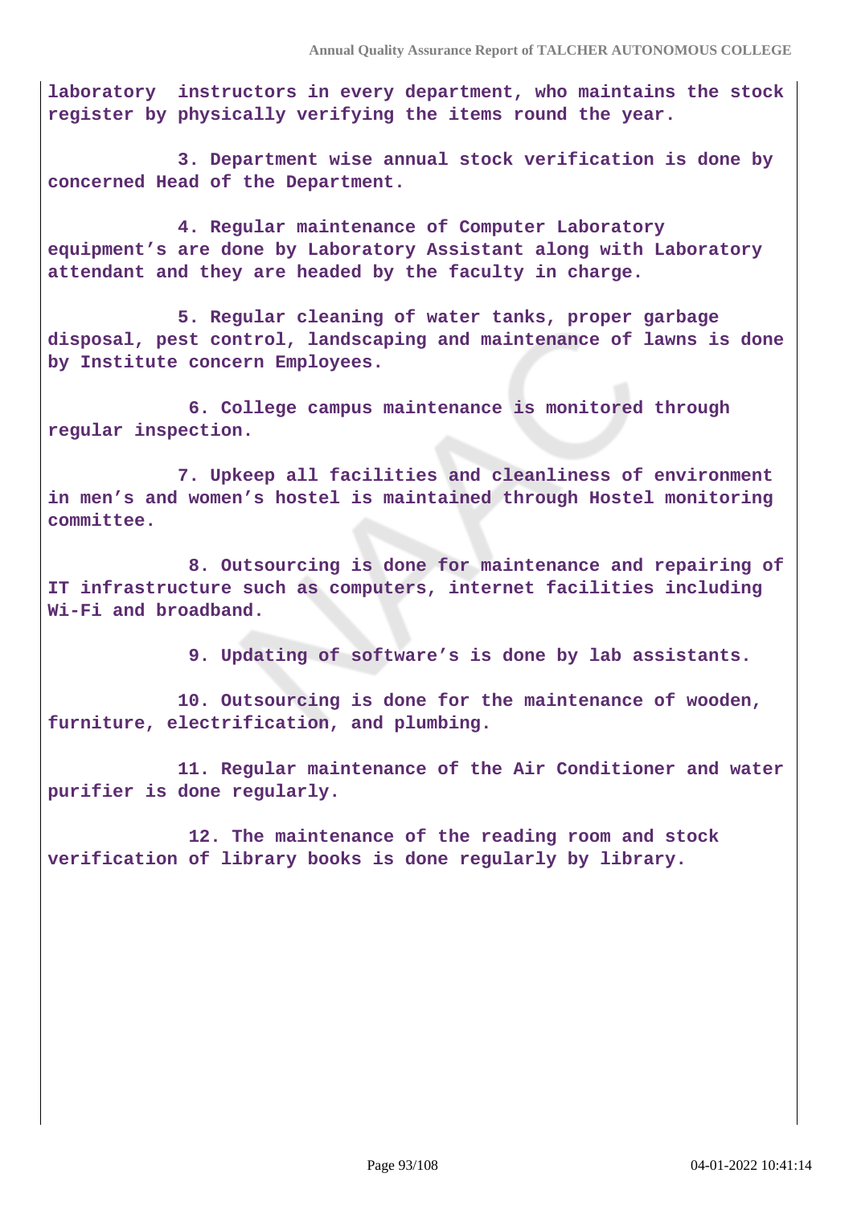**laboratory instructors in every department, who maintains the stock register by physically verifying the items round the year.**

**3. Department wise annual stock verification is done by concerned Head of the Department.**

**4. Regular maintenance of Computer Laboratory equipment's are done by Laboratory Assistant along with Laboratory attendant and they are headed by the faculty in charge.**

**5. Regular cleaning of water tanks, proper garbage disposal, pest control, landscaping and maintenance of lawns is done by Institute concern Employees.**

**6. College campus maintenance is monitored through regular inspection.**

**7. Upkeep all facilities and cleanliness of environment in men's and women's hostel is maintained through Hostel monitoring committee.**

**8. Outsourcing is done for maintenance and repairing of IT infrastructure such as computers, internet facilities including Wi-Fi and broadband.**

**9. Updating of software's is done by lab assistants.**

**10. Outsourcing is done for the maintenance of wooden, furniture, electrification, and plumbing.**

**11. Regular maintenance of the Air Conditioner and water purifier is done regularly.**

**12. The maintenance of the reading room and stock verification of library books is done regularly by library.**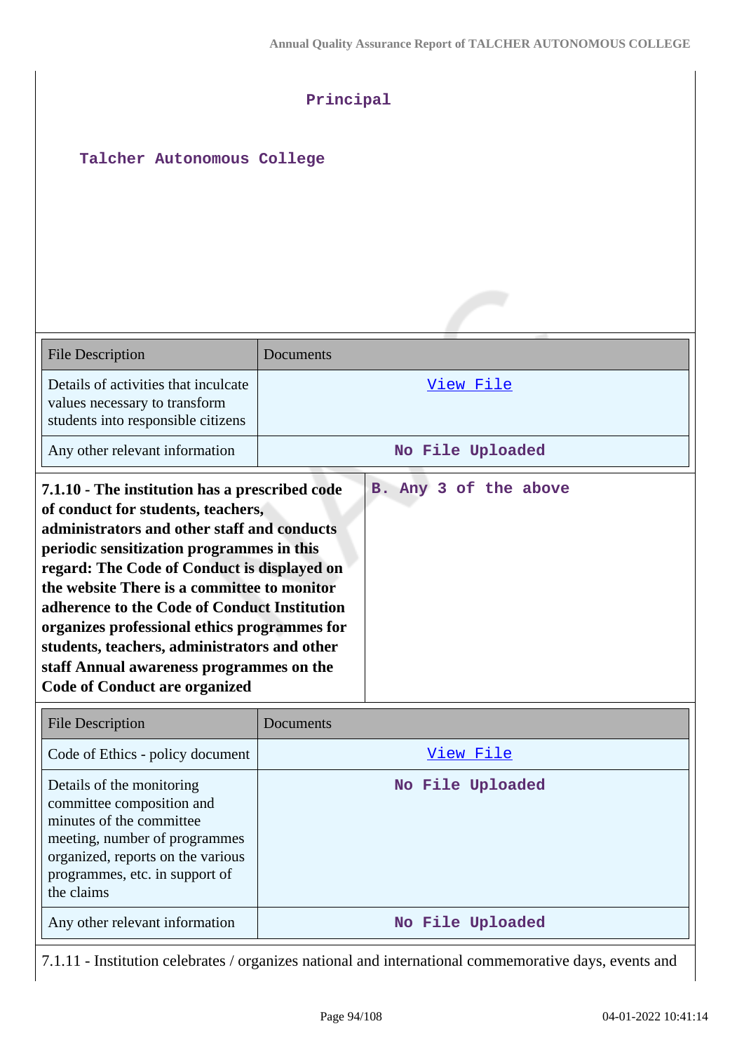Principal

Talcher Autonomous College

| File Description | Documents |
| --- | --- |
| Details of activities that inculcate values necessary to transform students into responsible citizens | View File |
| Any other relevant information | No File Uploaded |

| **7.1.10 - The institution has a prescribed code of conduct for students, teachers, administrators and other staff and conducts periodic sensitization programmes in this regard: The Code of Conduct is displayed on the website There is a committee to monitor adherence to the Code of Conduct Institution organizes professional ethics programmes for students, teachers, administrators and other staff Annual awareness programmes on the Code of Conduct are organized** | B. Any 3 of the above |
| --- | --- |

| File Description | Documents |
| --- | --- |
| Code of Ethics - policy document | View File |
| Details of the monitoring committee composition and minutes of the committee meeting, number of programmes organized, reports on the various programmes, etc. in support of the claims | No File Uploaded |
| Any other relevant information | No File Uploaded |

7.1.11 - Institution celebrates / organizes national and international commemorative days, events and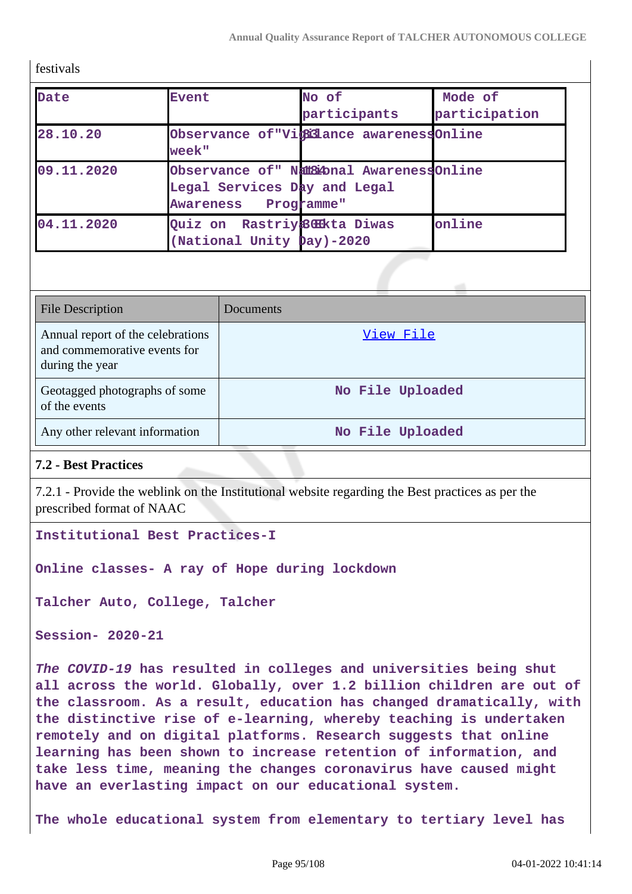festivals

| Date | Event | No of participants | Mode of participation |
|---|---|---|---|
| 28.10.20 | Observance of"Vigilance awareness week" | 83 | Online |
| 09.11.2020 | Observance of" National Awareness Legal Services Day and Legal Awareness Programme" | 184 | Online |
| 04.11.2020 | Quiz on Rastriya Ekta Diwas (National Unity Day)-2020 | 300 | online |

| File Description | Documents |
|---|---|
| Annual report of the celebrations and commemorative events for during the year | View File |
| Geotagged photographs of some of the events | No File Uploaded |
| Any other relevant information | No File Uploaded |

**7.2 - Best Practices**

7.2.1 - Provide the weblink on the Institutional website regarding the Best practices as per the prescribed format of NAAC

**Institutional Best Practices-I**

**Online classes- A ray of Hope during lockdown**

**Talcher Auto, College, Talcher**

**Session- 2020-21**

***The COVID-19*** **has resulted in colleges and universities being shut all across the world. Globally, over 1.2 billion children are out of the classroom. As a result, education has changed dramatically, with the distinctive rise of e-learning, whereby teaching is undertaken remotely and on digital platforms. Research suggests that online learning has been shown to increase retention of information, and take less time, meaning the changes coronavirus have caused might have an everlasting impact on our educational system.**

**The whole educational system from elementary to tertiary level has**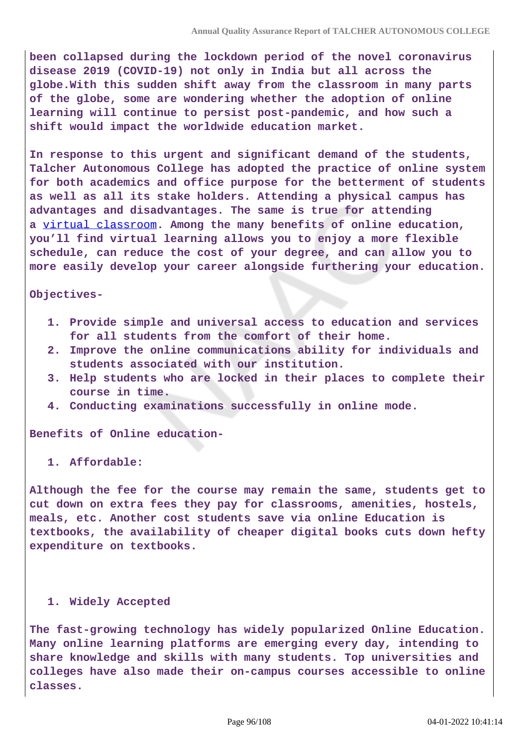been collapsed during the lockdown period of the novel coronavirus disease 2019 (COVID-19) not only in India but all across the globe.With this sudden shift away from the classroom in many parts of the globe, some are wondering whether the adoption of online learning will continue to persist post-pandemic, and how such a shift would impact the worldwide education market.

In response to this urgent and significant demand of the students, Talcher Autonomous College has adopted the practice of online system for both academics and office purpose for the betterment of students as well as all its stake holders. Attending a physical campus has advantages and disadvantages. The same is true for attending a virtual classroom. Among the many benefits of online education, you'll find virtual learning allows you to enjoy a more flexible schedule, can reduce the cost of your degree, and can allow you to more easily develop your career alongside furthering your education.

Objectives-

1. Provide simple and universal access to education and services for all students from the comfort of their home.
2. Improve the online communications ability for individuals and students associated with our institution.
3. Help students who are locked in their places to complete their course in time.
4. Conducting examinations successfully in online mode.

Benefits of Online education-

1. Affordable:

Although the fee for the course may remain the same, students get to cut down on extra fees they pay for classrooms, amenities, hostels, meals, etc. Another cost students save via online Education is textbooks, the availability of cheaper digital books cuts down hefty expenditure on textbooks.

1. Widely Accepted

The fast-growing technology has widely popularized Online Education. Many online learning platforms are emerging every day, intending to share knowledge and skills with many students. Top universities and colleges have also made their on-campus courses accessible to online classes.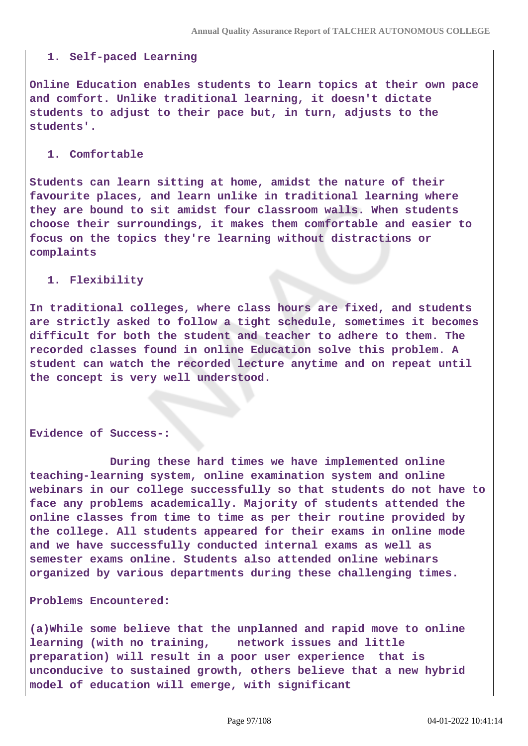1. Self-paced Learning

Online Education enables students to learn topics at their own pace and comfort. Unlike traditional learning, it doesn't dictate students to adjust to their pace but, in turn, adjusts to the students'.

1. Comfortable

Students can learn sitting at home, amidst the nature of their favourite places, and learn unlike in traditional learning where they are bound to sit amidst four classroom walls. When students choose their surroundings, it makes them comfortable and easier to focus on the topics they're learning without distractions or complaints

1. Flexibility

In traditional colleges, where class hours are fixed, and students are strictly asked to follow a tight schedule, sometimes it becomes difficult for both the student and teacher to adhere to them. The recorded classes found in online Education solve this problem. A student can watch the recorded lecture anytime and on repeat until the concept is very well understood.

Evidence of Success-:

During these hard times we have implemented online teaching-learning system, online examination system and online webinars in our college successfully so that students do not have to face any problems academically. Majority of students attended the online classes from time to time as per their routine provided by the college. All students appeared for their exams in online mode and we have successfully conducted internal exams as well as semester exams online. Students also attended online webinars organized by various departments during these challenging times.

Problems Encountered:

(a)While some believe that the unplanned and rapid move to online learning (with no training, network issues and little preparation) will result in a poor user experience that is unconducive to sustained growth, others believe that a new hybrid model of education will emerge, with significant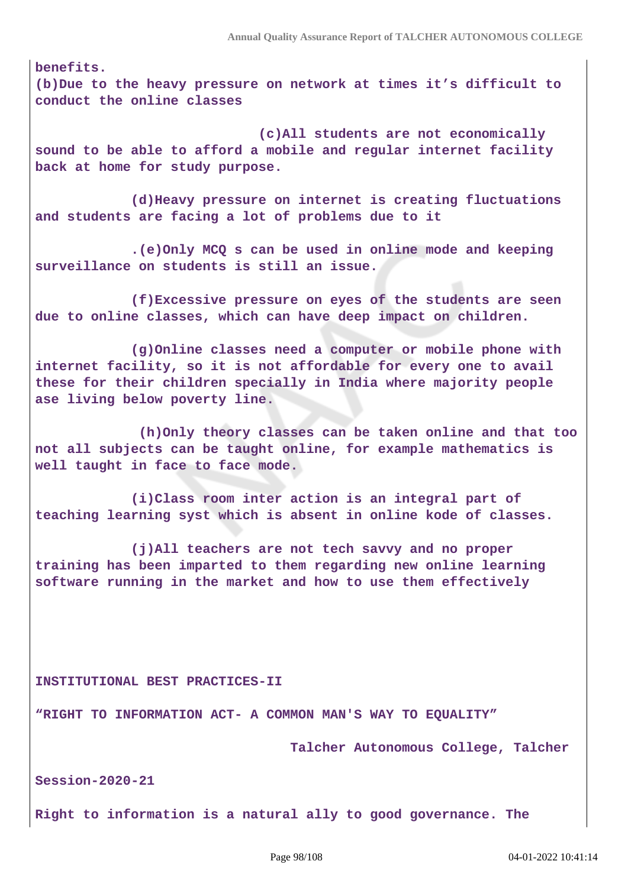**benefits.**

**(b)Due to the heavy pressure on network at times it's difficult to conduct the online classes**

**(c)All students are not economically sound to be able to afford a mobile and regular internet facility back at home for study purpose.**

**(d)Heavy pressure on internet is creating fluctuations and students are facing a lot of problems due to it**

**.(e)Only MCQ s can be used in online mode and keeping surveillance on students is still an issue.**

**(f)Excessive pressure on eyes of the students are seen due to online classes, which can have deep impact on children.**

**(g)Online classes need a computer or mobile phone with internet facility, so it is not affordable for every one to avail these for their children specially in India where majority people ase living below poverty line.**

**(h)Only theory classes can be taken online and that too not all subjects can be taught online, for example mathematics is well taught in face to face mode.**

**(i)Class room inter action is an integral part of teaching learning syst which is absent in online kode of classes.**

**(j)All teachers are not tech savvy and no proper training has been imparted to them regarding new online learning software running in the market and how to use them effectively**

**INSTITUTIONAL BEST PRACTICES-II**

**"RIGHT TO INFORMATION ACT- A COMMON MAN'S WAY TO EQUALITY"**

**Talcher Autonomous College, Talcher**

**Session-2020-21**

**Right to information is a natural ally to good governance. The**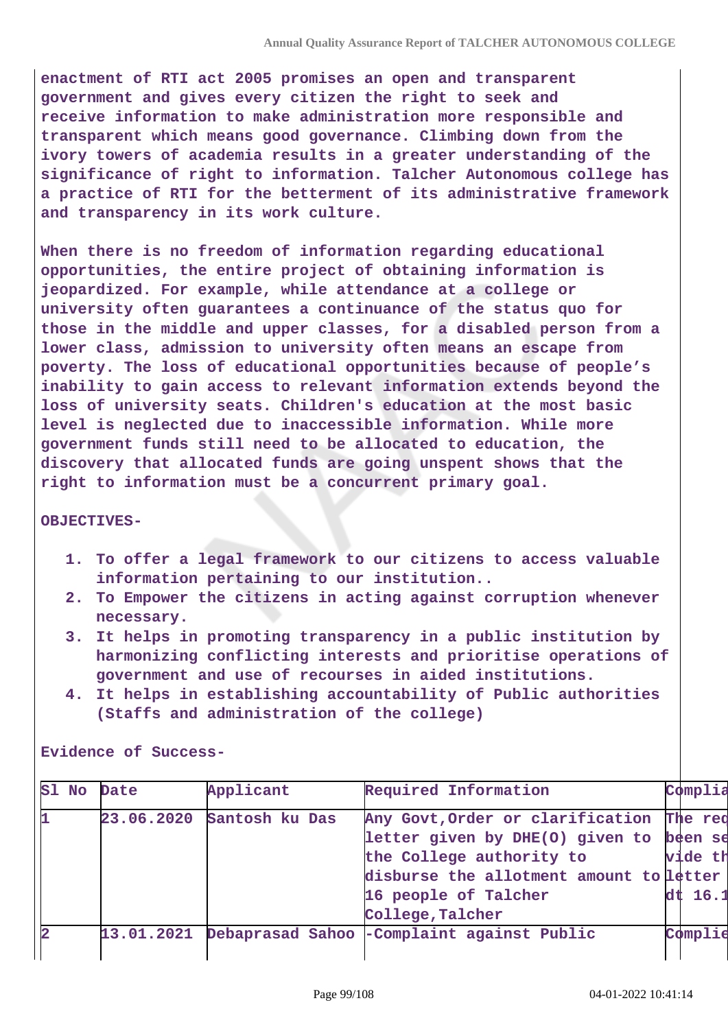**enactment of RTI act 2005 promises an open and transparent government and gives every citizen the right to seek and receive information to make administration more responsible and transparent which means good governance. Climbing down from the ivory towers of academia results in a greater understanding of the significance of right to information. Talcher Autonomous college has a practice of RTI for the betterment of its administrative framework and transparency in its work culture.**

**When there is no freedom of information regarding educational opportunities, the entire project of obtaining information is jeopardized. For example, while attendance at a college or university often guarantees a continuance of the status quo for those in the middle and upper classes, for a disabled person from a lower class, admission to university often means an escape from poverty. The loss of educational opportunities because of people's inability to gain access to relevant information extends beyond the loss of university seats. Children's education at the most basic level is neglected due to inaccessible information. While more government funds still need to be allocated to education, the discovery that allocated funds are going unspent shows that the right to information must be a concurrent primary goal.**

**OBJECTIVES-**

1. **To offer a legal framework to our citizens to access valuable information pertaining to our institution..**
2. **To Empower the citizens in acting against corruption whenever necessary.**
3. **It helps in promoting transparency in a public institution by harmonizing conflicting interests and prioritise operations of government and use of recourses in aided institutions.**
4. **It helps in establishing accountability of Public authorities (Staffs and administration of the college)**

**Evidence of Success-**

| Sl No | Date | Applicant | Required Information | Complia |
|---|---|---|---|---|
| 1 | 23.06.2020 | Santosh ku Das | Any Govt,Order or clarification letter given by DHE(O) given to the College authority to disburse the allotment amount to 16 people of Talcher College,Talcher | The req been se vide th letter dt 16.1 |
| 2 | 13.01.2021 | Debaprasad Sahoo | -Complaint against Public | Complie |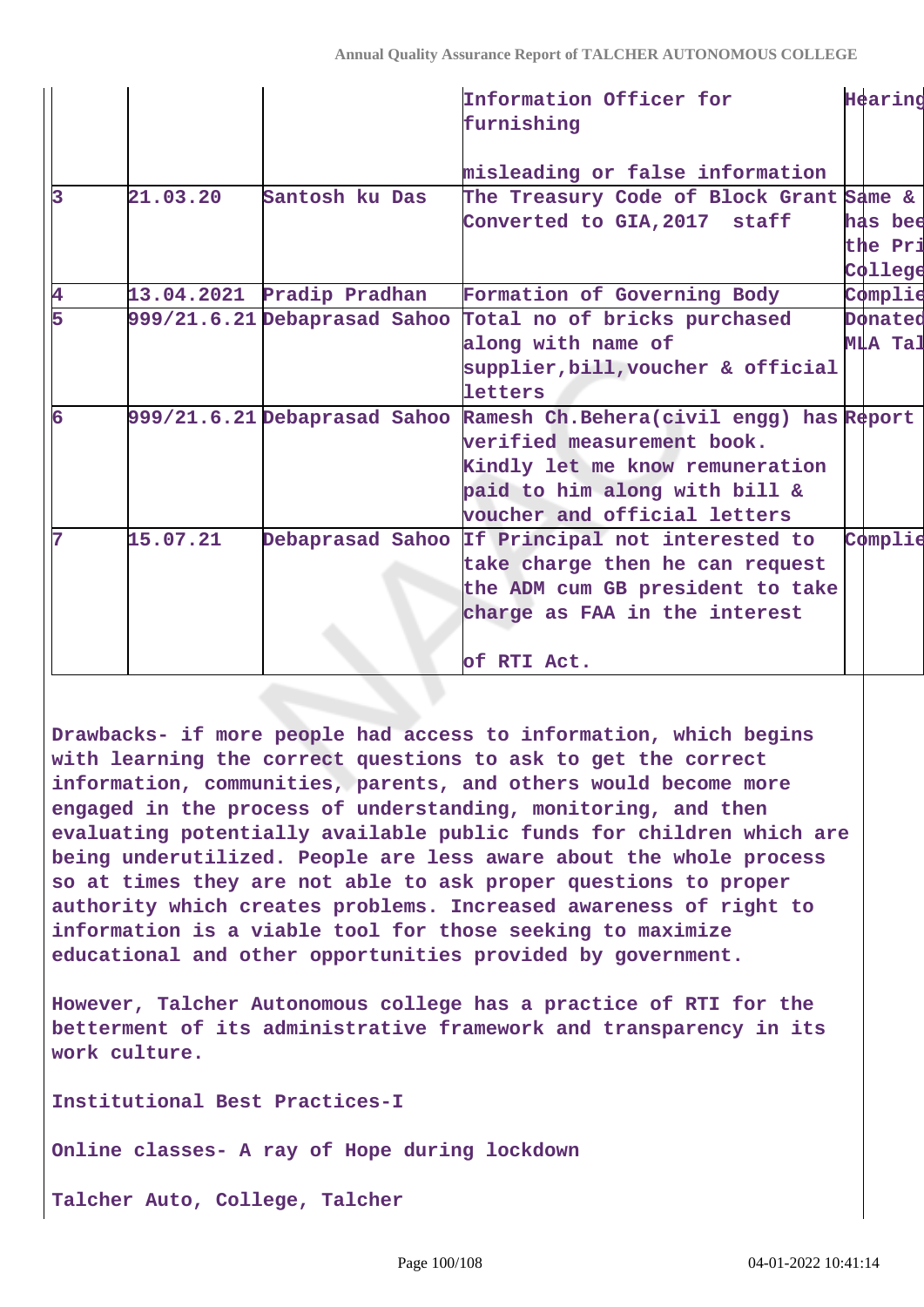| | | | | |
|---|---|---|---|---|
| | | | Information Officer for furnishing<br><br>misleading or false information | Hearing |
| 3 | 21.03.20 | Santosh ku Das | The Treasury Code of Block Grant Converted to GIA,2017 staff | Same & has bee the Pri College |
| 4 | 13.04.2021 | Pradip Pradhan | Formation of Governing Body | Complie |
| 5 | 999/21.6.21 | Debaprasad Sahoo | Total no of bricks purchased along with name of supplier,bill,voucher & official letters | Donated MLA Tal |
| 6 | 999/21.6.21 | Debaprasad Sahoo | Ramesh Ch.Behera(civil engg) has verified measurement book. Kindly let me know remuneration paid to him along with bill & voucher and official letters | Report |
| 7 | 15.07.21 | Debaprasad Sahoo | If Principal not interested to take charge then he can request the ADM cum GB president to take charge as FAA in the interest<br><br>of RTI Act. | Complie |

**Drawbacks- if more people had access to information, which begins with learning the correct questions to ask to get the correct information, communities, parents, and others would become more engaged in the process of understanding, monitoring, and then evaluating potentially available public funds for children which are being underutilized. People are less aware about the whole process so at times they are not able to ask proper questions to proper authority which creates problems. Increased awareness of right to information is a viable tool for those seeking to maximize educational and other opportunities provided by government.**

**However, Talcher Autonomous college has a practice of RTI for the betterment of its administrative framework and transparency in its work culture.**

**Institutional Best Practices-I**

**Online classes- A ray of Hope during lockdown**

**Talcher Auto, College, Talcher**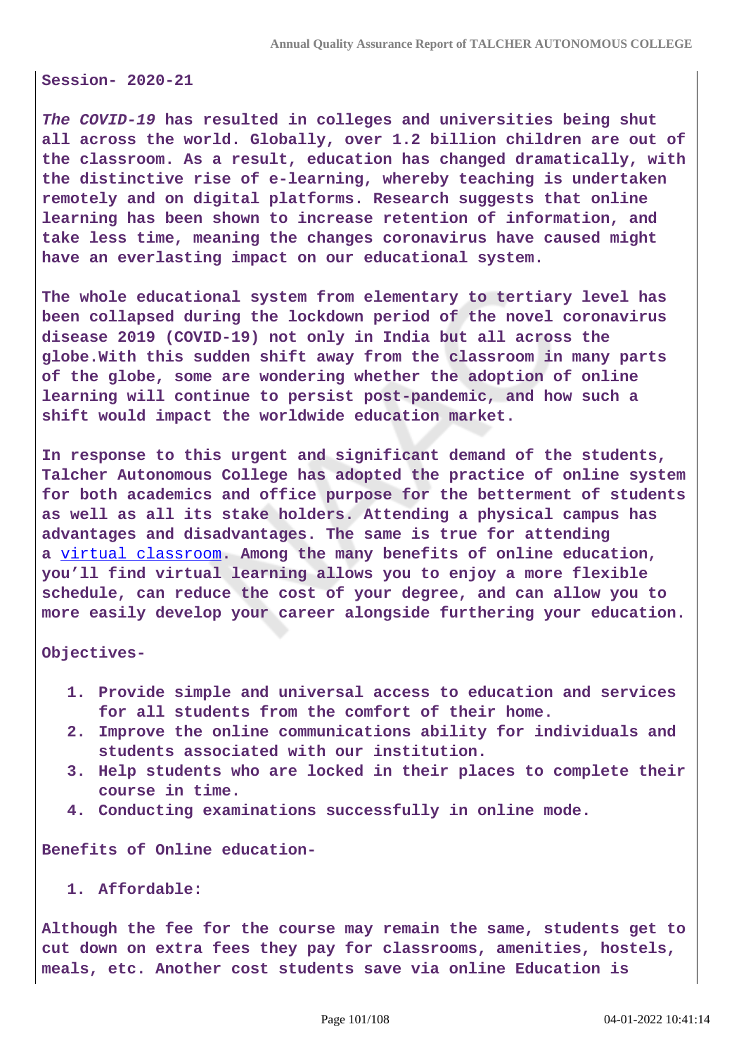**Session- 2020-21**

***The COVID-19*** **has resulted in colleges and universities being shut all across the world. Globally, over 1.2 billion children are out of the classroom. As a result, education has changed dramatically, with the distinctive rise of e-learning, whereby teaching is undertaken remotely and on digital platforms. Research suggests that online learning has been shown to increase retention of information, and take less time, meaning the changes coronavirus have caused might have an everlasting impact on our educational system.**

**The whole educational system from elementary to tertiary level has been collapsed during the lockdown period of the novel coronavirus disease 2019 (COVID-19) not only in India but all across the globe.With this sudden shift away from the classroom in many parts of the globe, some are wondering whether the adoption of online learning will continue to persist post-pandemic, and how such a shift would impact the worldwide education market.**

**In response to this urgent and significant demand of the students, Talcher Autonomous College has adopted the practice of online system for both academics and office purpose for the betterment of students as well as all its stake holders. Attending a physical campus has advantages and disadvantages. The same is true for attending a virtual classroom. Among the many benefits of online education, you'll find virtual learning allows you to enjoy a more flexible schedule, can reduce the cost of your degree, and can allow you to more easily develop your career alongside furthering your education.**

**Objectives-**

1. **Provide simple and universal access to education and services for all students from the comfort of their home.**
2. **Improve the online communications ability for individuals and students associated with our institution.**
3. **Help students who are locked in their places to complete their course in time.**
4. **Conducting examinations successfully in online mode.**

**Benefits of Online education-**

1. **Affordable:**

**Although the fee for the course may remain the same, students get to cut down on extra fees they pay for classrooms, amenities, hostels, meals, etc. Another cost students save via online Education is**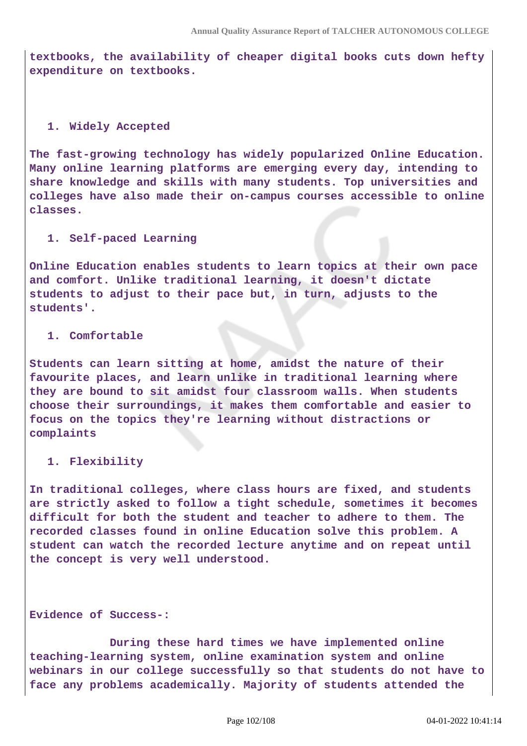textbooks, the availability of cheaper digital books cuts down hefty expenditure on textbooks.

1. Widely Accepted

The fast-growing technology has widely popularized Online Education. Many online learning platforms are emerging every day, intending to share knowledge and skills with many students. Top universities and colleges have also made their on-campus courses accessible to online classes.

1. Self-paced Learning

Online Education enables students to learn topics at their own pace and comfort. Unlike traditional learning, it doesn't dictate students to adjust to their pace but, in turn, adjusts to the students'.

1. Comfortable

Students can learn sitting at home, amidst the nature of their favourite places, and learn unlike in traditional learning where they are bound to sit amidst four classroom walls. When students choose their surroundings, it makes them comfortable and easier to focus on the topics they're learning without distractions or complaints

1. Flexibility

In traditional colleges, where class hours are fixed, and students are strictly asked to follow a tight schedule, sometimes it becomes difficult for both the student and teacher to adhere to them. The recorded classes found in online Education solve this problem. A student can watch the recorded lecture anytime and on repeat until the concept is very well understood.

Evidence of Success-:

During these hard times we have implemented online teaching-learning system, online examination system and online webinars in our college successfully so that students do not have to face any problems academically. Majority of students attended the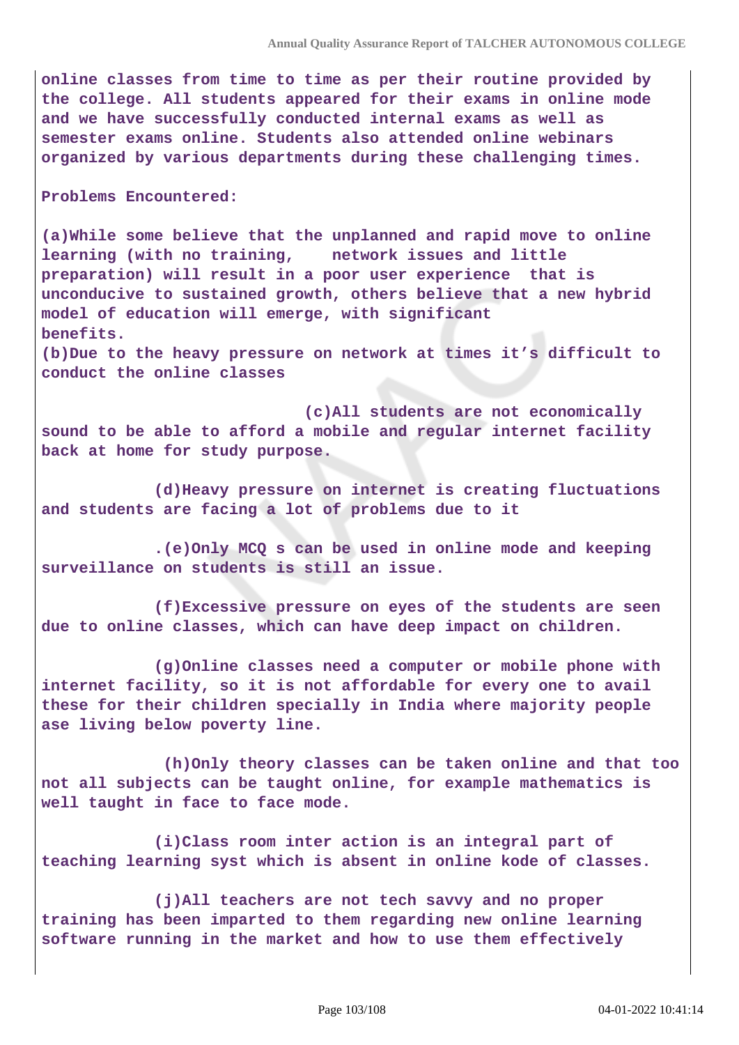**online classes from time to time as per their routine provided by the college. All students appeared for their exams in online mode and we have successfully conducted internal exams as well as semester exams online. Students also attended online webinars organized by various departments during these challenging times.**

**Problems Encountered:**

**(a)While some believe that the unplanned and rapid move to online learning (with no training, network issues and little preparation) will result in a poor user experience that is unconducive to sustained growth, others believe that a new hybrid model of education will emerge, with significant benefits.**

**(b)Due to the heavy pressure on network at times it's difficult to conduct the online classes**

**(c)All students are not economically sound to be able to afford a mobile and regular internet facility back at home for study purpose.**

**(d)Heavy pressure on internet is creating fluctuations and students are facing a lot of problems due to it**

**.(e)Only MCQ s can be used in online mode and keeping surveillance on students is still an issue.**

**(f)Excessive pressure on eyes of the students are seen due to online classes, which can have deep impact on children.**

**(g)Online classes need a computer or mobile phone with internet facility, so it is not affordable for every one to avail these for their children specially in India where majority people ase living below poverty line.**

**(h)Only theory classes can be taken online and that too not all subjects can be taught online, for example mathematics is well taught in face to face mode.**

**(i)Class room inter action is an integral part of teaching learning syst which is absent in online kode of classes.**

**(j)All teachers are not tech savvy and no proper training has been imparted to them regarding new online learning software running in the market and how to use them effectively**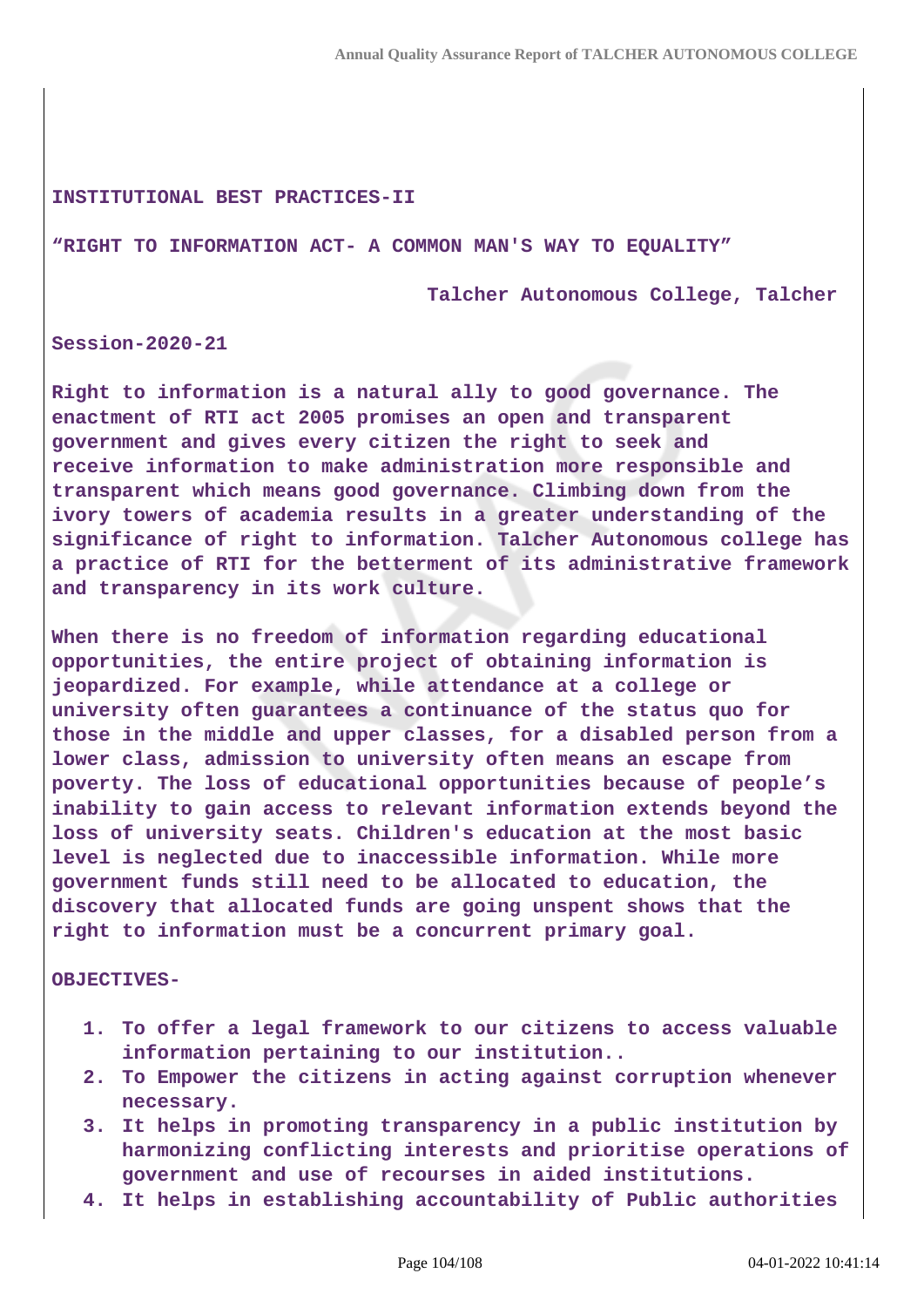**INSTITUTIONAL BEST PRACTICES-II**

**"RIGHT TO INFORMATION ACT- A COMMON MAN'S WAY TO EQUALITY"**

**Talcher Autonomous College, Talcher**

**Session-2020-21**

**Right to information is a natural ally to good governance. The enactment of RTI act 2005 promises an open and transparent government and gives every citizen the right to seek and receive information to make administration more responsible and transparent which means good governance. Climbing down from the ivory towers of academia results in a greater understanding of the significance of right to information. Talcher Autonomous college has a practice of RTI for the betterment of its administrative framework and transparency in its work culture.**

**When there is no freedom of information regarding educational opportunities, the entire project of obtaining information is jeopardized. For example, while attendance at a college or university often guarantees a continuance of the status quo for those in the middle and upper classes, for a disabled person from a lower class, admission to university often means an escape from poverty. The loss of educational opportunities because of people's inability to gain access to relevant information extends beyond the loss of university seats. Children's education at the most basic level is neglected due to inaccessible information. While more government funds still need to be allocated to education, the discovery that allocated funds are going unspent shows that the right to information must be a concurrent primary goal.**

**OBJECTIVES-**

1. **To offer a legal framework to our citizens to access valuable information pertaining to our institution..**
2. **To Empower the citizens in acting against corruption whenever necessary.**
3. **It helps in promoting transparency in a public institution by harmonizing conflicting interests and prioritise operations of government and use of recourses in aided institutions.**
4. **It helps in establishing accountability of Public authorities**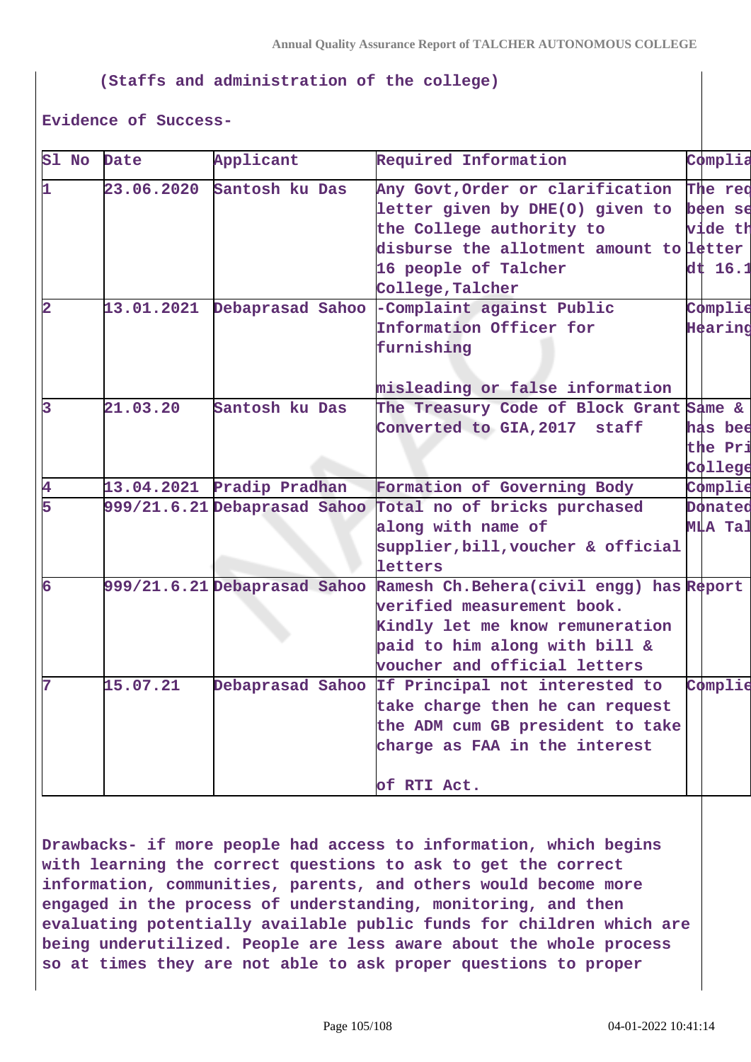(Staffs and administration of the college)

Evidence of Success-

| Sl No | Date | Applicant | Required Information | Complia |
|---|---|---|---|---|
| 1 | 23.06.2020 | Santosh ku Das | Any Govt,Order or clarification letter given by DHE(O) given to the College authority to disburse the allotment amount to 16 people of Talcher College,Talcher | The req been se vide th letter dt 16.1 |
| 2 | 13.01.2021 | Debaprasad Sahoo | -Complaint against Public Information Officer for furnishing misleading or false information | Complie Hearing |
| 3 | 21.03.20 | Santosh ku Das | The Treasury Code of Block Grant Converted to GIA,2017 staff | Same & has bee the Pri College |
| 4 | 13.04.2021 | Pradip Pradhan | Formation of Governing Body | Complie |
| 5 | 999/21.6.21 | Debaprasad Sahoo | Total no of bricks purchased along with name of supplier,bill,voucher & official letters | Donated MLA Tal |
| 6 | 999/21.6.21 | Debaprasad Sahoo | Ramesh Ch.Behera(civil engg) has verified measurement book. Kindly let me know remuneration paid to him along with bill & voucher and official letters | Report |
| 7 | 15.07.21 | Debaprasad Sahoo | If Principal not interested to take charge then he can request the ADM cum GB president to take charge as FAA in the interest of RTI Act. | Complie |

Drawbacks- if more people had access to information, which begins with learning the correct questions to ask to get the correct information, communities, parents, and others would become more engaged in the process of understanding, monitoring, and then evaluating potentially available public funds for children which are being underutilized. People are less aware about the whole process so at times they are not able to ask proper questions to proper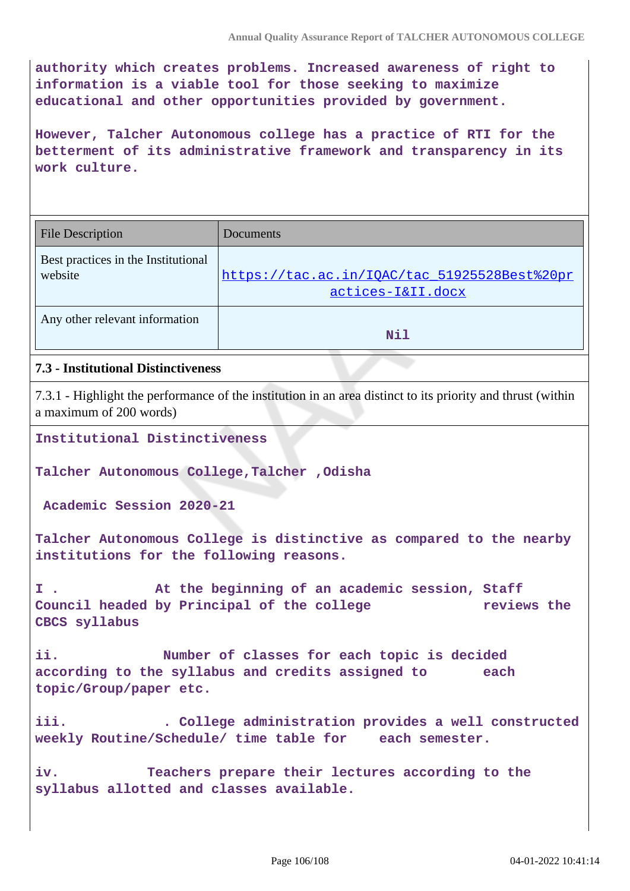authority which creates problems. Increased awareness of right to information is a viable tool for those seeking to maximize educational and other opportunities provided by government.

However, Talcher Autonomous college has a practice of RTI for the betterment of its administrative framework and transparency in its work culture.

| File Description | Documents |
|---|---|
| Best practices in the Institutional website | https://tac.ac.in/IQAC/tac_51925528Best%20practices-I&II.docx |
| Any other relevant information | Nil |

**7.3 - Institutional Distinctiveness**

7.3.1 - Highlight the performance of the institution in an area distinct to its priority and thrust (within a maximum of 200 words)

Institutional Distinctiveness

Talcher Autonomous College,Talcher ,Odisha

Academic Session 2020-21

Talcher Autonomous College is distinctive as compared to the nearby institutions for the following reasons.

I . At the beginning of an academic session, Staff Council headed by Principal of the college reviews the CBCS syllabus

ii. Number of classes for each topic is decided according to the syllabus and credits assigned to each topic/Group/paper etc.

iii. . College administration provides a well constructed weekly Routine/Schedule/ time table for each semester.

iv. Teachers prepare their lectures according to the syllabus allotted and classes available.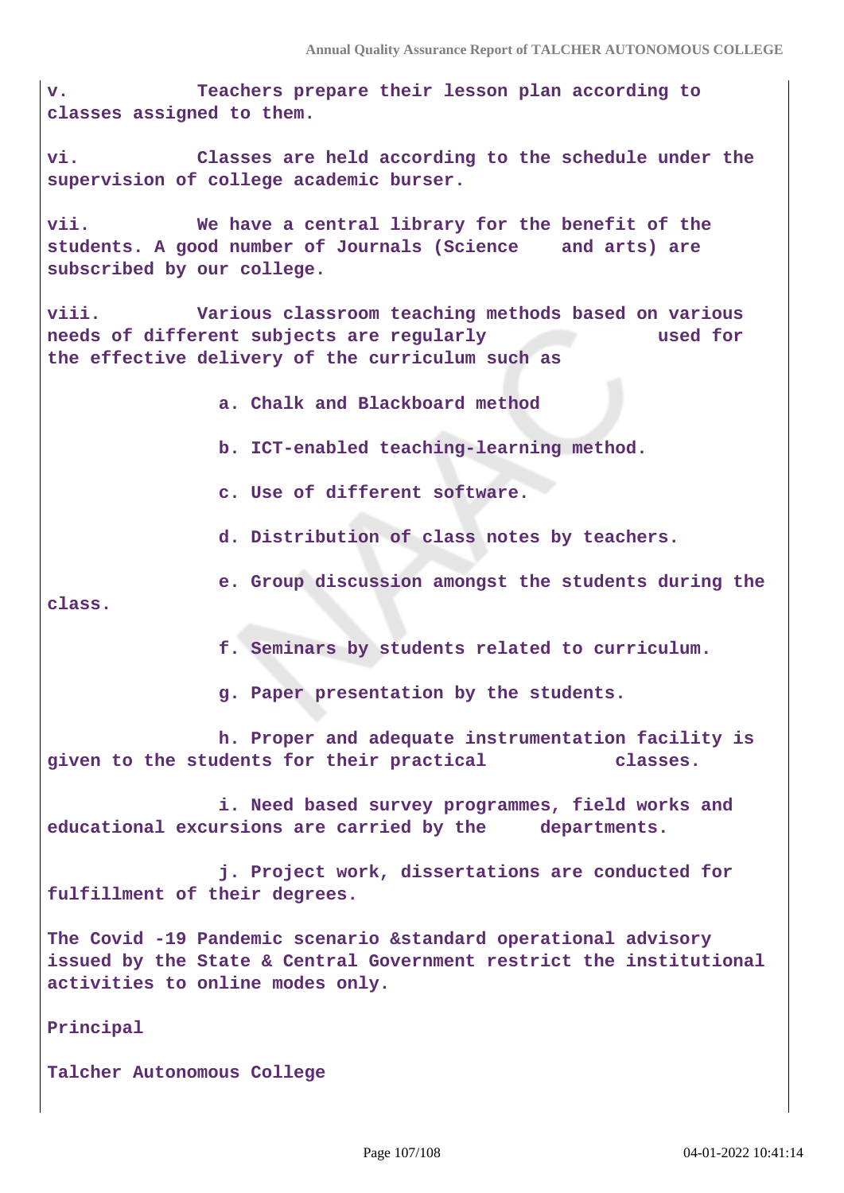v. Teachers prepare their lesson plan according to classes assigned to them.

vi. Classes are held according to the schedule under the supervision of college academic burser.

vii. We have a central library for the benefit of the students. A good number of Journals (Science and arts) are subscribed by our college.

viii. Various classroom teaching methods based on various needs of different subjects are regularly used for the effective delivery of the curriculum such as

a. Chalk and Blackboard method

b. ICT-enabled teaching-learning method.

c. Use of different software.

d. Distribution of class notes by teachers.

e. Group discussion amongst the students during the class.

f. Seminars by students related to curriculum.

g. Paper presentation by the students.

h. Proper and adequate instrumentation facility is given to the students for their practical classes.

i. Need based survey programmes, field works and educational excursions are carried by the departments.

j. Project work, dissertations are conducted for fulfillment of their degrees.

The Covid -19 Pandemic scenario &standard operational advisory issued by the State & Central Government restrict the institutional activities to online modes only.

Principal

Talcher Autonomous College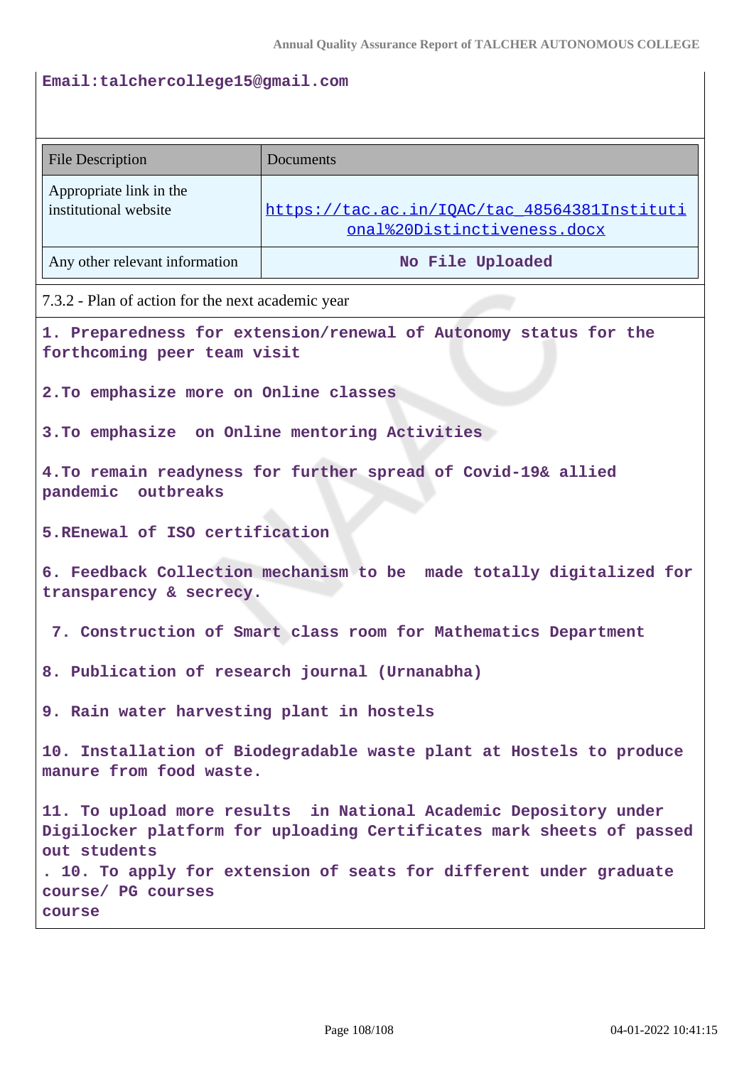Email:talchercollege15@gmail.com

| File Description | Documents |
|---|---|
| Appropriate link in the institutional website | https://tac.ac.in/IQAC/tac_48564381Institutional%20Distinctiveness.docx |
| Any other relevant information | No File Uploaded |

7.3.2 - Plan of action for the next academic year

1. Preparedness for extension/renewal of Autonomy status for the forthcoming peer team visit

2.To emphasize more on Online classes

3.To emphasize on Online mentoring Activities

4.To remain readyness for further spread of Covid-19& allied pandemic outbreaks

5.REnewal of ISO certification

6. Feedback Collection mechanism to be made totally digitalized for transparency & secrecy.

7. Construction of Smart class room for Mathematics Department

8. Publication of research journal (Urnanabha)

9. Rain water harvesting plant in hostels

10. Installation of Biodegradable waste plant at Hostels to produce manure from food waste.

11. To upload more results in National Academic Depository under Digilocker platform for uploading Certificates mark sheets of passed out students
. 10. To apply for extension of seats for different under graduate course/ PG courses
course